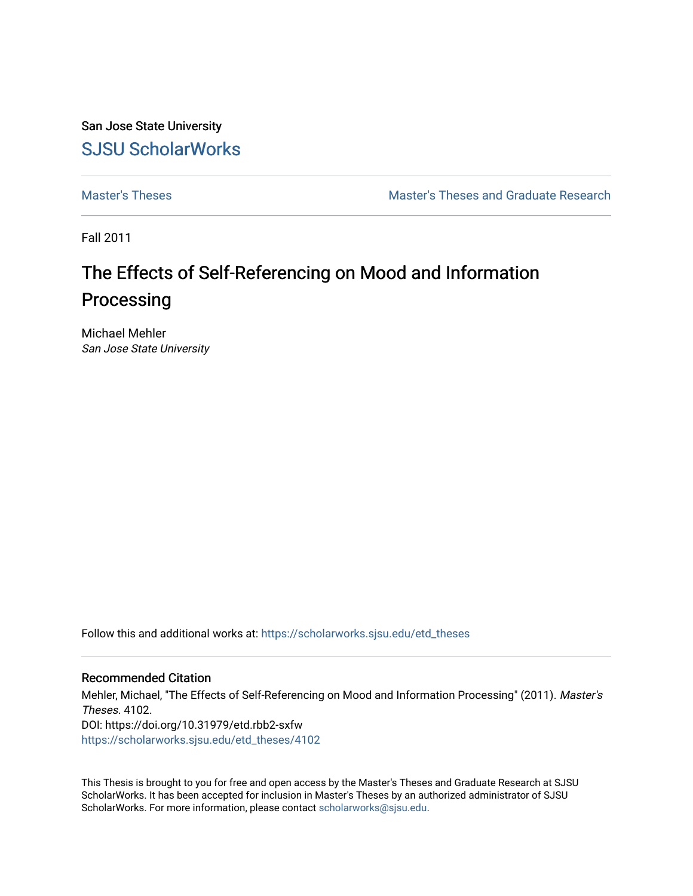San Jose State University

# SJSU ScholarWorks

Master's Theses | Master's Theses and Graduate Research

Fall 2011

## The Effects of Self-Referencing on Mood and Information Processing

Michael Mehler
*San Jose State University*

Follow this and additional works at: https://scholarworks.sjsu.edu/etd_theses

### Recommended Citation

Mehler, Michael, "The Effects of Self-Referencing on Mood and Information Processing" (2011). *Master's Theses*. 4102.
DOI: https://doi.org/10.31979/etd.rbb2-sxfw
https://scholarworks.sjsu.edu/etd_theses/4102

This Thesis is brought to you for free and open access by the Master's Theses and Graduate Research at SJSU ScholarWorks. It has been accepted for inclusion in Master's Theses by an authorized administrator of SJSU ScholarWorks. For more information, please contact scholarworks@sjsu.edu.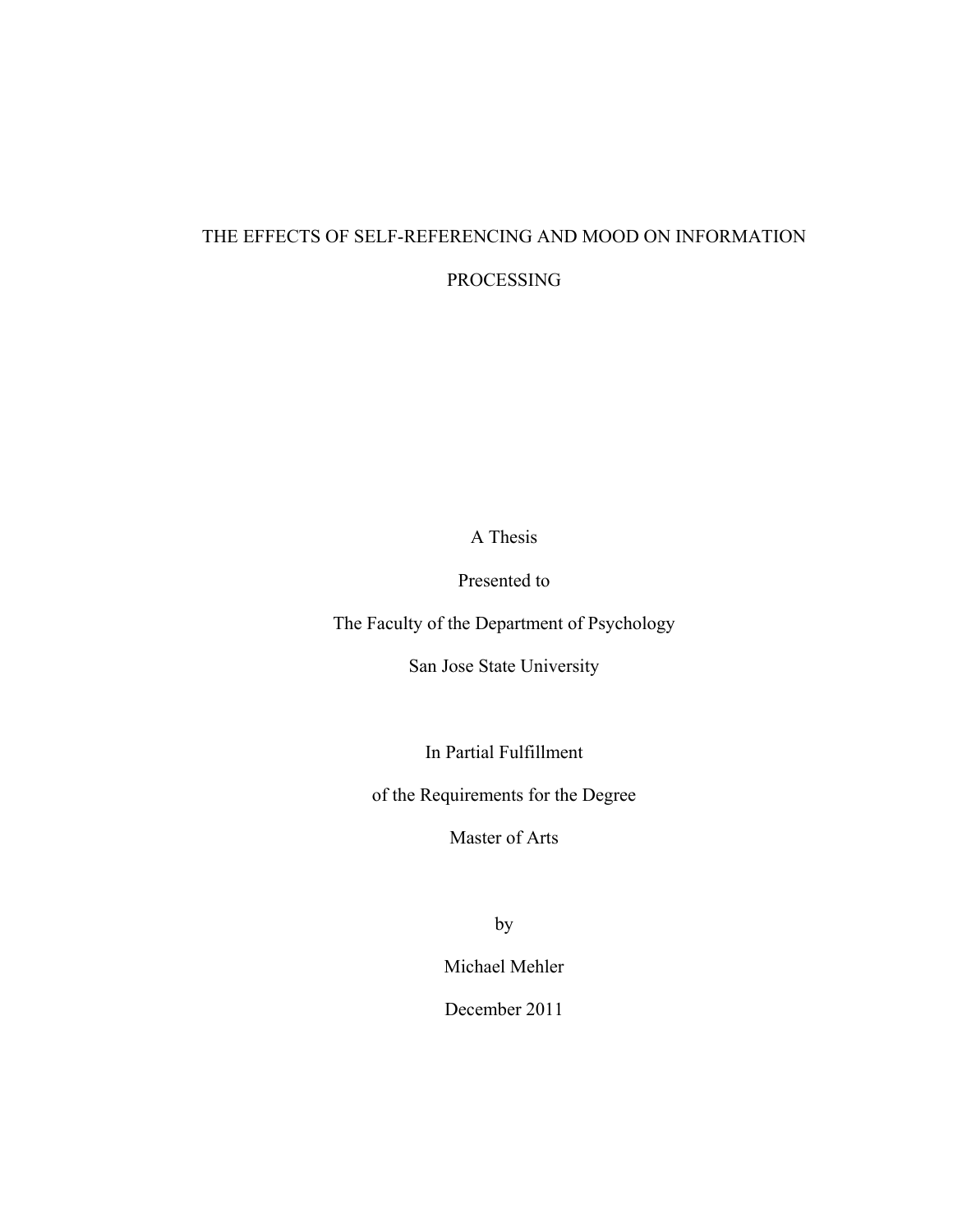# THE EFFECTS OF SELF-REFERENCING AND MOOD ON INFORMATION PROCESSING

A Thesis

Presented to

The Faculty of the Department of Psychology

San Jose State University

In Partial Fulfillment

of the Requirements for the Degree

Master of Arts

by

Michael Mehler

December 2011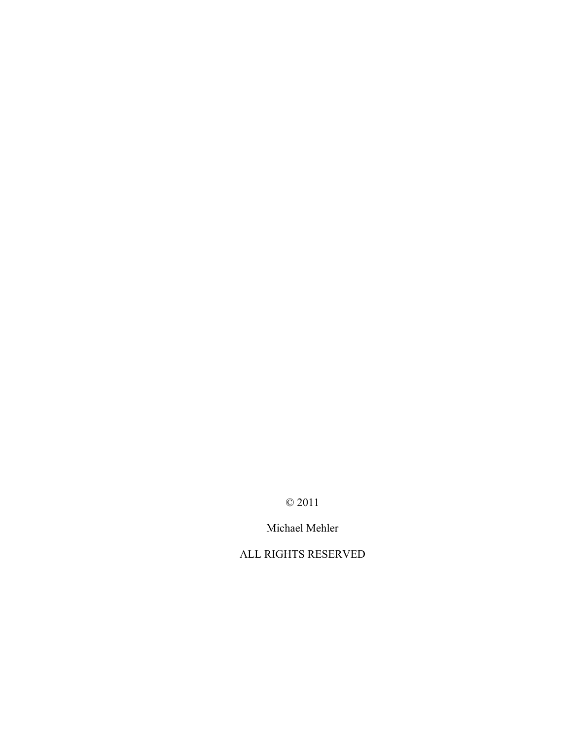© 2011

Michael Mehler

ALL RIGHTS RESERVED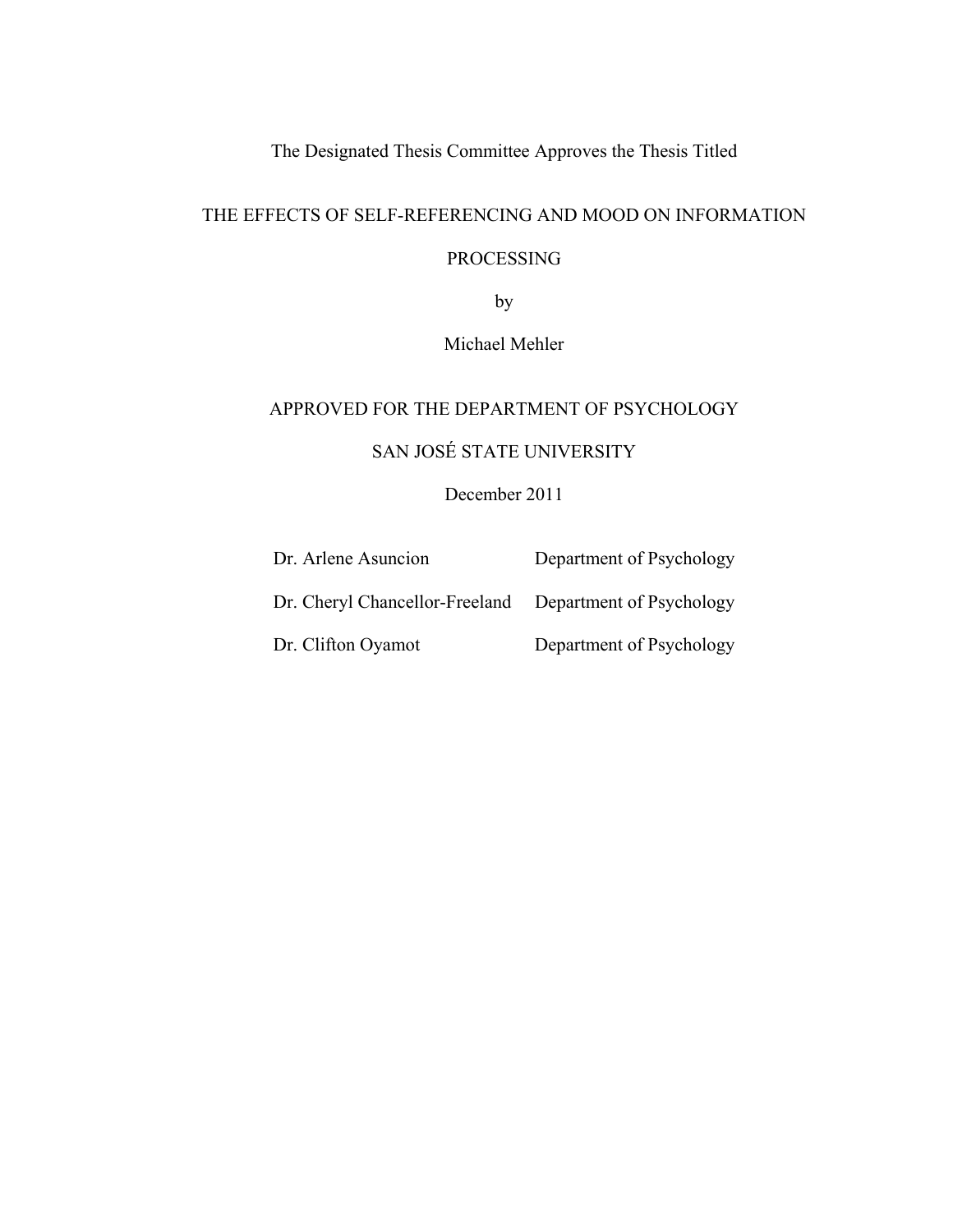The Designated Thesis Committee Approves the Thesis Titled

THE EFFECTS OF SELF-REFERENCING AND MOOD ON INFORMATION PROCESSING

by

Michael Mehler

APPROVED FOR THE DEPARTMENT OF PSYCHOLOGY

SAN JOSÉ STATE UNIVERSITY

December 2011

| | |
|---|---|
| Dr. Arlene Asuncion | Department of Psychology |
| Dr. Cheryl Chancellor-Freeland | Department of Psychology |
| Dr. Clifton Oyamot | Department of Psychology |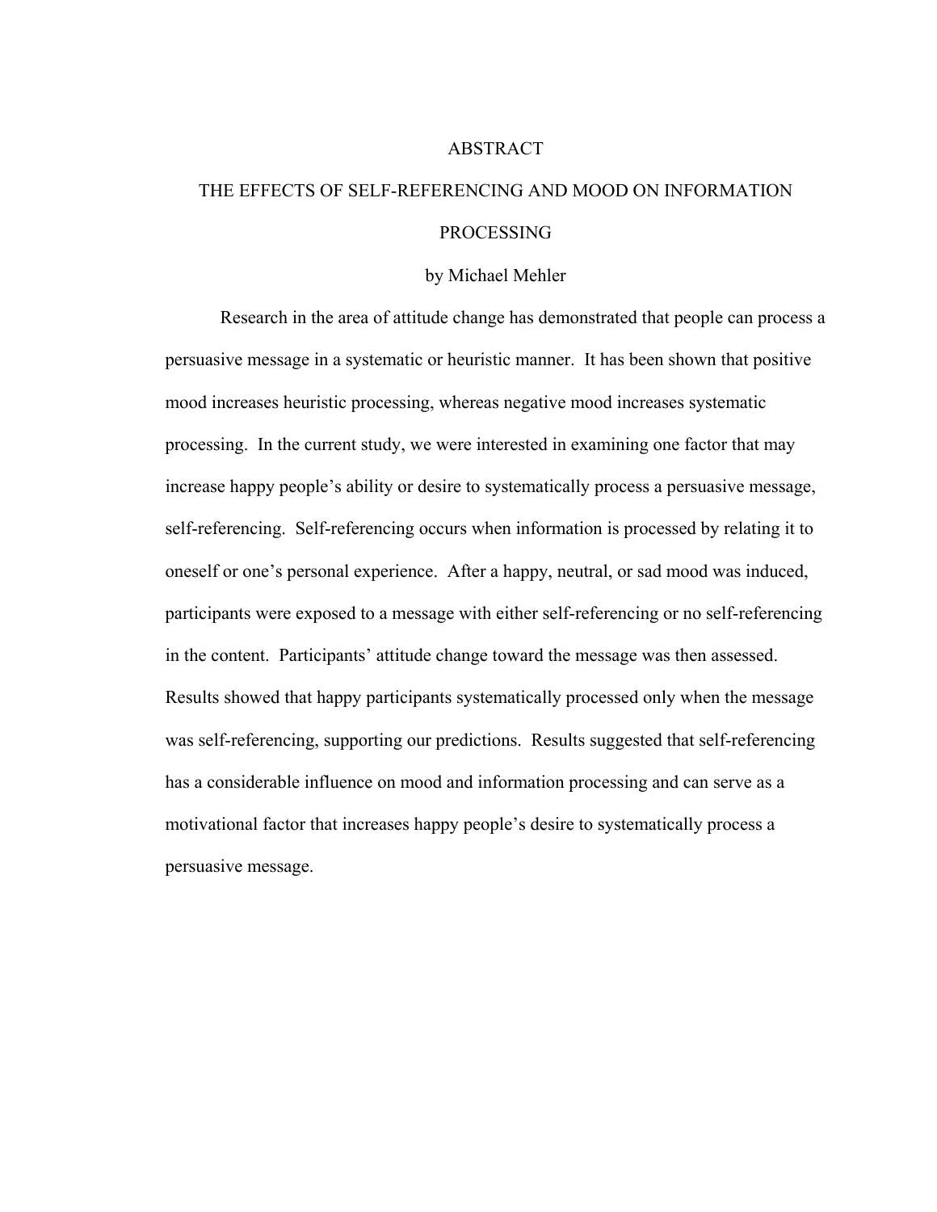# ABSTRACT

## THE EFFECTS OF SELF-REFERENCING AND MOOD ON INFORMATION PROCESSING

by Michael Mehler

Research in the area of attitude change has demonstrated that people can process a persuasive message in a systematic or heuristic manner. It has been shown that positive mood increases heuristic processing, whereas negative mood increases systematic processing. In the current study, we were interested in examining one factor that may increase happy people's ability or desire to systematically process a persuasive message, self-referencing. Self-referencing occurs when information is processed by relating it to oneself or one's personal experience. After a happy, neutral, or sad mood was induced, participants were exposed to a message with either self-referencing or no self-referencing in the content. Participants' attitude change toward the message was then assessed. Results showed that happy participants systematically processed only when the message was self-referencing, supporting our predictions. Results suggested that self-referencing has a considerable influence on mood and information processing and can serve as a motivational factor that increases happy people's desire to systematically process a persuasive message.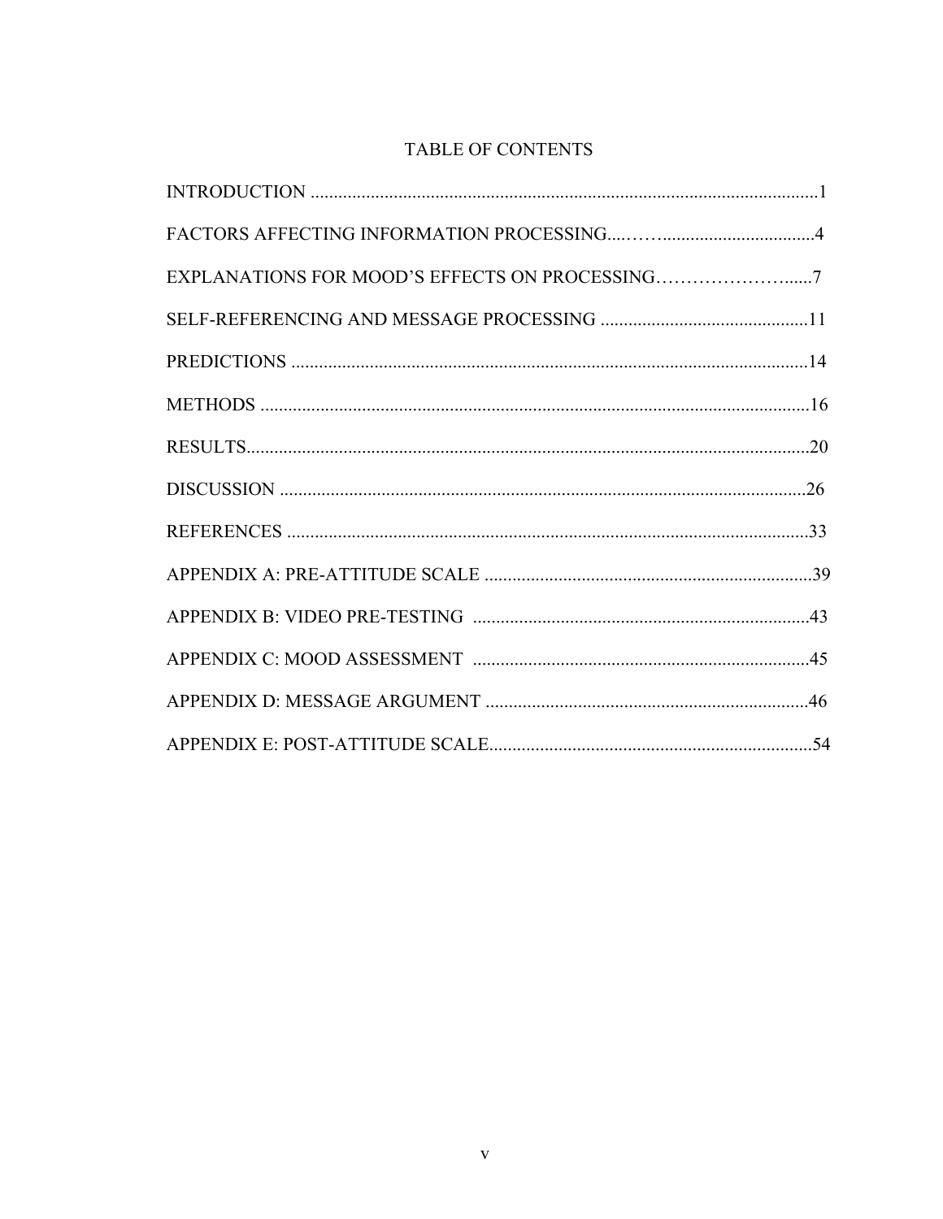# TABLE OF CONTENTS

INTRODUCTION .......................................................................................................1

FACTORS AFFECTING INFORMATION PROCESSING.........................................4

EXPLANATIONS FOR MOOD'S EFFECTS ON PROCESSING...............................7

SELF-REFERENCING AND MESSAGE PROCESSING ............................................11

PREDICTIONS ...........................................................................................................14

METHODS ..................................................................................................................16

RESULTS....................................................................................................................20

DISCUSSION .............................................................................................................26

REFERENCES ............................................................................................................33

APPENDIX A: PRE-ATTITUDE SCALE ....................................................................39

APPENDIX B: VIDEO PRE-TESTING .......................................................................43

APPENDIX C: MOOD ASSESSMENT .......................................................................45

APPENDIX D: MESSAGE ARGUMENT ....................................................................46

APPENDIX E: POST-ATTITUDE SCALE...................................................................54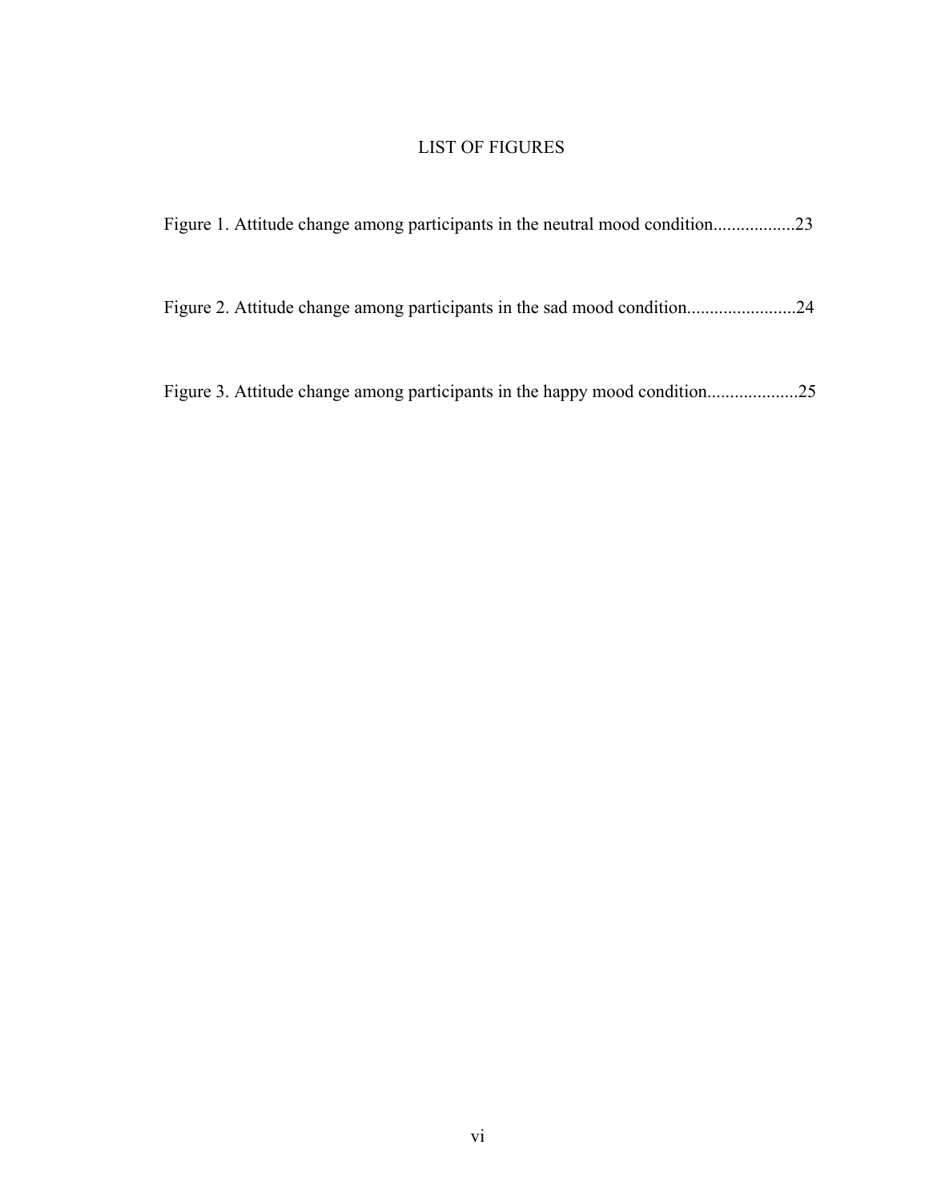# LIST OF FIGURES

Figure 1. Attitude change among participants in the neutral mood condition..................23

Figure 2. Attitude change among participants in the sad mood condition........................24

Figure 3. Attitude change among participants in the happy mood condition....................25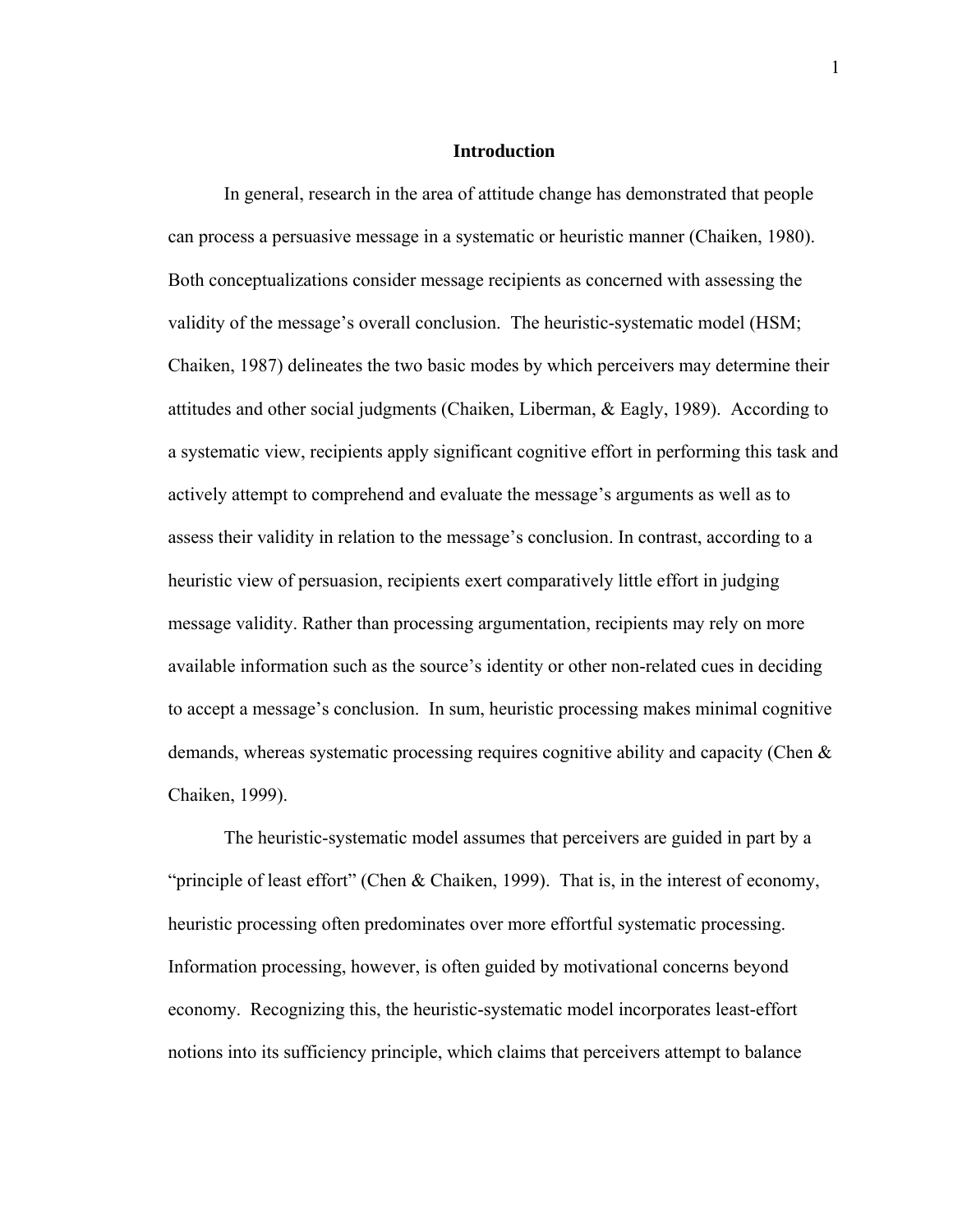# Introduction

In general, research in the area of attitude change has demonstrated that people can process a persuasive message in a systematic or heuristic manner (Chaiken, 1980). Both conceptualizations consider message recipients as concerned with assessing the validity of the message's overall conclusion. The heuristic-systematic model (HSM; Chaiken, 1987) delineates the two basic modes by which perceivers may determine their attitudes and other social judgments (Chaiken, Liberman, & Eagly, 1989). According to a systematic view, recipients apply significant cognitive effort in performing this task and actively attempt to comprehend and evaluate the message's arguments as well as to assess their validity in relation to the message's conclusion. In contrast, according to a heuristic view of persuasion, recipients exert comparatively little effort in judging message validity. Rather than processing argumentation, recipients may rely on more available information such as the source's identity or other non-related cues in deciding to accept a message's conclusion. In sum, heuristic processing makes minimal cognitive demands, whereas systematic processing requires cognitive ability and capacity (Chen & Chaiken, 1999).

The heuristic-systematic model assumes that perceivers are guided in part by a "principle of least effort" (Chen & Chaiken, 1999). That is, in the interest of economy, heuristic processing often predominates over more effortful systematic processing. Information processing, however, is often guided by motivational concerns beyond economy. Recognizing this, the heuristic-systematic model incorporates least-effort notions into its sufficiency principle, which claims that perceivers attempt to balance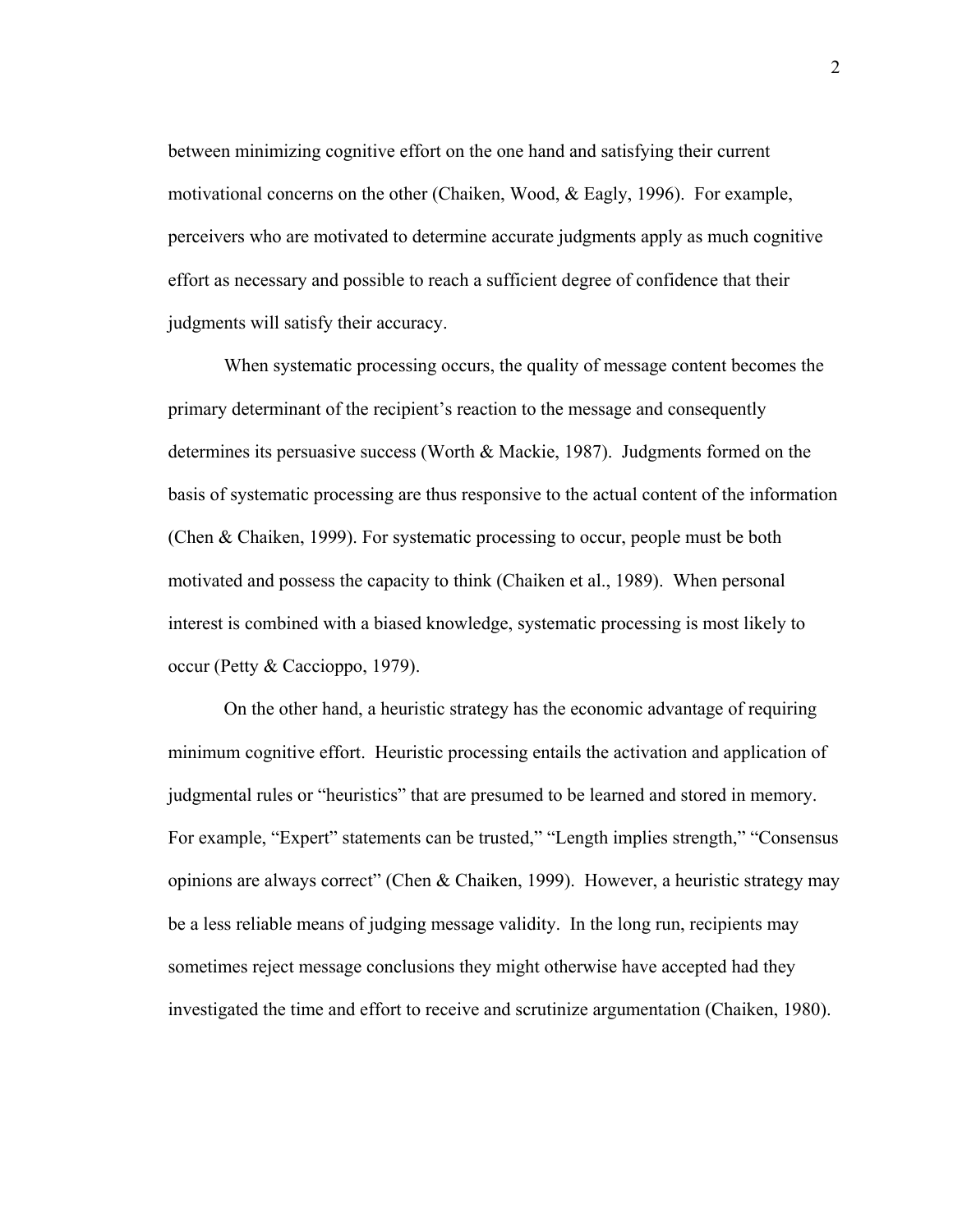between minimizing cognitive effort on the one hand and satisfying their current motivational concerns on the other (Chaiken, Wood, & Eagly, 1996). For example, perceivers who are motivated to determine accurate judgments apply as much cognitive effort as necessary and possible to reach a sufficient degree of confidence that their judgments will satisfy their accuracy.

When systematic processing occurs, the quality of message content becomes the primary determinant of the recipient's reaction to the message and consequently determines its persuasive success (Worth & Mackie, 1987). Judgments formed on the basis of systematic processing are thus responsive to the actual content of the information (Chen & Chaiken, 1999). For systematic processing to occur, people must be both motivated and possess the capacity to think (Chaiken et al., 1989). When personal interest is combined with a biased knowledge, systematic processing is most likely to occur (Petty & Caccioppo, 1979).

On the other hand, a heuristic strategy has the economic advantage of requiring minimum cognitive effort. Heuristic processing entails the activation and application of judgmental rules or "heuristics" that are presumed to be learned and stored in memory. For example, "Expert" statements can be trusted," "Length implies strength," "Consensus opinions are always correct" (Chen & Chaiken, 1999). However, a heuristic strategy may be a less reliable means of judging message validity. In the long run, recipients may sometimes reject message conclusions they might otherwise have accepted had they investigated the time and effort to receive and scrutinize argumentation (Chaiken, 1980).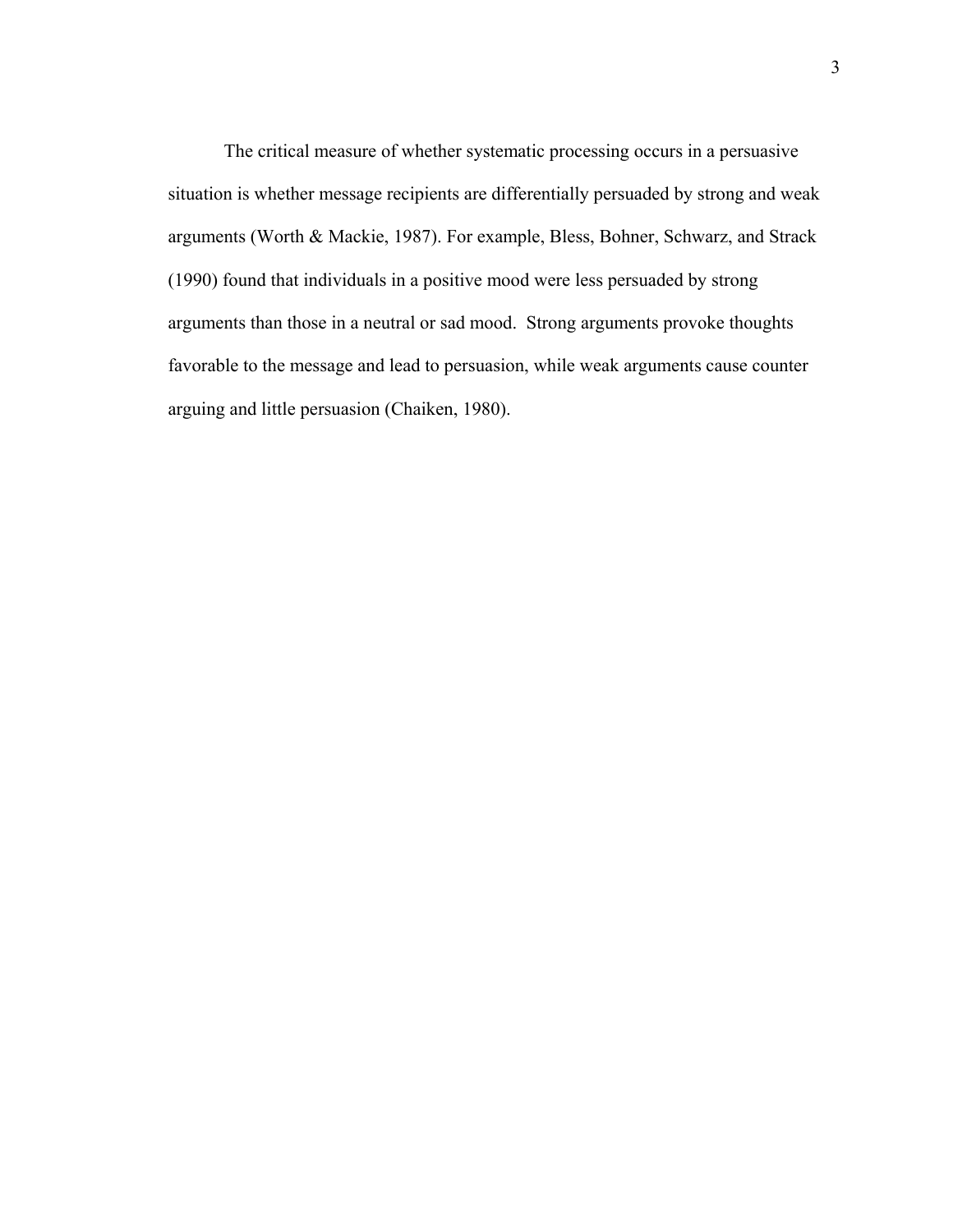The critical measure of whether systematic processing occurs in a persuasive situation is whether message recipients are differentially persuaded by strong and weak arguments (Worth & Mackie, 1987). For example, Bless, Bohner, Schwarz, and Strack (1990) found that individuals in a positive mood were less persuaded by strong arguments than those in a neutral or sad mood.  Strong arguments provoke thoughts favorable to the message and lead to persuasion, while weak arguments cause counter arguing and little persuasion (Chaiken, 1980).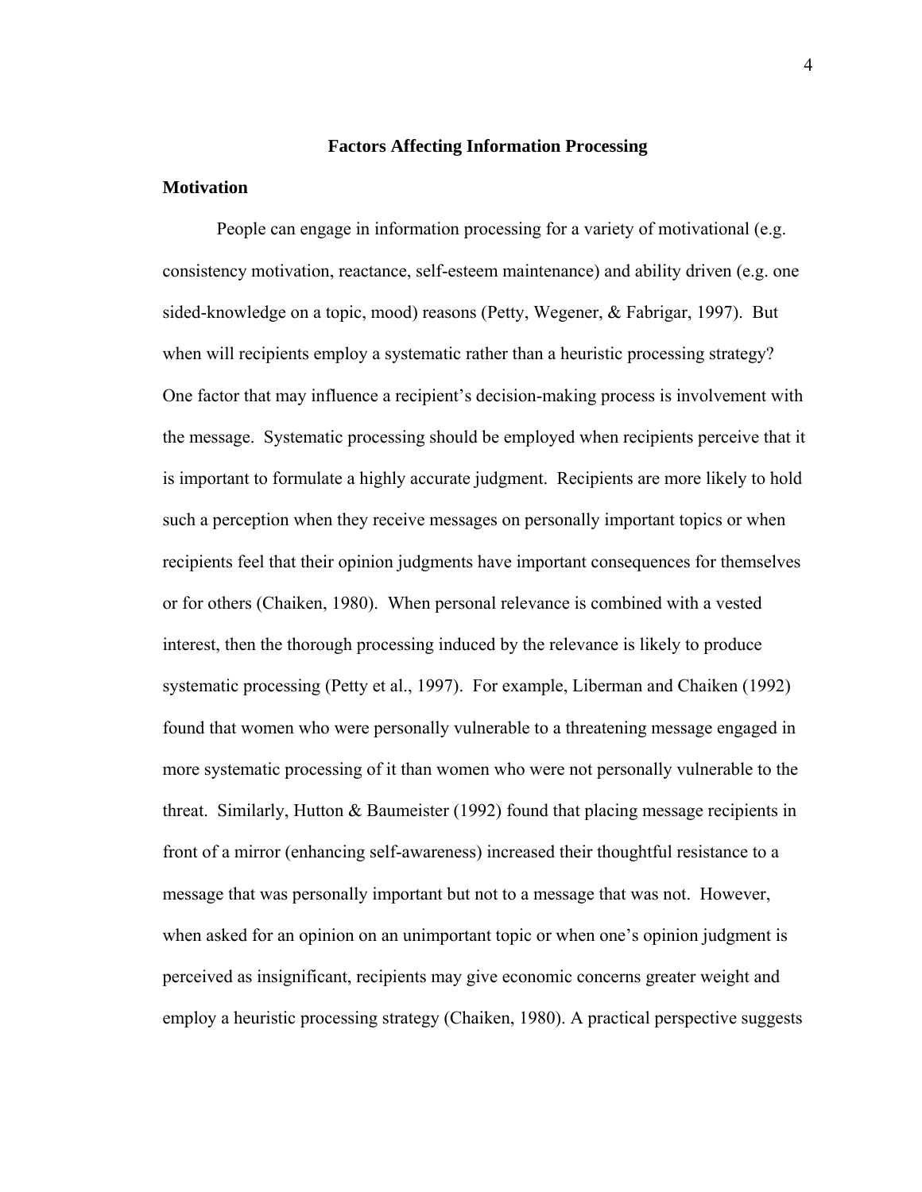## Factors Affecting Information Processing

### Motivation

People can engage in information processing for a variety of motivational (e.g. consistency motivation, reactance, self-esteem maintenance) and ability driven (e.g. one sided-knowledge on a topic, mood) reasons (Petty, Wegener, & Fabrigar, 1997). But when will recipients employ a systematic rather than a heuristic processing strategy? One factor that may influence a recipient's decision-making process is involvement with the message. Systematic processing should be employed when recipients perceive that it is important to formulate a highly accurate judgment. Recipients are more likely to hold such a perception when they receive messages on personally important topics or when recipients feel that their opinion judgments have important consequences for themselves or for others (Chaiken, 1980). When personal relevance is combined with a vested interest, then the thorough processing induced by the relevance is likely to produce systematic processing (Petty et al., 1997). For example, Liberman and Chaiken (1992) found that women who were personally vulnerable to a threatening message engaged in more systematic processing of it than women who were not personally vulnerable to the threat. Similarly, Hutton & Baumeister (1992) found that placing message recipients in front of a mirror (enhancing self-awareness) increased their thoughtful resistance to a message that was personally important but not to a message that was not. However, when asked for an opinion on an unimportant topic or when one's opinion judgment is perceived as insignificant, recipients may give economic concerns greater weight and employ a heuristic processing strategy (Chaiken, 1980). A practical perspective suggests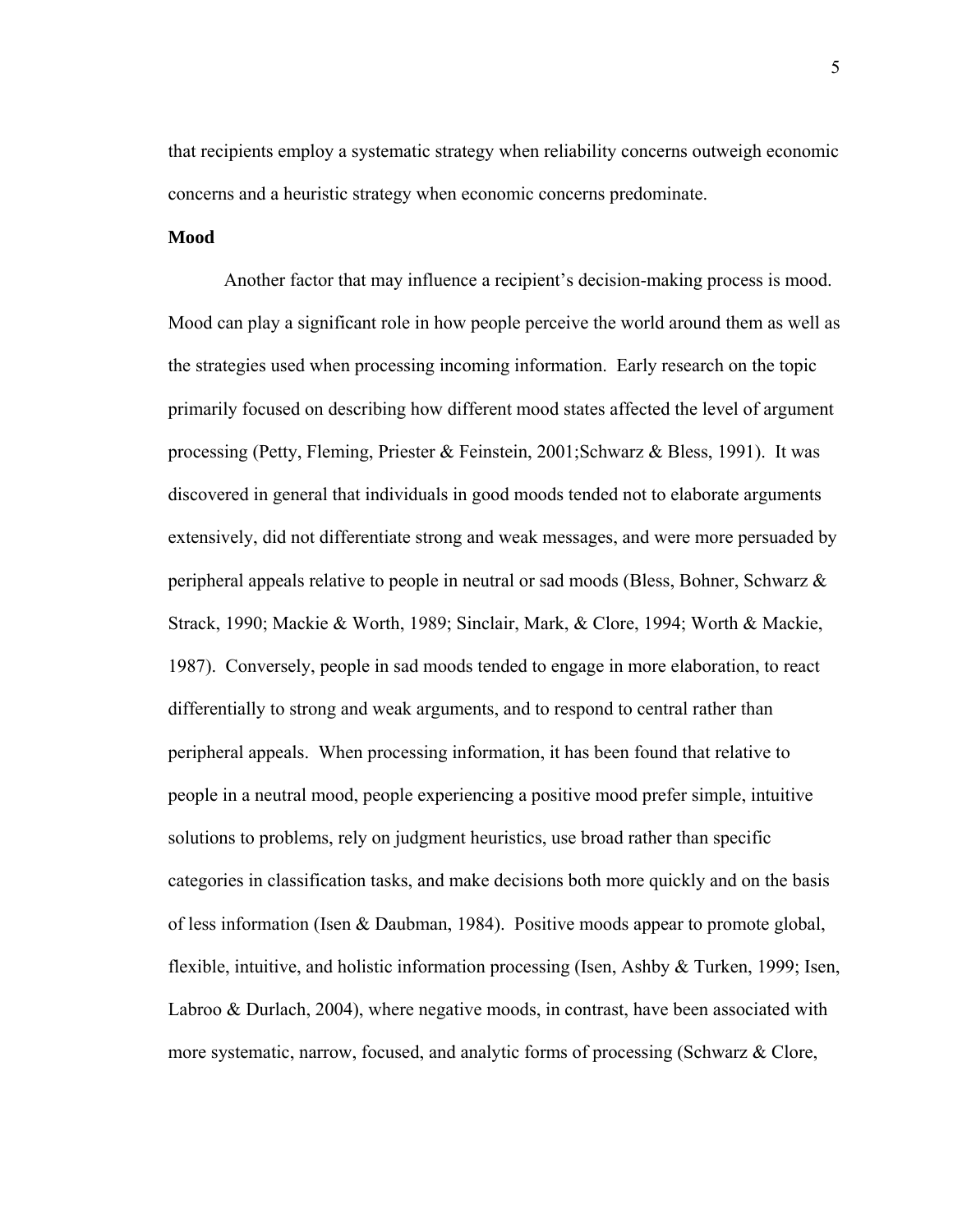that recipients employ a systematic strategy when reliability concerns outweigh economic concerns and a heuristic strategy when economic concerns predominate.

**Mood**

Another factor that may influence a recipient's decision-making process is mood. Mood can play a significant role in how people perceive the world around them as well as the strategies used when processing incoming information. Early research on the topic primarily focused on describing how different mood states affected the level of argument processing (Petty, Fleming, Priester & Feinstein, 2001;Schwarz & Bless, 1991). It was discovered in general that individuals in good moods tended not to elaborate arguments extensively, did not differentiate strong and weak messages, and were more persuaded by peripheral appeals relative to people in neutral or sad moods (Bless, Bohner, Schwarz & Strack, 1990; Mackie & Worth, 1989; Sinclair, Mark, & Clore, 1994; Worth & Mackie, 1987). Conversely, people in sad moods tended to engage in more elaboration, to react differentially to strong and weak arguments, and to respond to central rather than peripheral appeals. When processing information, it has been found that relative to people in a neutral mood, people experiencing a positive mood prefer simple, intuitive solutions to problems, rely on judgment heuristics, use broad rather than specific categories in classification tasks, and make decisions both more quickly and on the basis of less information (Isen & Daubman, 1984). Positive moods appear to promote global, flexible, intuitive, and holistic information processing (Isen, Ashby & Turken, 1999; Isen, Labroo & Durlach, 2004), where negative moods, in contrast, have been associated with more systematic, narrow, focused, and analytic forms of processing (Schwarz & Clore,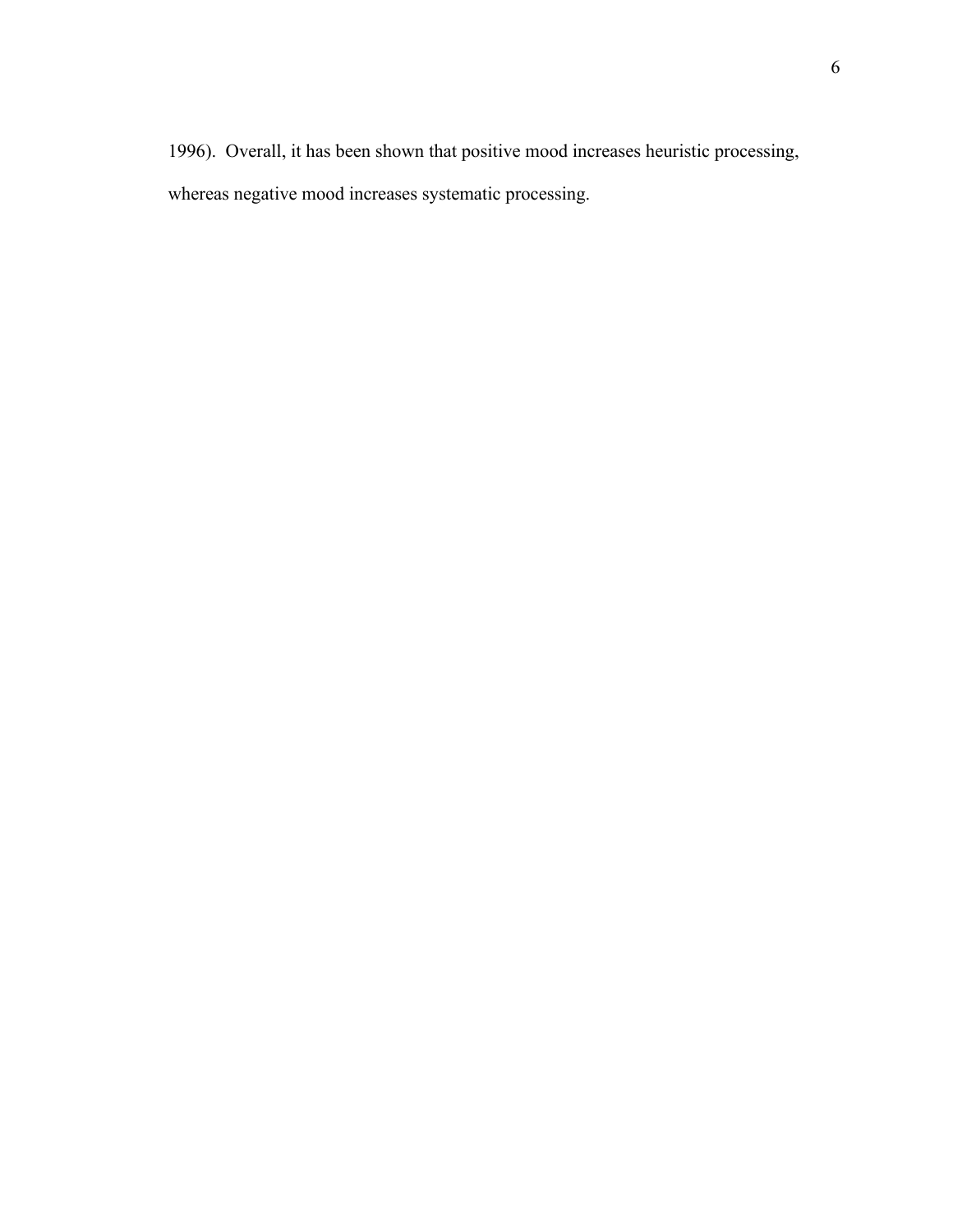1996). Overall, it has been shown that positive mood increases heuristic processing, whereas negative mood increases systematic processing.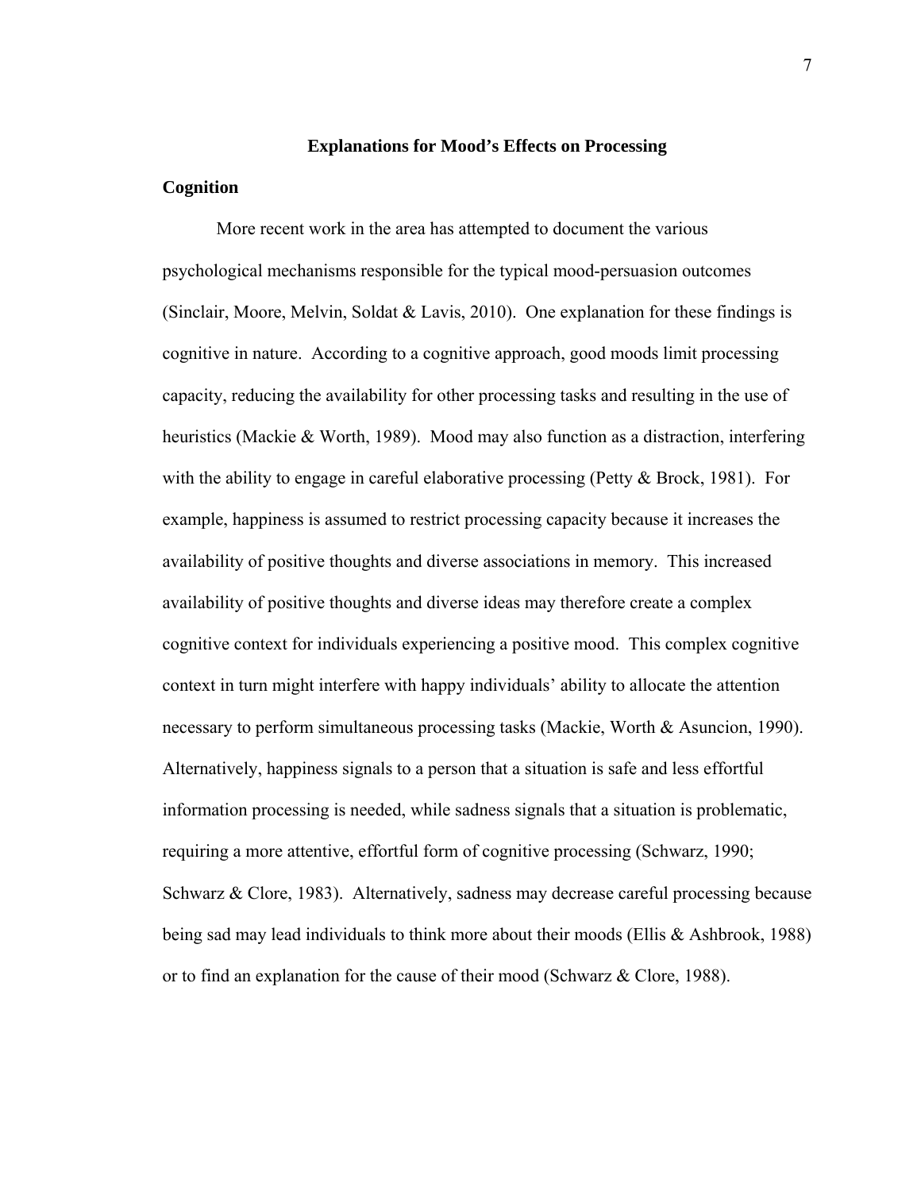## Explanations for Mood's Effects on Processing

### Cognition

More recent work in the area has attempted to document the various psychological mechanisms responsible for the typical mood-persuasion outcomes (Sinclair, Moore, Melvin, Soldat & Lavis, 2010). One explanation for these findings is cognitive in nature. According to a cognitive approach, good moods limit processing capacity, reducing the availability for other processing tasks and resulting in the use of heuristics (Mackie & Worth, 1989). Mood may also function as a distraction, interfering with the ability to engage in careful elaborative processing (Petty & Brock, 1981). For example, happiness is assumed to restrict processing capacity because it increases the availability of positive thoughts and diverse associations in memory. This increased availability of positive thoughts and diverse ideas may therefore create a complex cognitive context for individuals experiencing a positive mood. This complex cognitive context in turn might interfere with happy individuals' ability to allocate the attention necessary to perform simultaneous processing tasks (Mackie, Worth & Asuncion, 1990). Alternatively, happiness signals to a person that a situation is safe and less effortful information processing is needed, while sadness signals that a situation is problematic, requiring a more attentive, effortful form of cognitive processing (Schwarz, 1990; Schwarz & Clore, 1983). Alternatively, sadness may decrease careful processing because being sad may lead individuals to think more about their moods (Ellis & Ashbrook, 1988) or to find an explanation for the cause of their mood (Schwarz & Clore, 1988).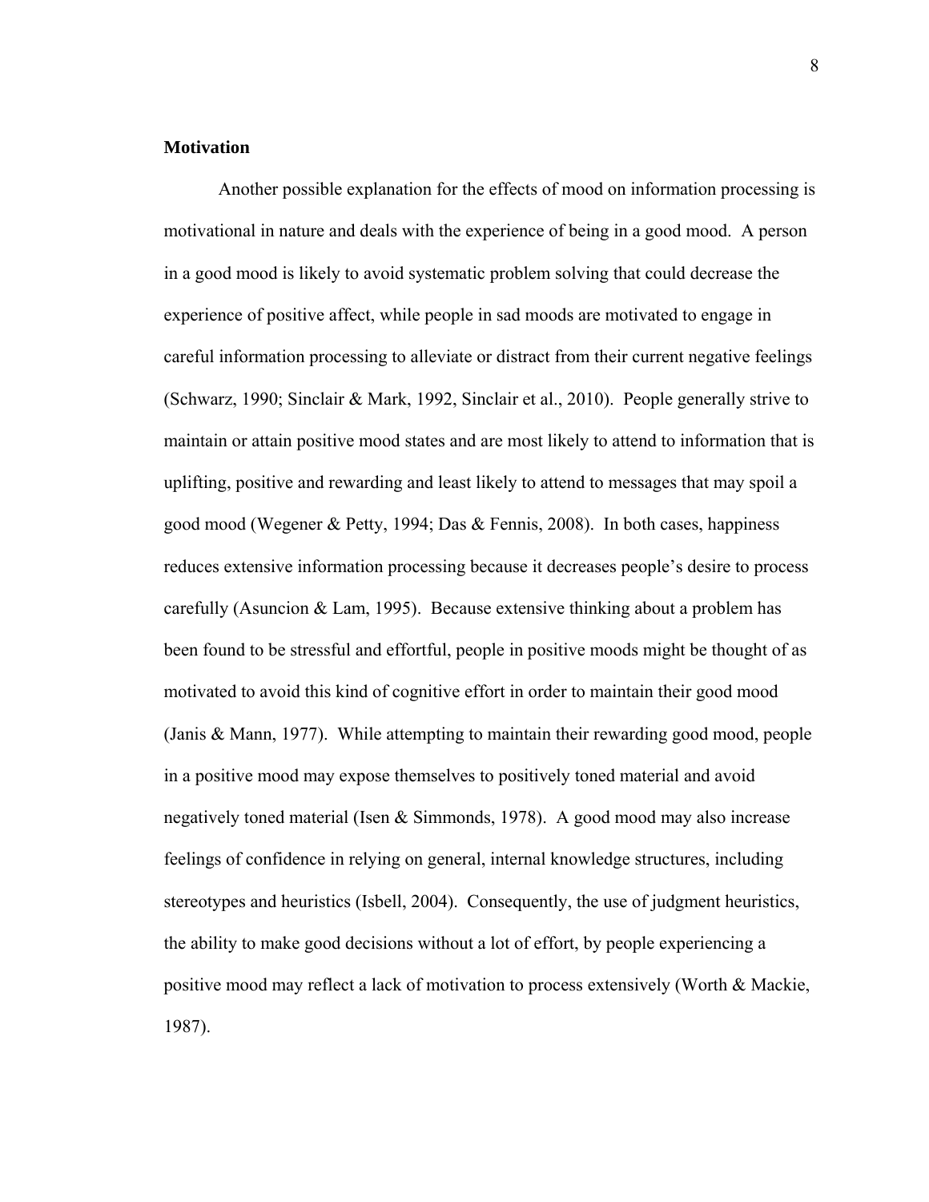### Motivation

Another possible explanation for the effects of mood on information processing is motivational in nature and deals with the experience of being in a good mood. A person in a good mood is likely to avoid systematic problem solving that could decrease the experience of positive affect, while people in sad moods are motivated to engage in careful information processing to alleviate or distract from their current negative feelings (Schwarz, 1990; Sinclair & Mark, 1992, Sinclair et al., 2010). People generally strive to maintain or attain positive mood states and are most likely to attend to information that is uplifting, positive and rewarding and least likely to attend to messages that may spoil a good mood (Wegener & Petty, 1994; Das & Fennis, 2008). In both cases, happiness reduces extensive information processing because it decreases people's desire to process carefully (Asuncion & Lam, 1995). Because extensive thinking about a problem has been found to be stressful and effortful, people in positive moods might be thought of as motivated to avoid this kind of cognitive effort in order to maintain their good mood (Janis & Mann, 1977). While attempting to maintain their rewarding good mood, people in a positive mood may expose themselves to positively toned material and avoid negatively toned material (Isen & Simmonds, 1978). A good mood may also increase feelings of confidence in relying on general, internal knowledge structures, including stereotypes and heuristics (Isbell, 2004). Consequently, the use of judgment heuristics, the ability to make good decisions without a lot of effort, by people experiencing a positive mood may reflect a lack of motivation to process extensively (Worth & Mackie, 1987).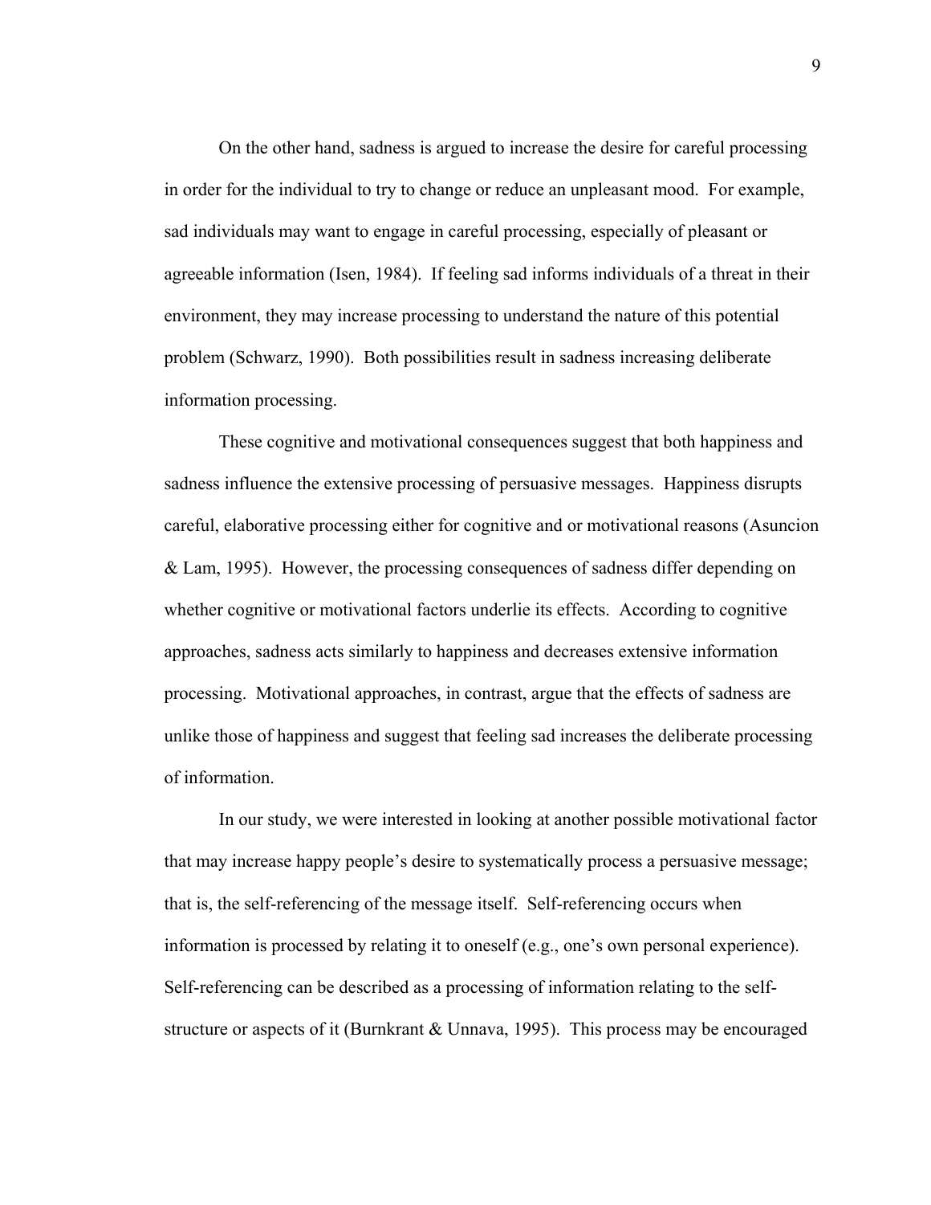On the other hand, sadness is argued to increase the desire for careful processing in order for the individual to try to change or reduce an unpleasant mood. For example, sad individuals may want to engage in careful processing, especially of pleasant or agreeable information (Isen, 1984). If feeling sad informs individuals of a threat in their environment, they may increase processing to understand the nature of this potential problem (Schwarz, 1990). Both possibilities result in sadness increasing deliberate information processing.

These cognitive and motivational consequences suggest that both happiness and sadness influence the extensive processing of persuasive messages. Happiness disrupts careful, elaborative processing either for cognitive and or motivational reasons (Asuncion & Lam, 1995). However, the processing consequences of sadness differ depending on whether cognitive or motivational factors underlie its effects. According to cognitive approaches, sadness acts similarly to happiness and decreases extensive information processing. Motivational approaches, in contrast, argue that the effects of sadness are unlike those of happiness and suggest that feeling sad increases the deliberate processing of information.

In our study, we were interested in looking at another possible motivational factor that may increase happy people's desire to systematically process a persuasive message; that is, the self-referencing of the message itself. Self-referencing occurs when information is processed by relating it to oneself (e.g., one's own personal experience). Self-referencing can be described as a processing of information relating to the self-structure or aspects of it (Burnkrant & Unnava, 1995). This process may be encouraged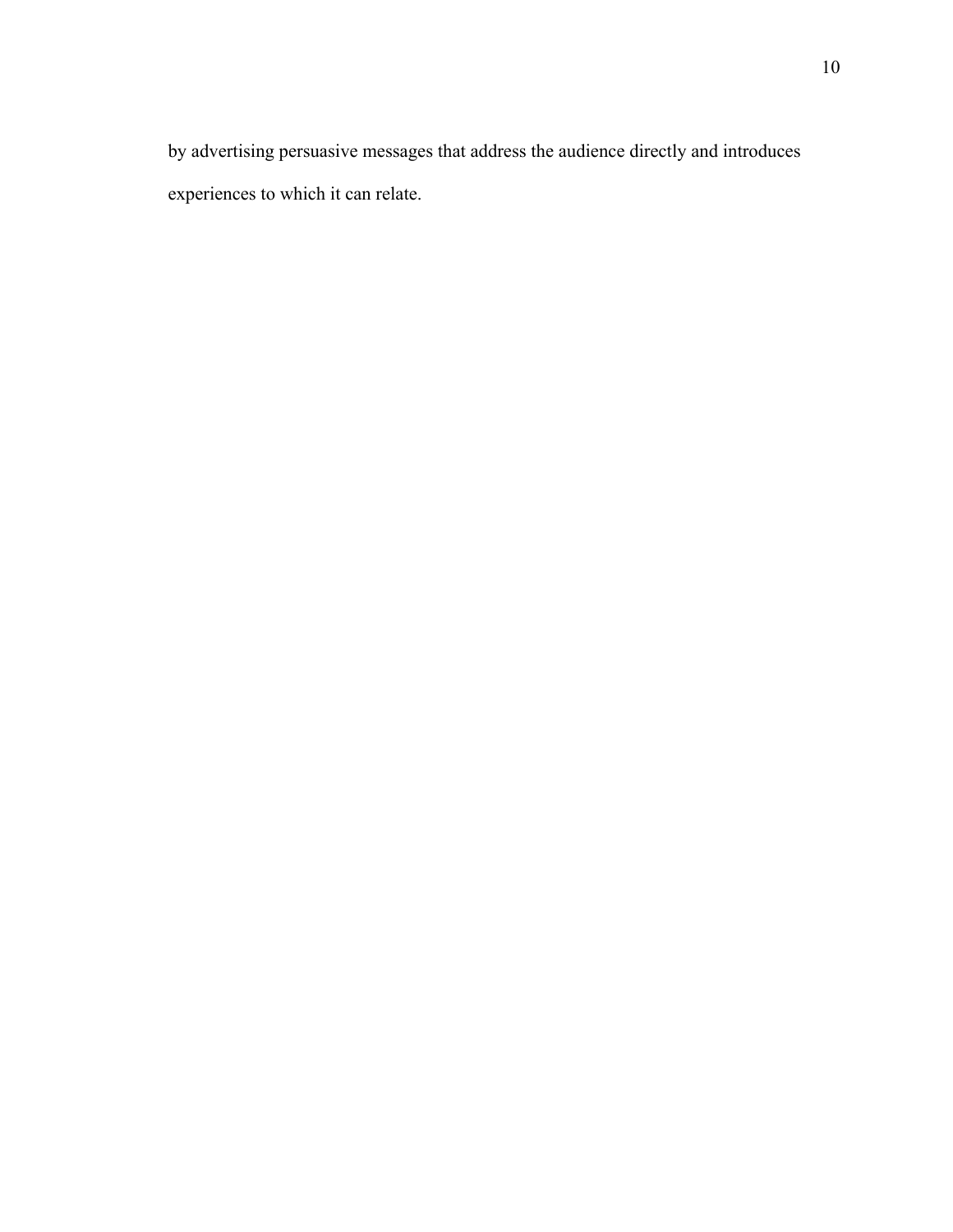by advertising persuasive messages that address the audience directly and introduces experiences to which it can relate.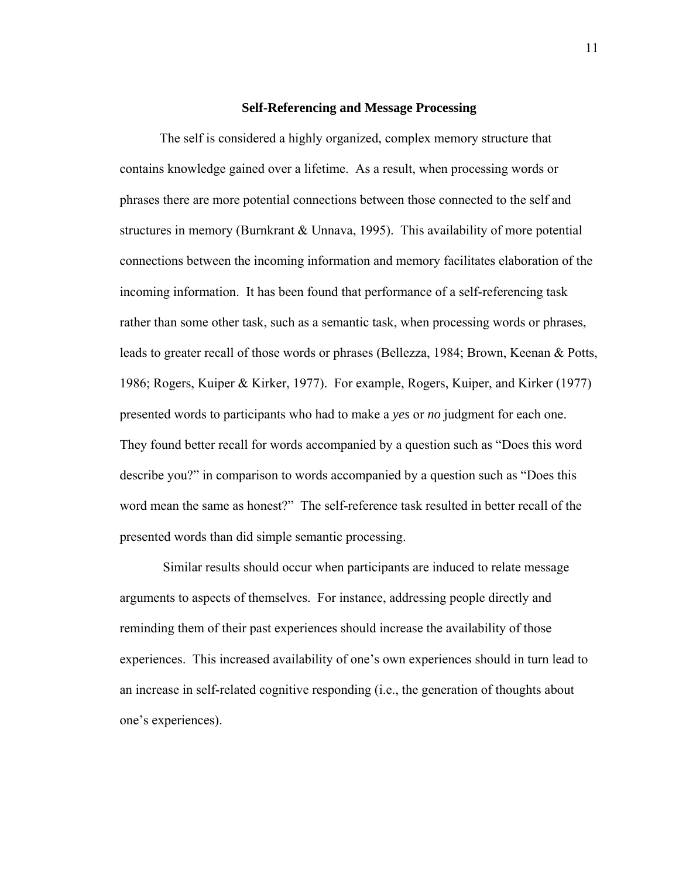## Self-Referencing and Message Processing

The self is considered a highly organized, complex memory structure that contains knowledge gained over a lifetime. As a result, when processing words or phrases there are more potential connections between those connected to the self and structures in memory (Burnkrant & Unnava, 1995). This availability of more potential connections between the incoming information and memory facilitates elaboration of the incoming information. It has been found that performance of a self-referencing task rather than some other task, such as a semantic task, when processing words or phrases, leads to greater recall of those words or phrases (Bellezza, 1984; Brown, Keenan & Potts, 1986; Rogers, Kuiper & Kirker, 1977). For example, Rogers, Kuiper, and Kirker (1977) presented words to participants who had to make a *yes* or *no* judgment for each one. They found better recall for words accompanied by a question such as "Does this word describe you?" in comparison to words accompanied by a question such as "Does this word mean the same as honest?" The self-reference task resulted in better recall of the presented words than did simple semantic processing.

Similar results should occur when participants are induced to relate message arguments to aspects of themselves. For instance, addressing people directly and reminding them of their past experiences should increase the availability of those experiences. This increased availability of one's own experiences should in turn lead to an increase in self-related cognitive responding (i.e., the generation of thoughts about one's experiences).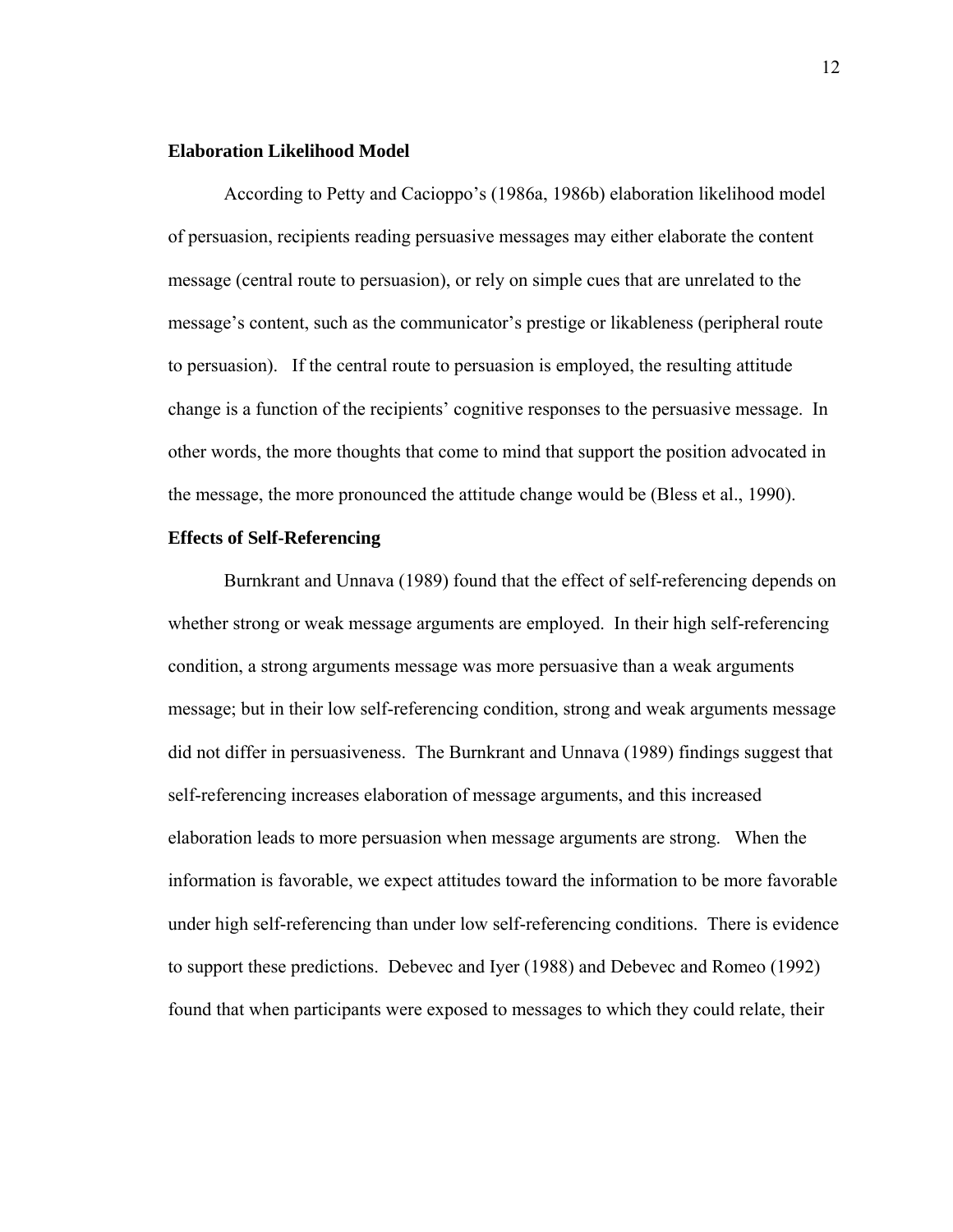### **Elaboration Likelihood Model**

According to Petty and Cacioppo's (1986a, 1986b) elaboration likelihood model of persuasion, recipients reading persuasive messages may either elaborate the content message (central route to persuasion), or rely on simple cues that are unrelated to the message's content, such as the communicator's prestige or likableness (peripheral route to persuasion). If the central route to persuasion is employed, the resulting attitude change is a function of the recipients' cognitive responses to the persuasive message. In other words, the more thoughts that come to mind that support the position advocated in the message, the more pronounced the attitude change would be (Bless et al., 1990).

### **Effects of Self-Referencing**

Burnkrant and Unnava (1989) found that the effect of self-referencing depends on whether strong or weak message arguments are employed. In their high self-referencing condition, a strong arguments message was more persuasive than a weak arguments message; but in their low self-referencing condition, strong and weak arguments message did not differ in persuasiveness. The Burnkrant and Unnava (1989) findings suggest that self-referencing increases elaboration of message arguments, and this increased elaboration leads to more persuasion when message arguments are strong. When the information is favorable, we expect attitudes toward the information to be more favorable under high self-referencing than under low self-referencing conditions. There is evidence to support these predictions. Debevec and Iyer (1988) and Debevec and Romeo (1992) found that when participants were exposed to messages to which they could relate, their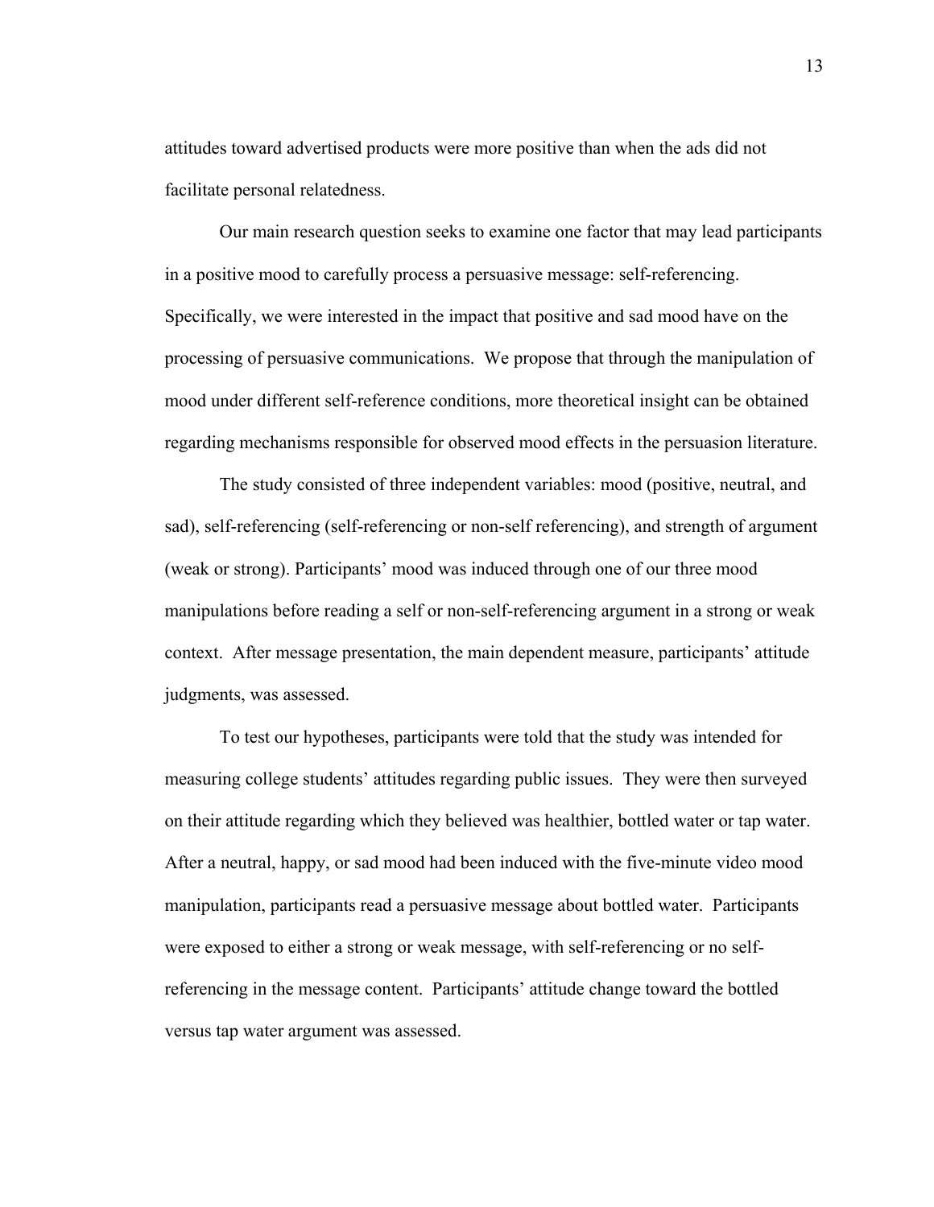attitudes toward advertised products were more positive than when the ads did not facilitate personal relatedness.

Our main research question seeks to examine one factor that may lead participants in a positive mood to carefully process a persuasive message: self-referencing. Specifically, we were interested in the impact that positive and sad mood have on the processing of persuasive communications. We propose that through the manipulation of mood under different self-reference conditions, more theoretical insight can be obtained regarding mechanisms responsible for observed mood effects in the persuasion literature.

The study consisted of three independent variables: mood (positive, neutral, and sad), self-referencing (self-referencing or non-self referencing), and strength of argument (weak or strong). Participants' mood was induced through one of our three mood manipulations before reading a self or non-self-referencing argument in a strong or weak context. After message presentation, the main dependent measure, participants' attitude judgments, was assessed.

To test our hypotheses, participants were told that the study was intended for measuring college students' attitudes regarding public issues. They were then surveyed on their attitude regarding which they believed was healthier, bottled water or tap water. After a neutral, happy, or sad mood had been induced with the five-minute video mood manipulation, participants read a persuasive message about bottled water. Participants were exposed to either a strong or weak message, with self-referencing or no self-referencing in the message content. Participants' attitude change toward the bottled versus tap water argument was assessed.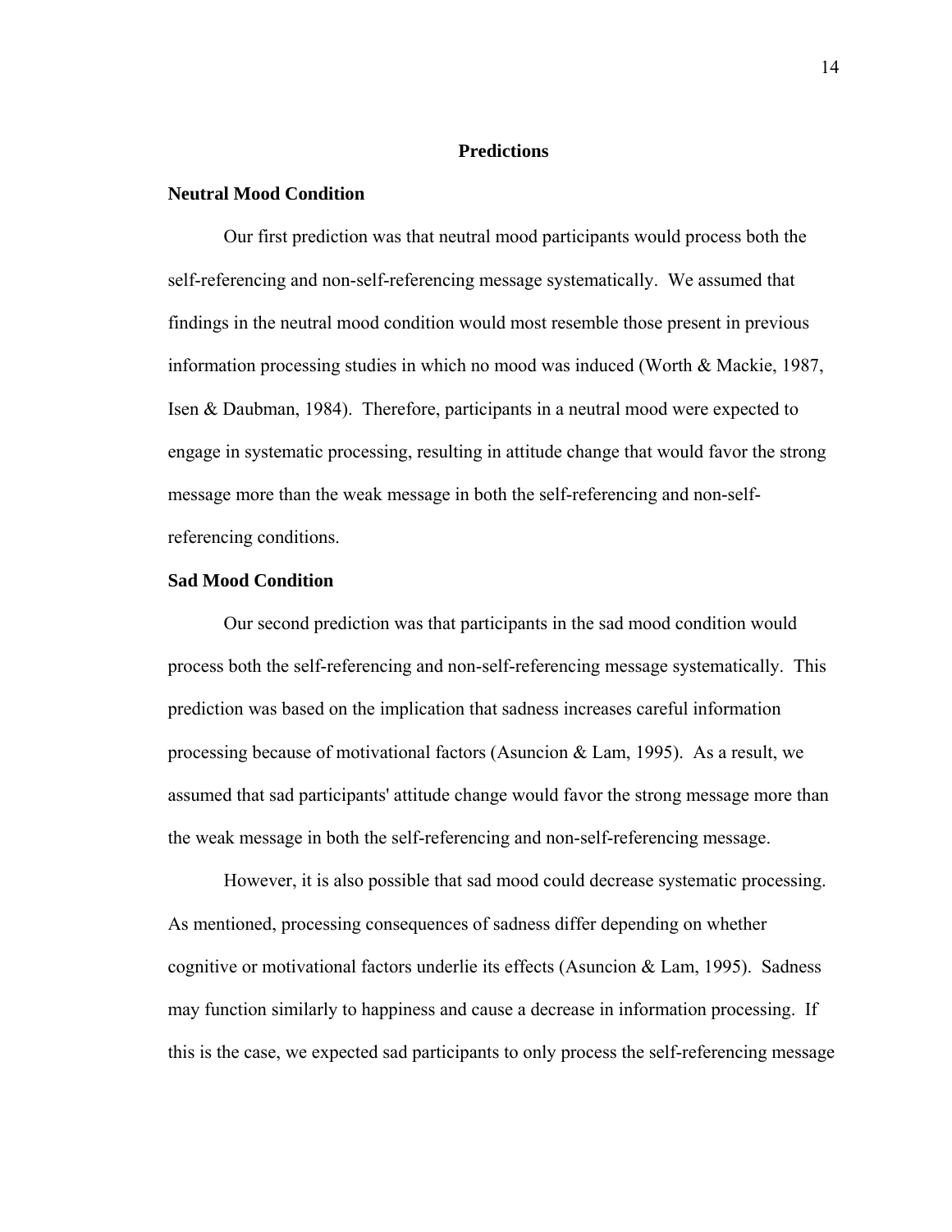## Predictions

### Neutral Mood Condition

Our first prediction was that neutral mood participants would process both the self-referencing and non-self-referencing message systematically. We assumed that findings in the neutral mood condition would most resemble those present in previous information processing studies in which no mood was induced (Worth & Mackie, 1987, Isen & Daubman, 1984). Therefore, participants in a neutral mood were expected to engage in systematic processing, resulting in attitude change that would favor the strong message more than the weak message in both the self-referencing and non-self-referencing conditions.

### Sad Mood Condition

Our second prediction was that participants in the sad mood condition would process both the self-referencing and non-self-referencing message systematically. This prediction was based on the implication that sadness increases careful information processing because of motivational factors (Asuncion & Lam, 1995). As a result, we assumed that sad participants' attitude change would favor the strong message more than the weak message in both the self-referencing and non-self-referencing message.

However, it is also possible that sad mood could decrease systematic processing. As mentioned, processing consequences of sadness differ depending on whether cognitive or motivational factors underlie its effects (Asuncion & Lam, 1995). Sadness may function similarly to happiness and cause a decrease in information processing. If this is the case, we expected sad participants to only process the self-referencing message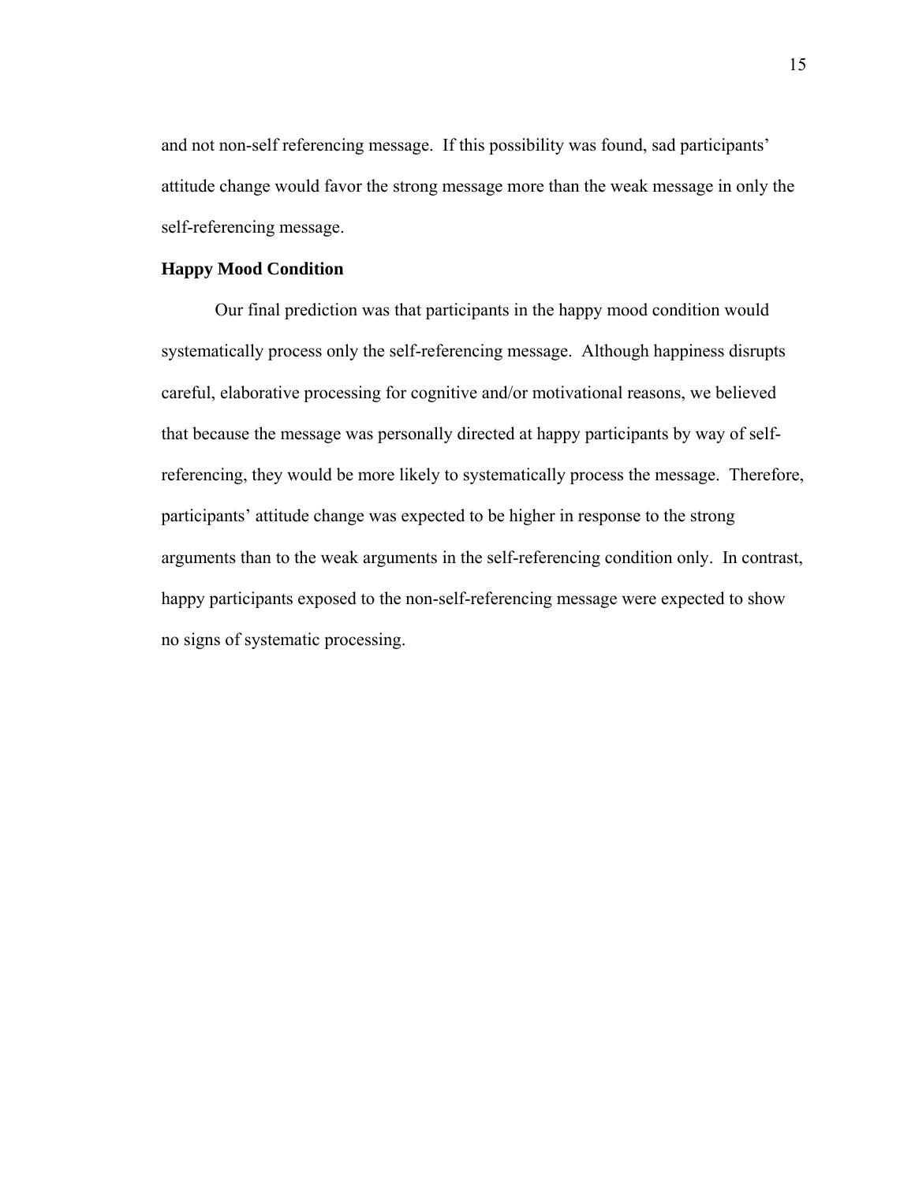and not non-self referencing message. If this possibility was found, sad participants' attitude change would favor the strong message more than the weak message in only the self-referencing message.

**Happy Mood Condition**

Our final prediction was that participants in the happy mood condition would systematically process only the self-referencing message. Although happiness disrupts careful, elaborative processing for cognitive and/or motivational reasons, we believed that because the message was personally directed at happy participants by way of self-referencing, they would be more likely to systematically process the message. Therefore, participants' attitude change was expected to be higher in response to the strong arguments than to the weak arguments in the self-referencing condition only. In contrast, happy participants exposed to the non-self-referencing message were expected to show no signs of systematic processing.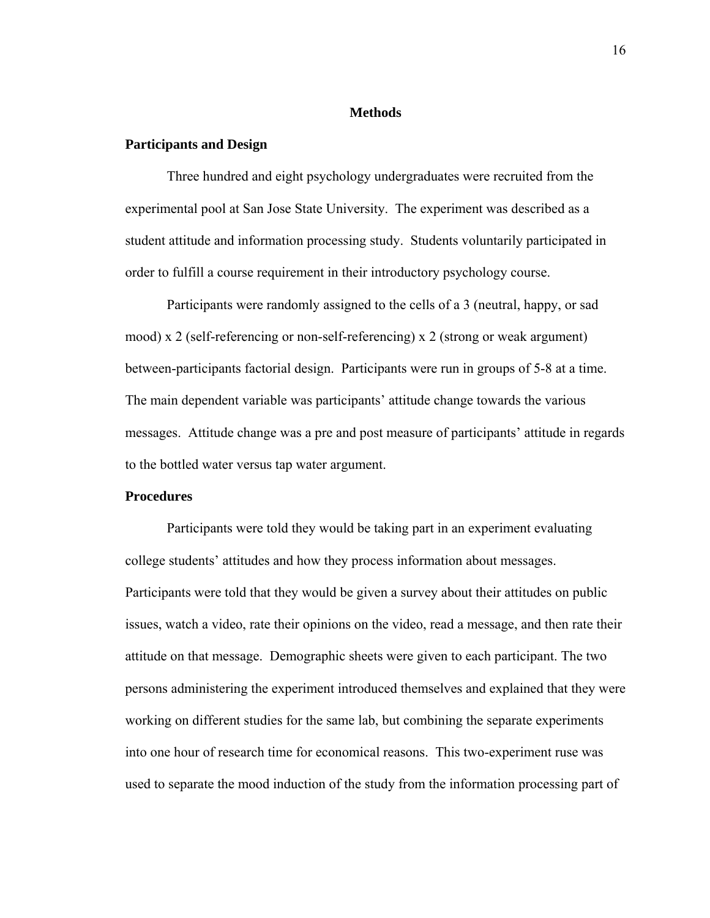# Methods

## Participants and Design

Three hundred and eight psychology undergraduates were recruited from the experimental pool at San Jose State University. The experiment was described as a student attitude and information processing study. Students voluntarily participated in order to fulfill a course requirement in their introductory psychology course.

Participants were randomly assigned to the cells of a 3 (neutral, happy, or sad mood) x 2 (self-referencing or non-self-referencing) x 2 (strong or weak argument) between-participants factorial design. Participants were run in groups of 5-8 at a time. The main dependent variable was participants' attitude change towards the various messages. Attitude change was a pre and post measure of participants' attitude in regards to the bottled water versus tap water argument.

## Procedures

Participants were told they would be taking part in an experiment evaluating college students' attitudes and how they process information about messages. Participants were told that they would be given a survey about their attitudes on public issues, watch a video, rate their opinions on the video, read a message, and then rate their attitude on that message. Demographic sheets were given to each participant. The two persons administering the experiment introduced themselves and explained that they were working on different studies for the same lab, but combining the separate experiments into one hour of research time for economical reasons. This two-experiment ruse was used to separate the mood induction of the study from the information processing part of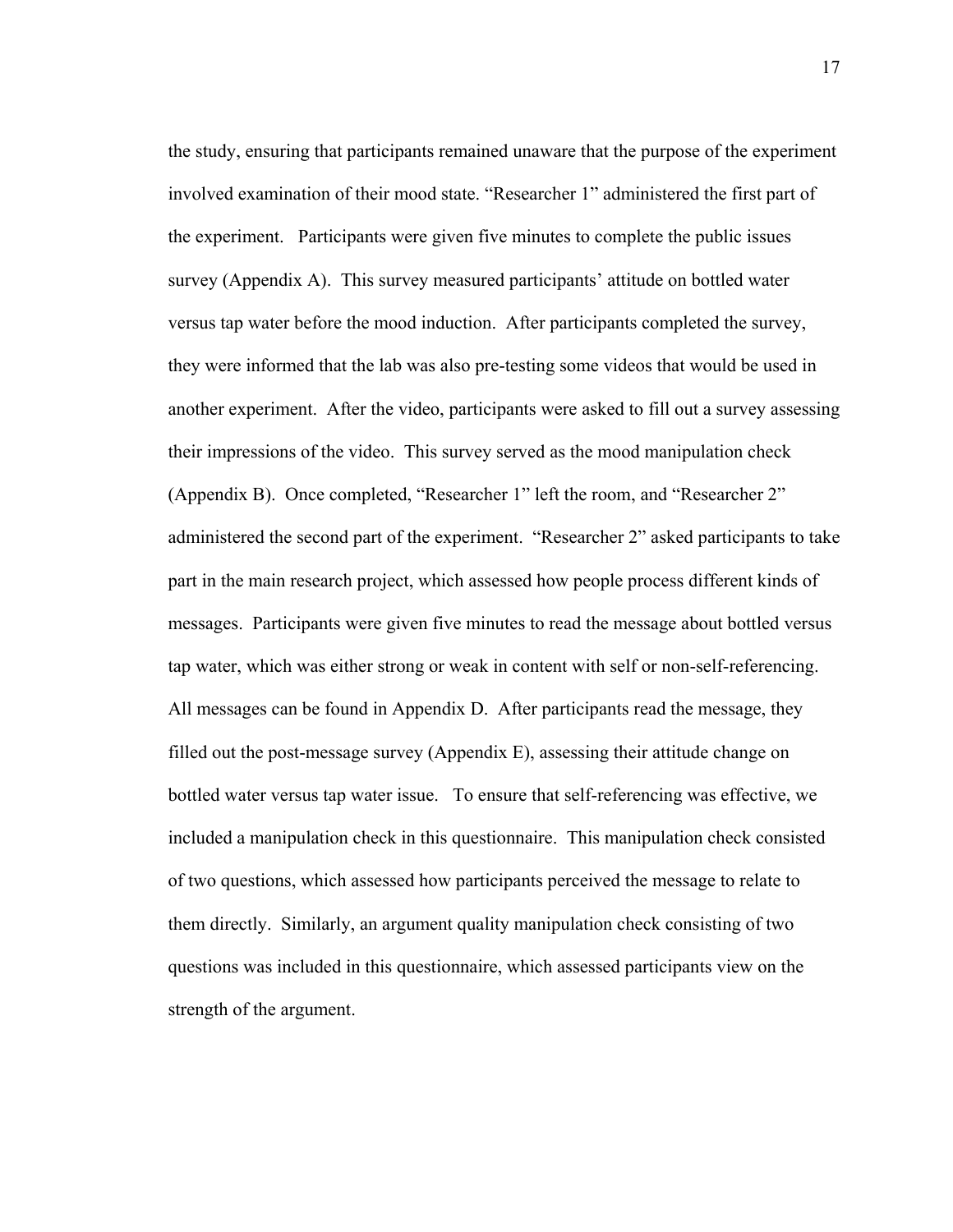the study, ensuring that participants remained unaware that the purpose of the experiment involved examination of their mood state. "Researcher 1" administered the first part of the experiment. Participants were given five minutes to complete the public issues survey (Appendix A). This survey measured participants' attitude on bottled water versus tap water before the mood induction. After participants completed the survey, they were informed that the lab was also pre-testing some videos that would be used in another experiment. After the video, participants were asked to fill out a survey assessing their impressions of the video. This survey served as the mood manipulation check (Appendix B). Once completed, "Researcher 1" left the room, and "Researcher 2" administered the second part of the experiment. "Researcher 2" asked participants to take part in the main research project, which assessed how people process different kinds of messages. Participants were given five minutes to read the message about bottled versus tap water, which was either strong or weak in content with self or non-self-referencing. All messages can be found in Appendix D. After participants read the message, they filled out the post-message survey (Appendix E), assessing their attitude change on bottled water versus tap water issue. To ensure that self-referencing was effective, we included a manipulation check in this questionnaire. This manipulation check consisted of two questions, which assessed how participants perceived the message to relate to them directly. Similarly, an argument quality manipulation check consisting of two questions was included in this questionnaire, which assessed participants view on the strength of the argument.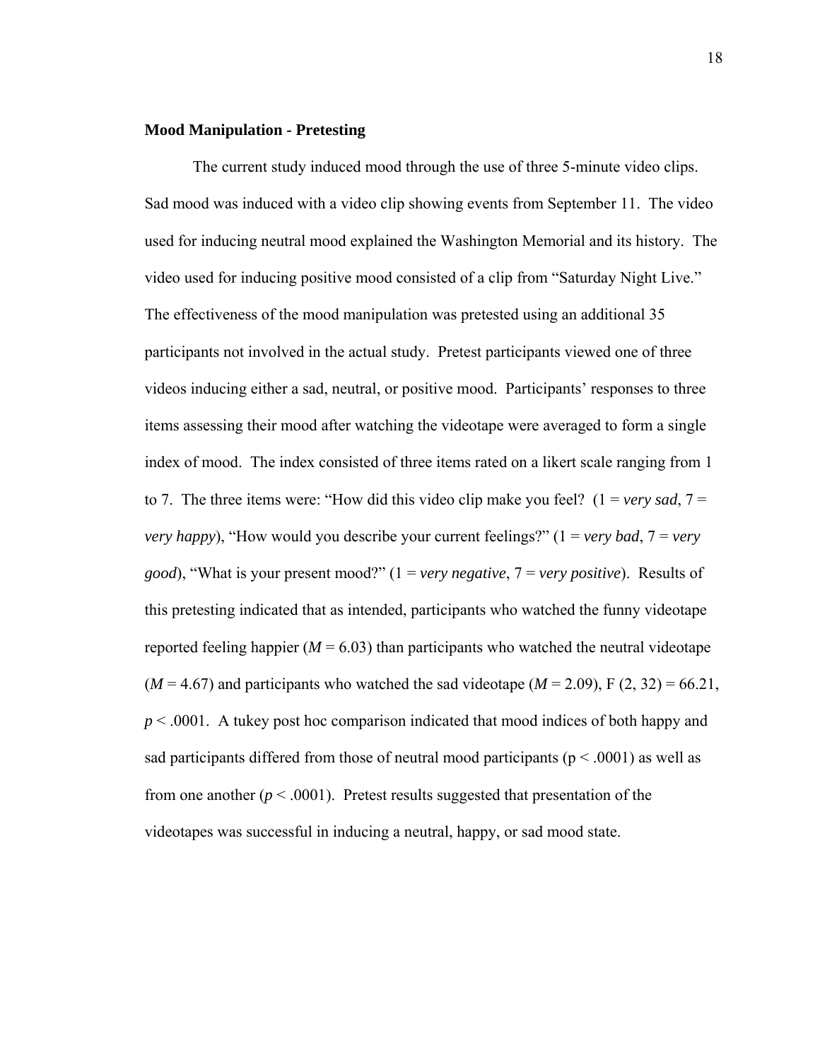**Mood Manipulation - Pretesting**

The current study induced mood through the use of three 5-minute video clips. Sad mood was induced with a video clip showing events from September 11. The video used for inducing neutral mood explained the Washington Memorial and its history. The video used for inducing positive mood consisted of a clip from "Saturday Night Live." The effectiveness of the mood manipulation was pretested using an additional 35 participants not involved in the actual study. Pretest participants viewed one of three videos inducing either a sad, neutral, or positive mood. Participants' responses to three items assessing their mood after watching the videotape were averaged to form a single index of mood. The index consisted of three items rated on a likert scale ranging from 1 to 7. The three items were: "How did this video clip make you feel? (1 = *very sad*, 7 = *very happy*), "How would you describe your current feelings?" (1 = *very bad*, 7 = *very good*), "What is your present mood?" (1 = *very negative*, 7 = *very positive*). Results of this pretesting indicated that as intended, participants who watched the funny videotape reported feeling happier ($M = 6.03$) than participants who watched the neutral videotape ($M = 4.67$) and participants who watched the sad videotape ($M = 2.09$), $F(2, 32) = 66.21$, $p < .0001$. A tukey post hoc comparison indicated that mood indices of both happy and sad participants differed from those of neutral mood participants ($p < .0001$) as well as from one another ($p < .0001$). Pretest results suggested that presentation of the videotapes was successful in inducing a neutral, happy, or sad mood state.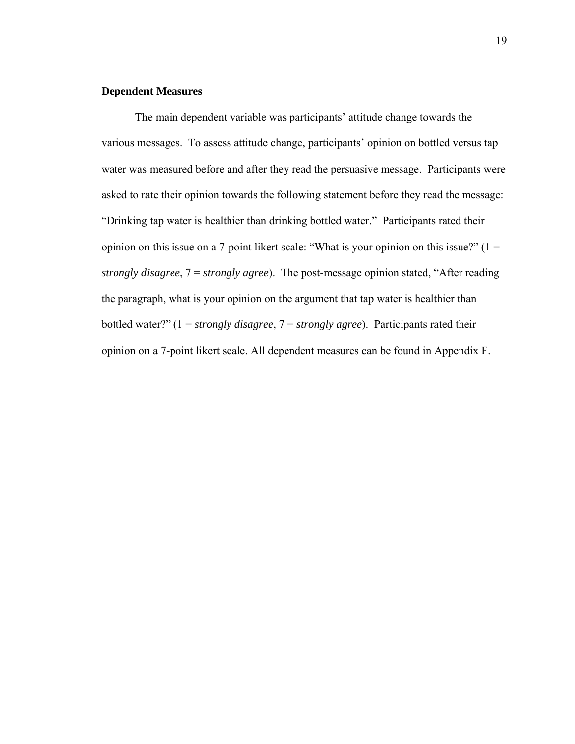**Dependent Measures**

The main dependent variable was participants' attitude change towards the various messages. To assess attitude change, participants' opinion on bottled versus tap water was measured before and after they read the persuasive message. Participants were asked to rate their opinion towards the following statement before they read the message: "Drinking tap water is healthier than drinking bottled water." Participants rated their opinion on this issue on a 7-point likert scale: "What is your opinion on this issue?" (1 = *strongly disagree*, 7 = *strongly agree*). The post-message opinion stated, "After reading the paragraph, what is your opinion on the argument that tap water is healthier than bottled water?" (1 = *strongly disagree*, 7 = *strongly agree*). Participants rated their opinion on a 7-point likert scale. All dependent measures can be found in Appendix F.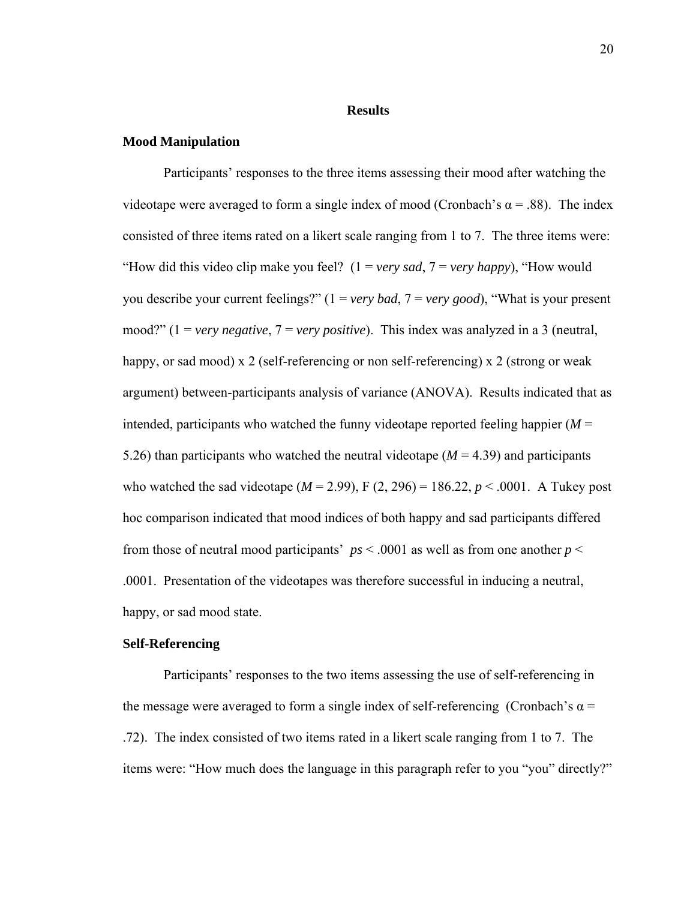# Results

## Mood Manipulation

Participants' responses to the three items assessing their mood after watching the videotape were averaged to form a single index of mood (Cronbach's α = .88). The index consisted of three items rated on a likert scale ranging from 1 to 7. The three items were: "How did this video clip make you feel? (1 = *very sad*, 7 = *very happy*), "How would you describe your current feelings?" (1 = *very bad*, 7 = *very good*), "What is your present mood?" (1 = *very negative*, 7 = *very positive*). This index was analyzed in a 3 (neutral, happy, or sad mood) x 2 (self-referencing or non self-referencing) x 2 (strong or weak argument) between-participants analysis of variance (ANOVA). Results indicated that as intended, participants who watched the funny videotape reported feeling happier ($M$ = 5.26) than participants who watched the neutral videotape ($M$ = 4.39) and participants who watched the sad videotape ($M$ = 2.99), $F(2, 296) = 186.22$, $p < .0001$. A Tukey post hoc comparison indicated that mood indices of both happy and sad participants differed from those of neutral mood participants' $ps < .0001$ as well as from one another $p < .0001$. Presentation of the videotapes was therefore successful in inducing a neutral, happy, or sad mood state.

## Self-Referencing

Participants' responses to the two items assessing the use of self-referencing in the message were averaged to form a single index of self-referencing (Cronbach's α = .72). The index consisted of two items rated in a likert scale ranging from 1 to 7. The items were: "How much does the language in this paragraph refer to you "you" directly?"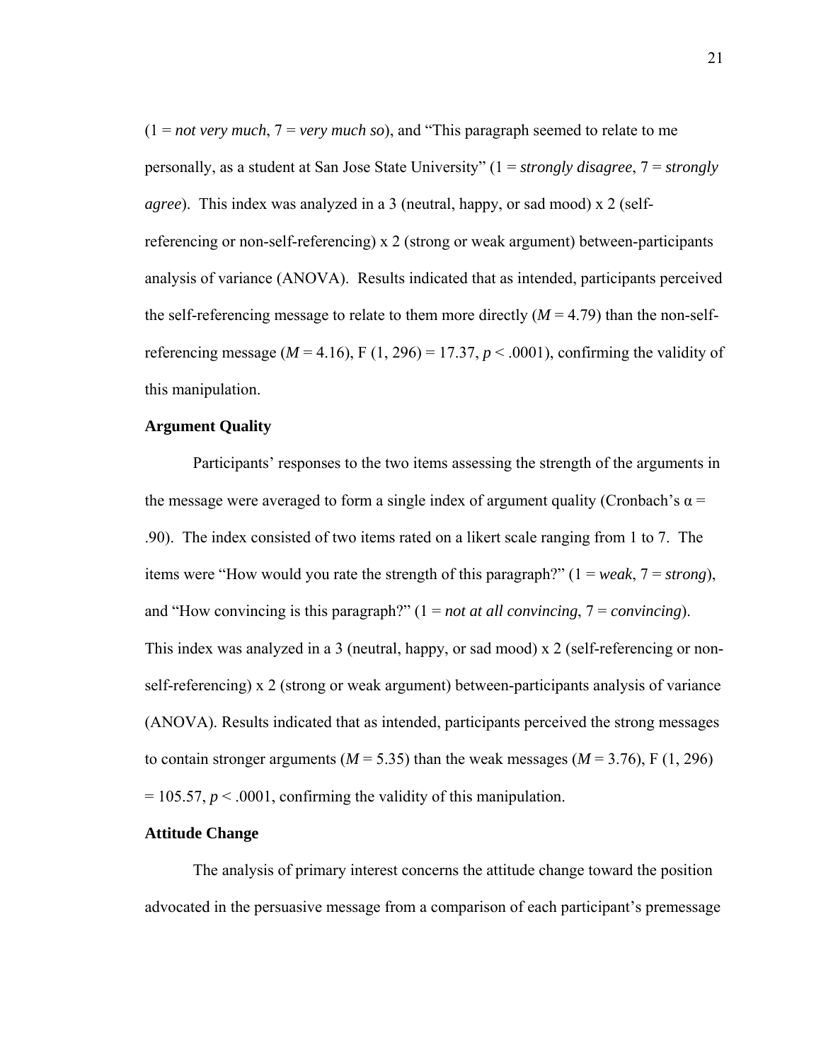(1 = *not very much*, 7 = *very much so*), and “This paragraph seemed to relate to me personally, as a student at San Jose State University” (1 = *strongly disagree*, 7 = *strongly agree*). This index was analyzed in a 3 (neutral, happy, or sad mood) x 2 (self-referencing or non-self-referencing) x 2 (strong or weak argument) between-participants analysis of variance (ANOVA). Results indicated that as intended, participants perceived the self-referencing message to relate to them more directly ($M = 4.79$) than the non-self-referencing message ($M = 4.16$), $F(1, 296) = 17.37$, $p < .0001$), confirming the validity of this manipulation.

### Argument Quality

Participants’ responses to the two items assessing the strength of the arguments in the message were averaged to form a single index of argument quality (Cronbach’s $\alpha = .90$). The index consisted of two items rated on a likert scale ranging from 1 to 7. The items were “How would you rate the strength of this paragraph?” (1 = *weak*, 7 = *strong*), and “How convincing is this paragraph?” (1 = *not at all convincing*, 7 = *convincing*). This index was analyzed in a 3 (neutral, happy, or sad mood) x 2 (self-referencing or non-self-referencing) x 2 (strong or weak argument) between-participants analysis of variance (ANOVA). Results indicated that as intended, participants perceived the strong messages to contain stronger arguments ($M = 5.35$) than the weak messages ($M = 3.76$), $F(1, 296) = 105.57$, $p < .0001$, confirming the validity of this manipulation.

### Attitude Change

The analysis of primary interest concerns the attitude change toward the position advocated in the persuasive message from a comparison of each participant’s premessage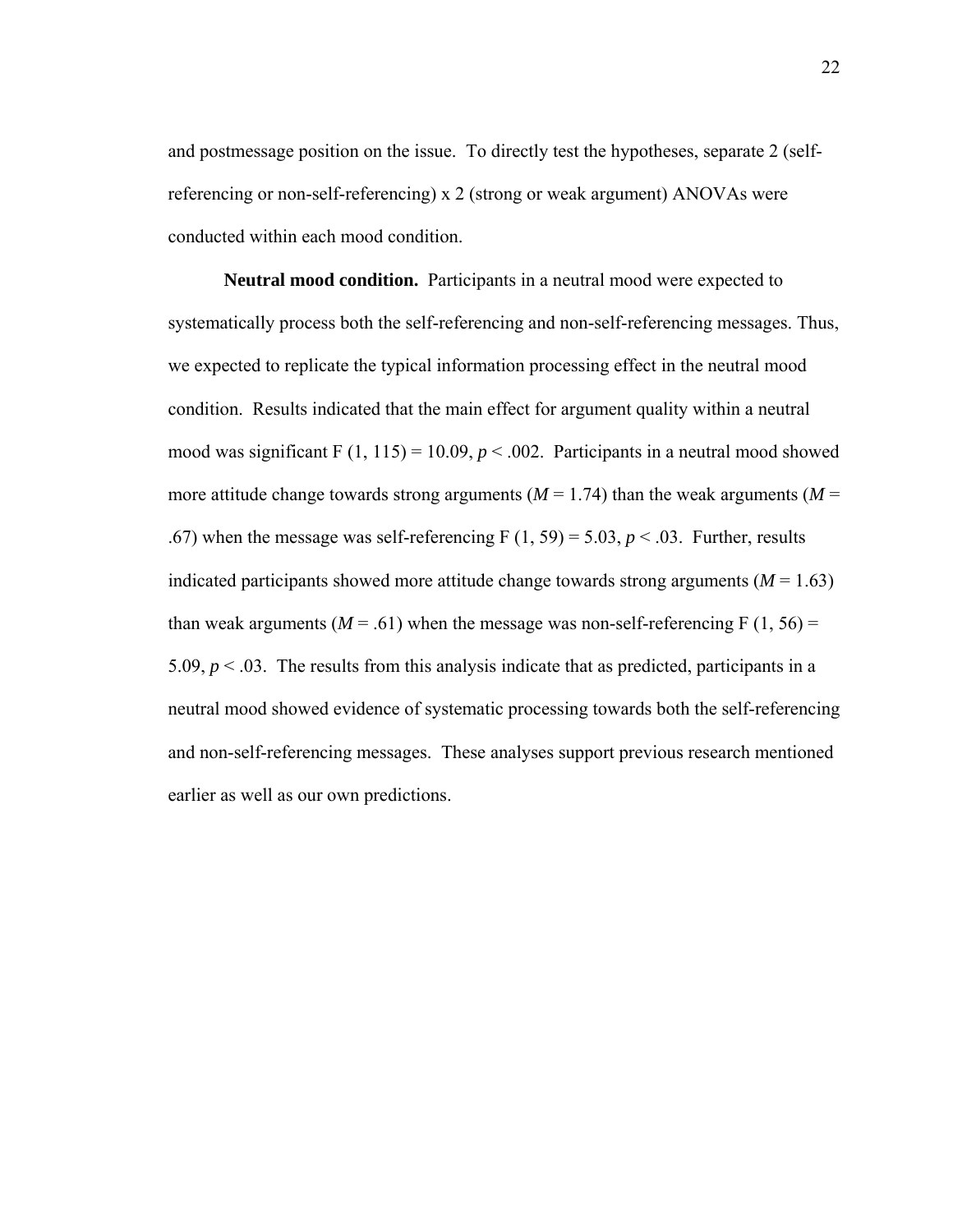and postmessage position on the issue. To directly test the hypotheses, separate 2 (self-referencing or non-self-referencing) x 2 (strong or weak argument) ANOVAs were conducted within each mood condition.

**Neutral mood condition.** Participants in a neutral mood were expected to systematically process both the self-referencing and non-self-referencing messages. Thus, we expected to replicate the typical information processing effect in the neutral mood condition. Results indicated that the main effect for argument quality within a neutral mood was significant $F(1, 115) = 10.09$, $p < .002$. Participants in a neutral mood showed more attitude change towards strong arguments ($M = 1.74$) than the weak arguments ($M = .67$) when the message was self-referencing $F(1, 59) = 5.03$, $p < .03$. Further, results indicated participants showed more attitude change towards strong arguments ($M = 1.63$) than weak arguments ($M = .61$) when the message was non-self-referencing $F(1, 56) = 5.09$, $p < .03$. The results from this analysis indicate that as predicted, participants in a neutral mood showed evidence of systematic processing towards both the self-referencing and non-self-referencing messages. These analyses support previous research mentioned earlier as well as our own predictions.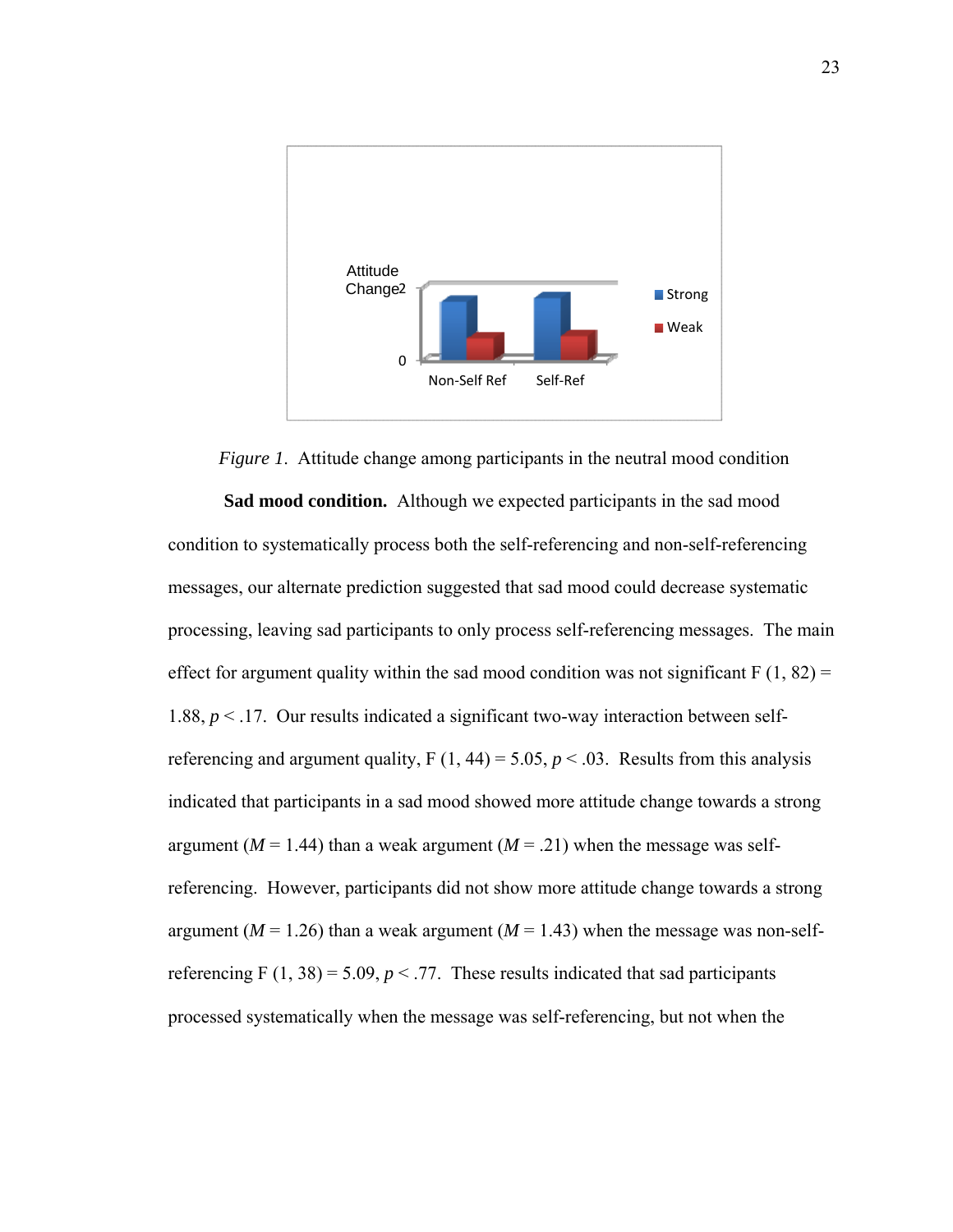*Figure 1*. Attitude change among participants in the neutral mood condition

**Sad mood condition.** Although we expected participants in the sad mood condition to systematically process both the self-referencing and non-self-referencing messages, our alternate prediction suggested that sad mood could decrease systematic processing, leaving sad participants to only process self-referencing messages. The main effect for argument quality within the sad mood condition was not significant $F\ (1, 82) = 1.88$, $p < .17$. Our results indicated a significant two-way interaction between self-referencing and argument quality, $F\ (1, 44) = 5.05$, $p < .03$. Results from this analysis indicated that participants in a sad mood showed more attitude change towards a strong argument ($M = 1.44$) than a weak argument ($M = .21$) when the message was self-referencing. However, participants did not show more attitude change towards a strong argument ($M = 1.26$) than a weak argument ($M = 1.43$) when the message was non-self-referencing $F\ (1, 38) = 5.09$, $p < .77$. These results indicated that sad participants processed systematically when the message was self-referencing, but not when the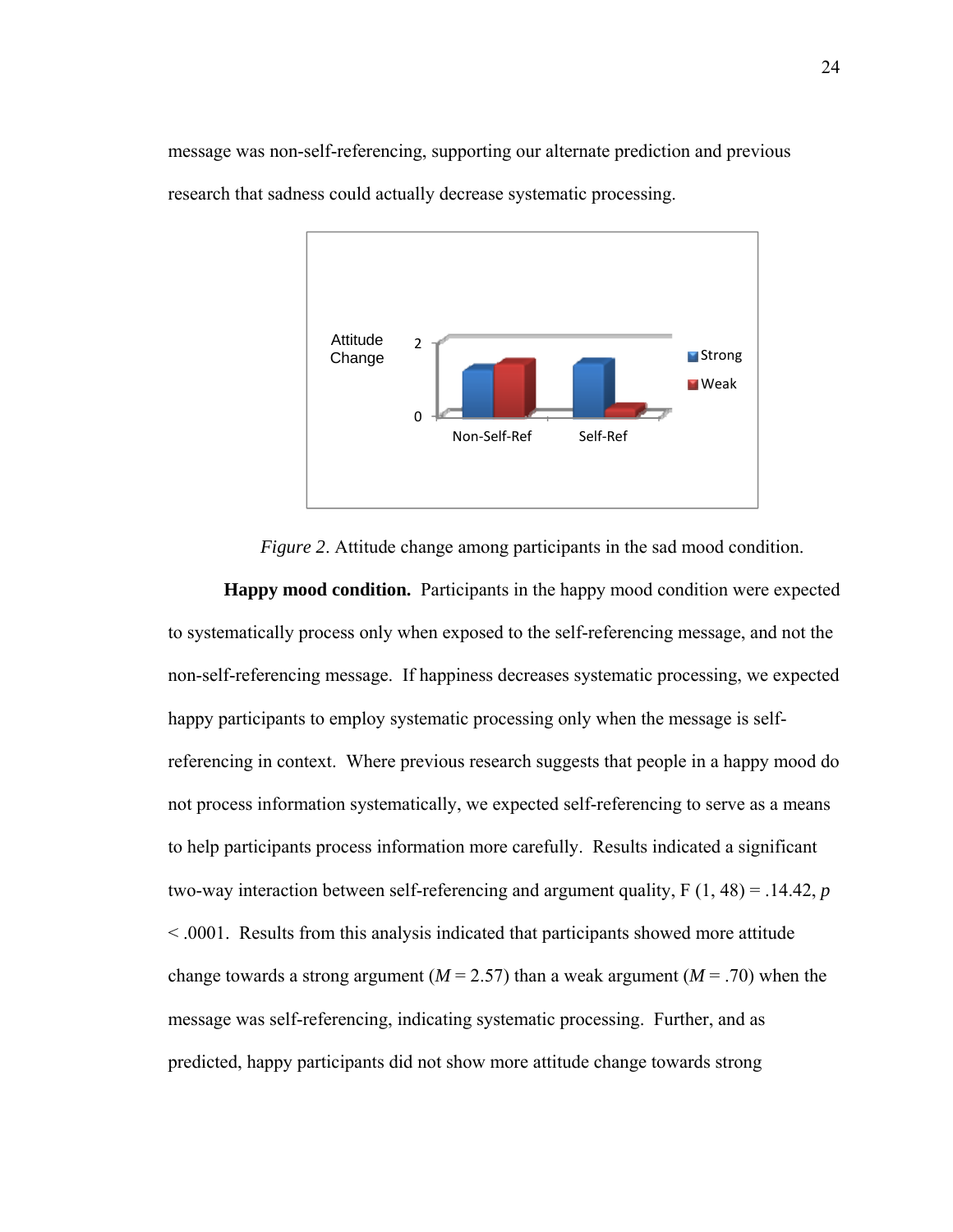message was non-self-referencing, supporting our alternate prediction and previous research that sadness could actually decrease systematic processing.

*Figure 2*. Attitude change among participants in the sad mood condition.

**Happy mood condition.** Participants in the happy mood condition were expected to systematically process only when exposed to the self-referencing message, and not the non-self-referencing message. If happiness decreases systematic processing, we expected happy participants to employ systematic processing only when the message is self-referencing in context. Where previous research suggests that people in a happy mood do not process information systematically, we expected self-referencing to serve as a means to help participants process information more carefully. Results indicated a significant two-way interaction between self-referencing and argument quality, $F(1, 48) = .14.42$, $p < .0001$. Results from this analysis indicated that participants showed more attitude change towards a strong argument ($M = 2.57$) than a weak argument ($M = .70$) when the message was self-referencing, indicating systematic processing. Further, and as predicted, happy participants did not show more attitude change towards strong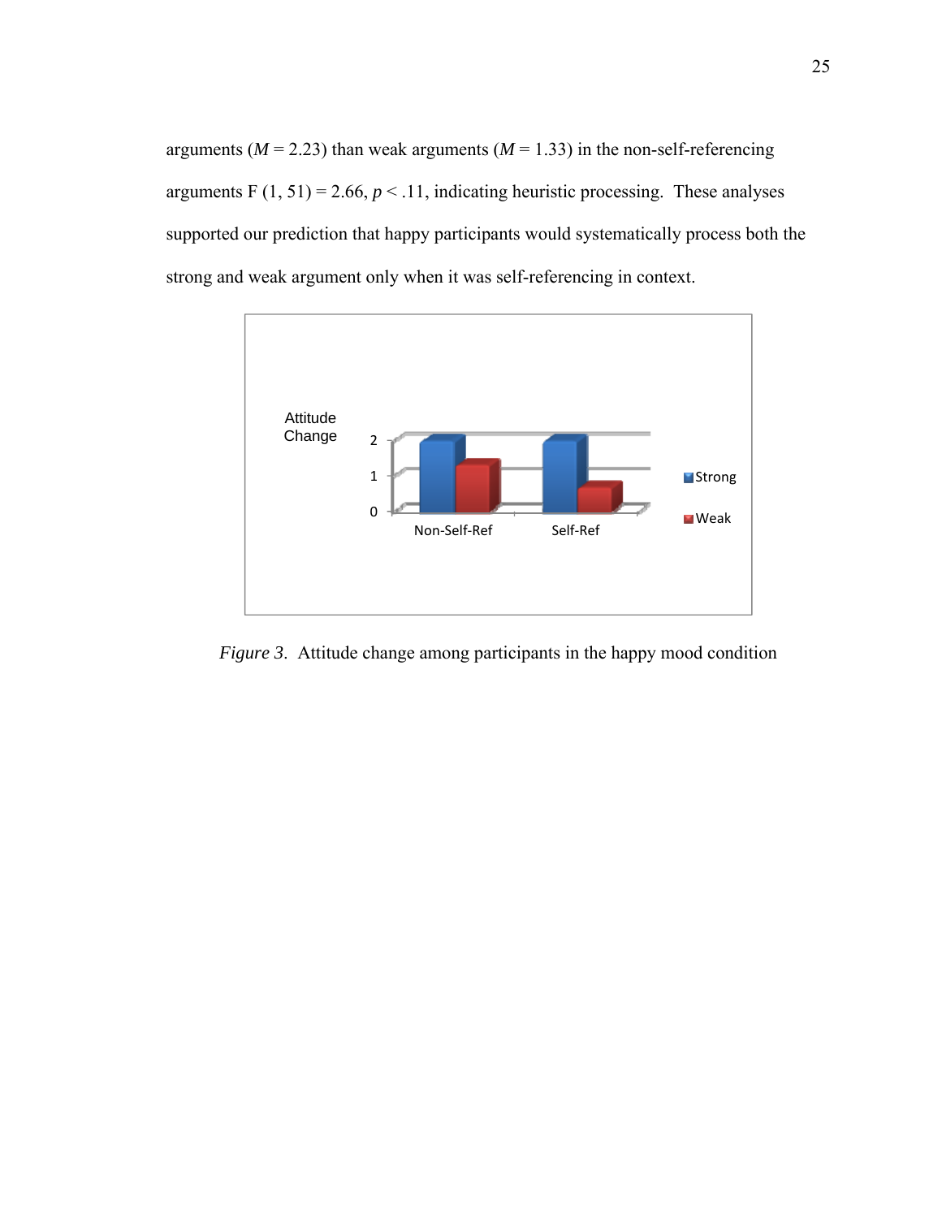arguments ($M$ = 2.23) than weak arguments ($M$ = 1.33) in the non-self-referencing arguments $F(1, 51) = 2.66$, $p < .11$, indicating heuristic processing. These analyses supported our prediction that happy participants would systematically process both the strong and weak argument only when it was self-referencing in context.

*Figure 3*. Attitude change among participants in the happy mood condition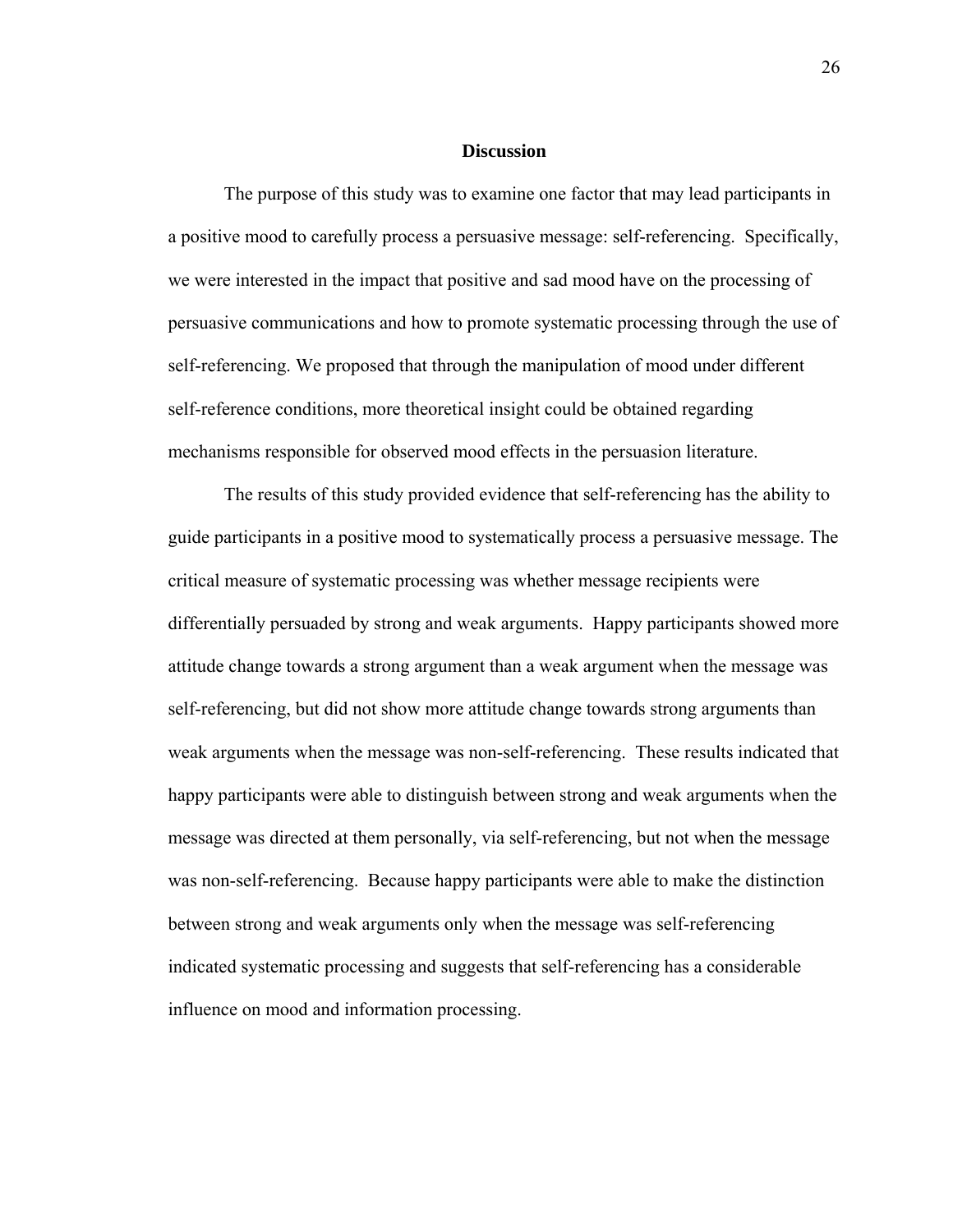## Discussion

The purpose of this study was to examine one factor that may lead participants in a positive mood to carefully process a persuasive message: self-referencing. Specifically, we were interested in the impact that positive and sad mood have on the processing of persuasive communications and how to promote systematic processing through the use of self-referencing. We proposed that through the manipulation of mood under different self-reference conditions, more theoretical insight could be obtained regarding mechanisms responsible for observed mood effects in the persuasion literature.

The results of this study provided evidence that self-referencing has the ability to guide participants in a positive mood to systematically process a persuasive message. The critical measure of systematic processing was whether message recipients were differentially persuaded by strong and weak arguments. Happy participants showed more attitude change towards a strong argument than a weak argument when the message was self-referencing, but did not show more attitude change towards strong arguments than weak arguments when the message was non-self-referencing. These results indicated that happy participants were able to distinguish between strong and weak arguments when the message was directed at them personally, via self-referencing, but not when the message was non-self-referencing. Because happy participants were able to make the distinction between strong and weak arguments only when the message was self-referencing indicated systematic processing and suggests that self-referencing has a considerable influence on mood and information processing.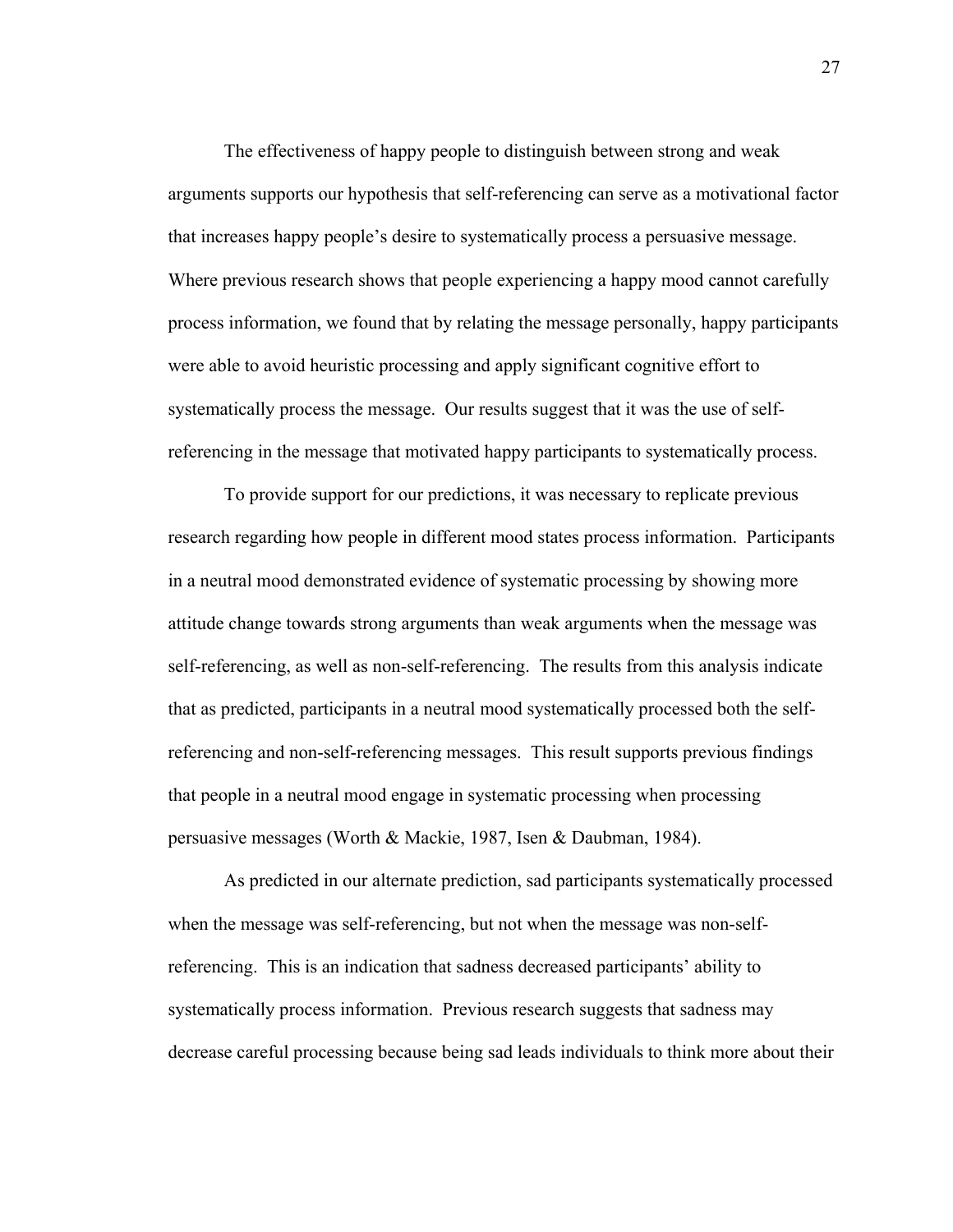The effectiveness of happy people to distinguish between strong and weak arguments supports our hypothesis that self-referencing can serve as a motivational factor that increases happy people's desire to systematically process a persuasive message. Where previous research shows that people experiencing a happy mood cannot carefully process information, we found that by relating the message personally, happy participants were able to avoid heuristic processing and apply significant cognitive effort to systematically process the message. Our results suggest that it was the use of self-referencing in the message that motivated happy participants to systematically process.

To provide support for our predictions, it was necessary to replicate previous research regarding how people in different mood states process information. Participants in a neutral mood demonstrated evidence of systematic processing by showing more attitude change towards strong arguments than weak arguments when the message was self-referencing, as well as non-self-referencing. The results from this analysis indicate that as predicted, participants in a neutral mood systematically processed both the self-referencing and non-self-referencing messages. This result supports previous findings that people in a neutral mood engage in systematic processing when processing persuasive messages (Worth & Mackie, 1987, Isen & Daubman, 1984).

As predicted in our alternate prediction, sad participants systematically processed when the message was self-referencing, but not when the message was non-self-referencing. This is an indication that sadness decreased participants' ability to systematically process information. Previous research suggests that sadness may decrease careful processing because being sad leads individuals to think more about their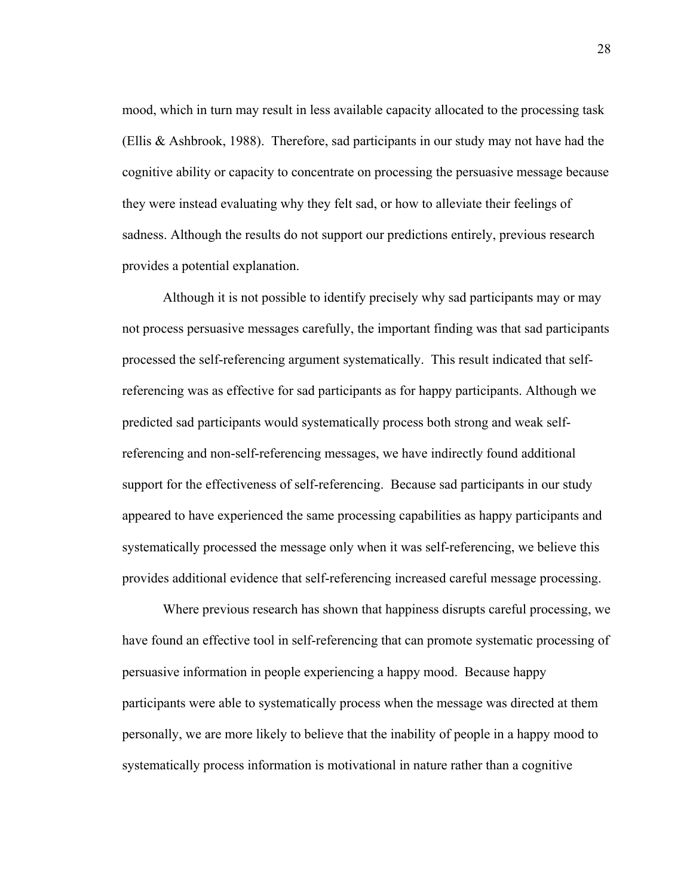mood, which in turn may result in less available capacity allocated to the processing task (Ellis & Ashbrook, 1988). Therefore, sad participants in our study may not have had the cognitive ability or capacity to concentrate on processing the persuasive message because they were instead evaluating why they felt sad, or how to alleviate their feelings of sadness. Although the results do not support our predictions entirely, previous research provides a potential explanation.

Although it is not possible to identify precisely why sad participants may or may not process persuasive messages carefully, the important finding was that sad participants processed the self-referencing argument systematically. This result indicated that self-referencing was as effective for sad participants as for happy participants. Although we predicted sad participants would systematically process both strong and weak self-referencing and non-self-referencing messages, we have indirectly found additional support for the effectiveness of self-referencing. Because sad participants in our study appeared to have experienced the same processing capabilities as happy participants and systematically processed the message only when it was self-referencing, we believe this provides additional evidence that self-referencing increased careful message processing.

Where previous research has shown that happiness disrupts careful processing, we have found an effective tool in self-referencing that can promote systematic processing of persuasive information in people experiencing a happy mood. Because happy participants were able to systematically process when the message was directed at them personally, we are more likely to believe that the inability of people in a happy mood to systematically process information is motivational in nature rather than a cognitive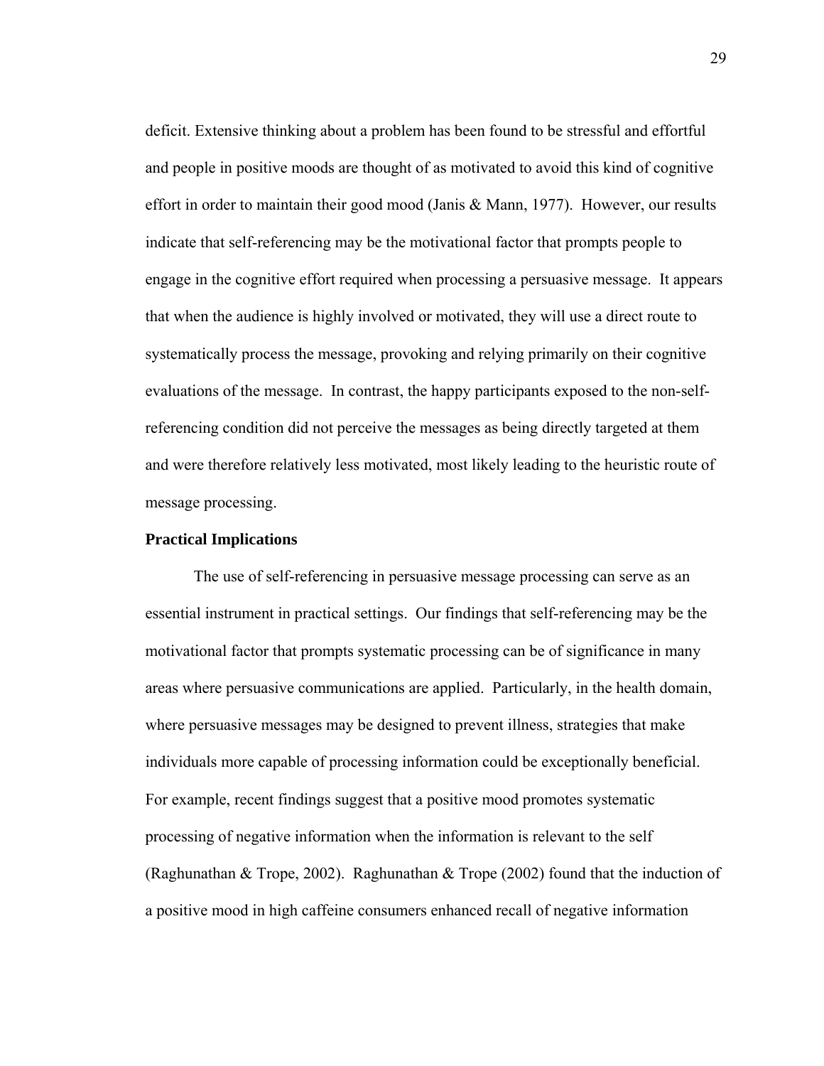deficit. Extensive thinking about a problem has been found to be stressful and effortful and people in positive moods are thought of as motivated to avoid this kind of cognitive effort in order to maintain their good mood (Janis & Mann, 1977). However, our results indicate that self-referencing may be the motivational factor that prompts people to engage in the cognitive effort required when processing a persuasive message. It appears that when the audience is highly involved or motivated, they will use a direct route to systematically process the message, provoking and relying primarily on their cognitive evaluations of the message. In contrast, the happy participants exposed to the non-self-referencing condition did not perceive the messages as being directly targeted at them and were therefore relatively less motivated, most likely leading to the heuristic route of message processing.

**Practical Implications**

The use of self-referencing in persuasive message processing can serve as an essential instrument in practical settings. Our findings that self-referencing may be the motivational factor that prompts systematic processing can be of significance in many areas where persuasive communications are applied. Particularly, in the health domain, where persuasive messages may be designed to prevent illness, strategies that make individuals more capable of processing information could be exceptionally beneficial. For example, recent findings suggest that a positive mood promotes systematic processing of negative information when the information is relevant to the self (Raghunathan & Trope, 2002). Raghunathan & Trope (2002) found that the induction of a positive mood in high caffeine consumers enhanced recall of negative information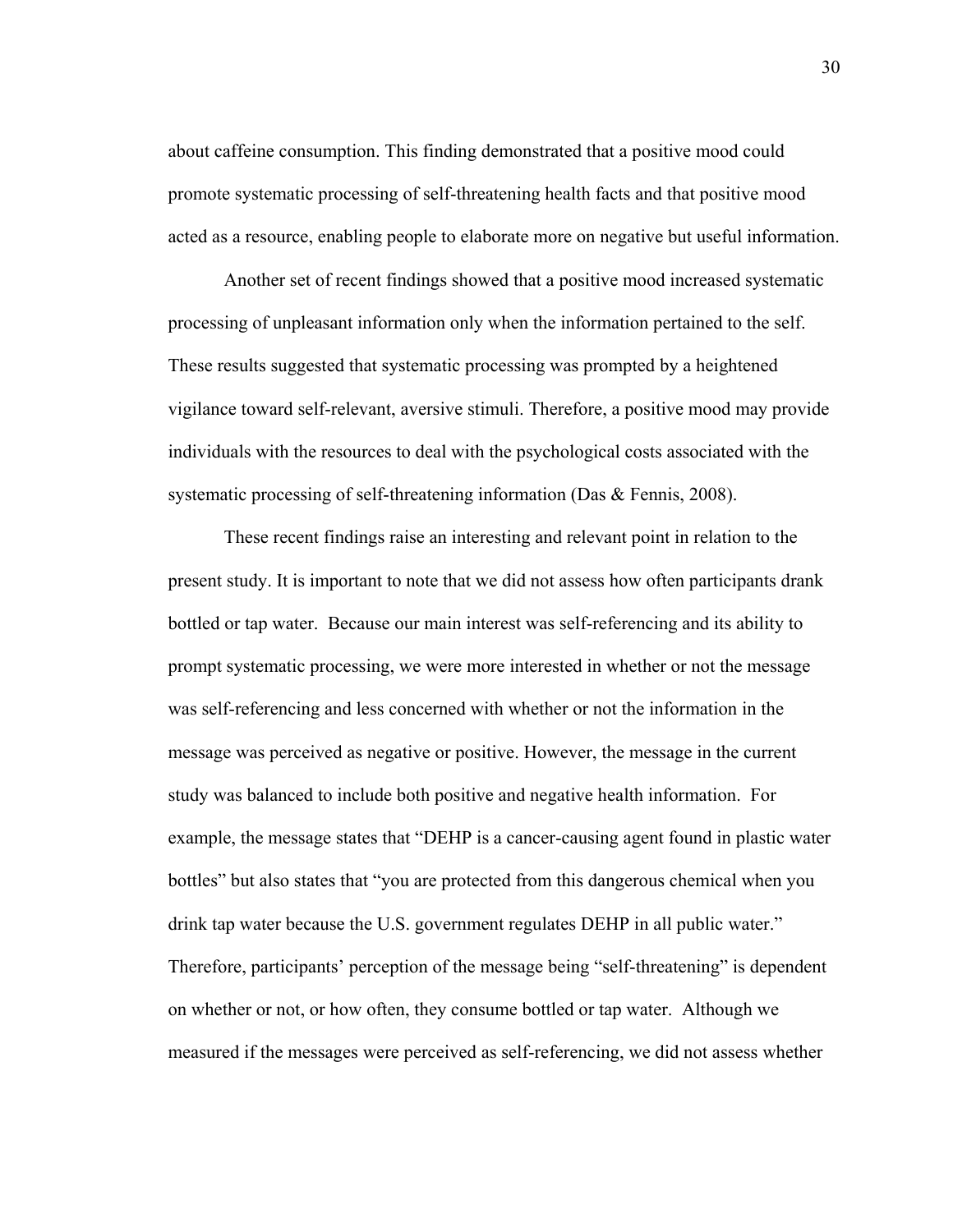about caffeine consumption. This finding demonstrated that a positive mood could promote systematic processing of self-threatening health facts and that positive mood acted as a resource, enabling people to elaborate more on negative but useful information.

Another set of recent findings showed that a positive mood increased systematic processing of unpleasant information only when the information pertained to the self. These results suggested that systematic processing was prompted by a heightened vigilance toward self-relevant, aversive stimuli. Therefore, a positive mood may provide individuals with the resources to deal with the psychological costs associated with the systematic processing of self-threatening information (Das & Fennis, 2008).

These recent findings raise an interesting and relevant point in relation to the present study. It is important to note that we did not assess how often participants drank bottled or tap water. Because our main interest was self-referencing and its ability to prompt systematic processing, we were more interested in whether or not the message was self-referencing and less concerned with whether or not the information in the message was perceived as negative or positive. However, the message in the current study was balanced to include both positive and negative health information. For example, the message states that "DEHP is a cancer-causing agent found in plastic water bottles" but also states that "you are protected from this dangerous chemical when you drink tap water because the U.S. government regulates DEHP in all public water." Therefore, participants' perception of the message being "self-threatening" is dependent on whether or not, or how often, they consume bottled or tap water. Although we measured if the messages were perceived as self-referencing, we did not assess whether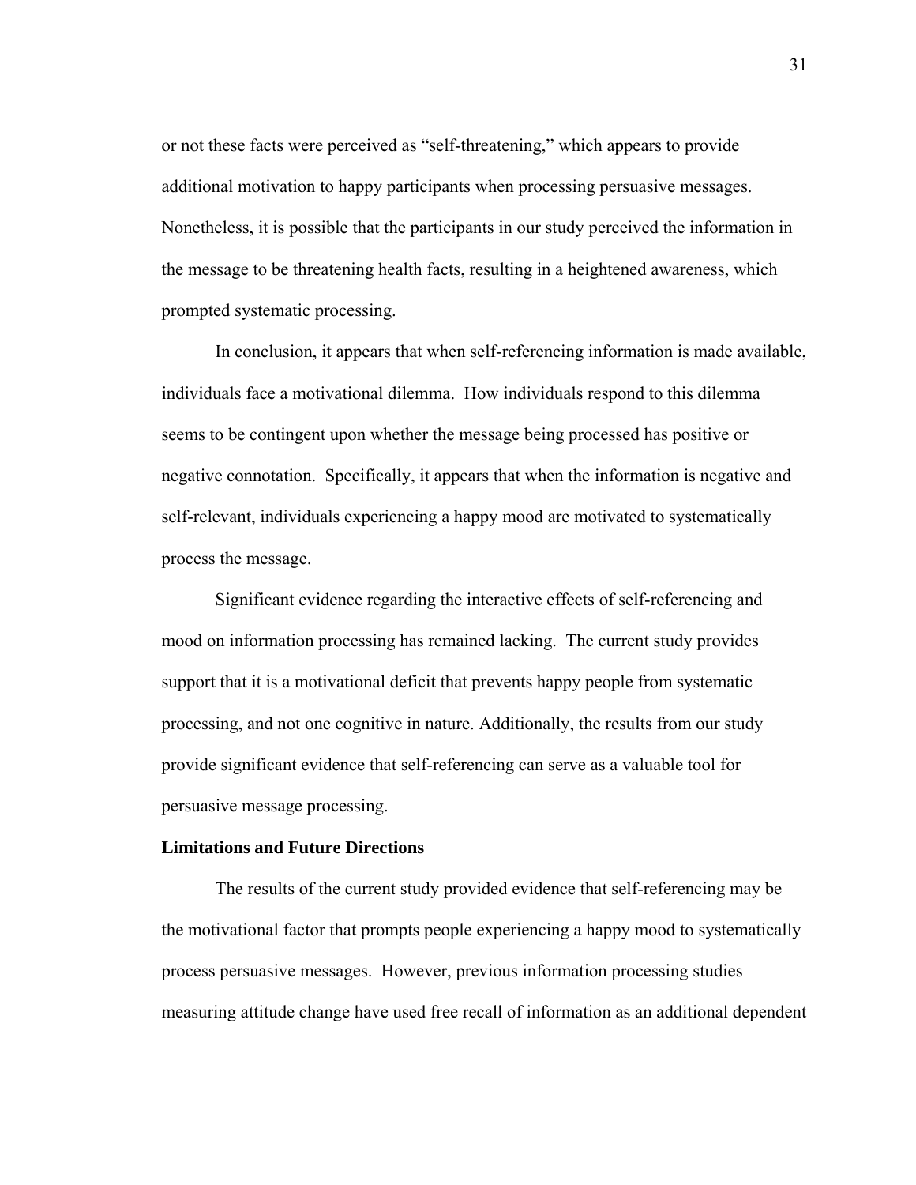or not these facts were perceived as “self-threatening,” which appears to provide additional motivation to happy participants when processing persuasive messages. Nonetheless, it is possible that the participants in our study perceived the information in the message to be threatening health facts, resulting in a heightened awareness, which prompted systematic processing.

In conclusion, it appears that when self-referencing information is made available, individuals face a motivational dilemma. How individuals respond to this dilemma seems to be contingent upon whether the message being processed has positive or negative connotation. Specifically, it appears that when the information is negative and self-relevant, individuals experiencing a happy mood are motivated to systematically process the message.

Significant evidence regarding the interactive effects of self-referencing and mood on information processing has remained lacking. The current study provides support that it is a motivational deficit that prevents happy people from systematic processing, and not one cognitive in nature. Additionally, the results from our study provide significant evidence that self-referencing can serve as a valuable tool for persuasive message processing.

**Limitations and Future Directions**

The results of the current study provided evidence that self-referencing may be the motivational factor that prompts people experiencing a happy mood to systematically process persuasive messages. However, previous information processing studies measuring attitude change have used free recall of information as an additional dependent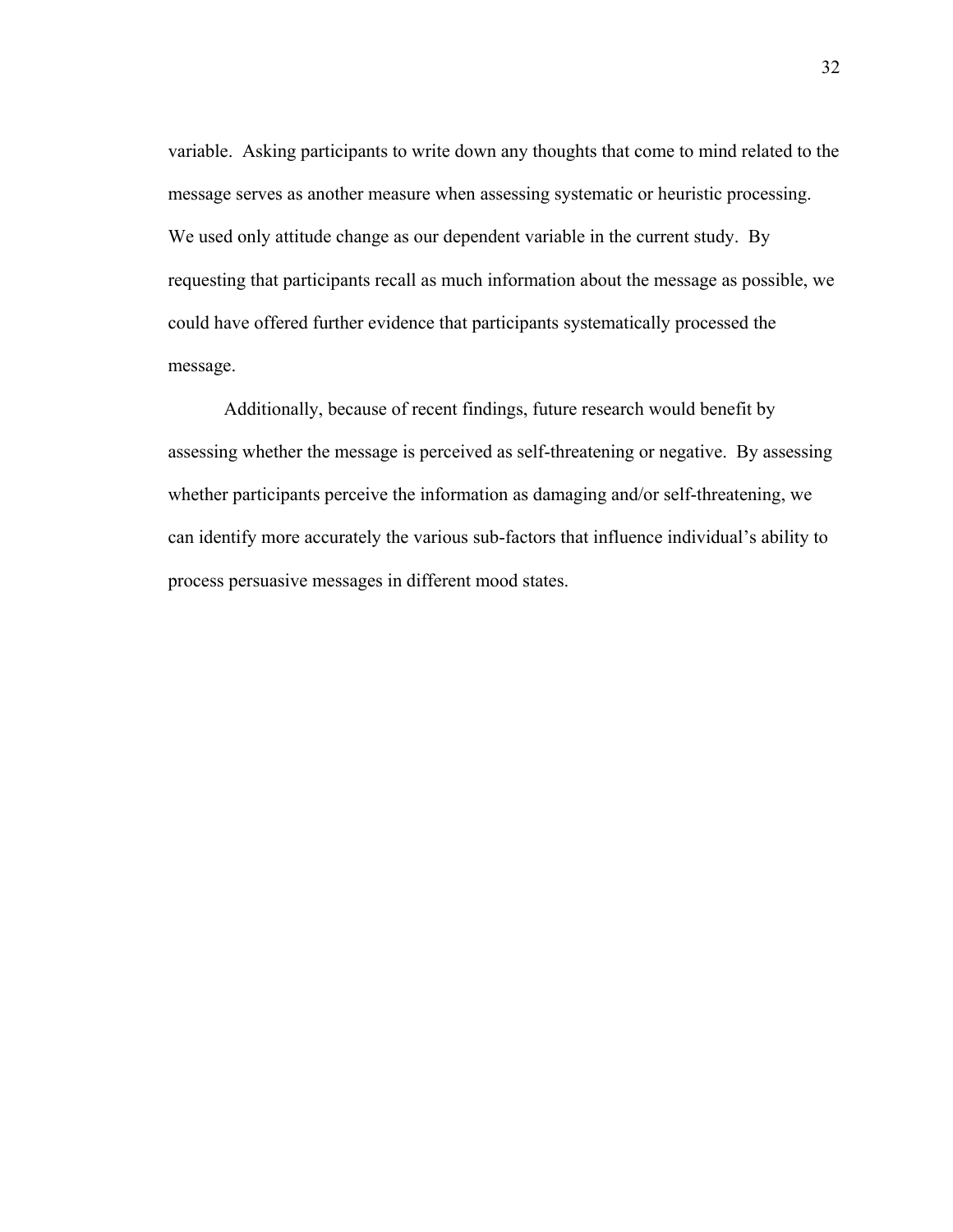variable. Asking participants to write down any thoughts that come to mind related to the message serves as another measure when assessing systematic or heuristic processing. We used only attitude change as our dependent variable in the current study. By requesting that participants recall as much information about the message as possible, we could have offered further evidence that participants systematically processed the message.

Additionally, because of recent findings, future research would benefit by assessing whether the message is perceived as self-threatening or negative. By assessing whether participants perceive the information as damaging and/or self-threatening, we can identify more accurately the various sub-factors that influence individual's ability to process persuasive messages in different mood states.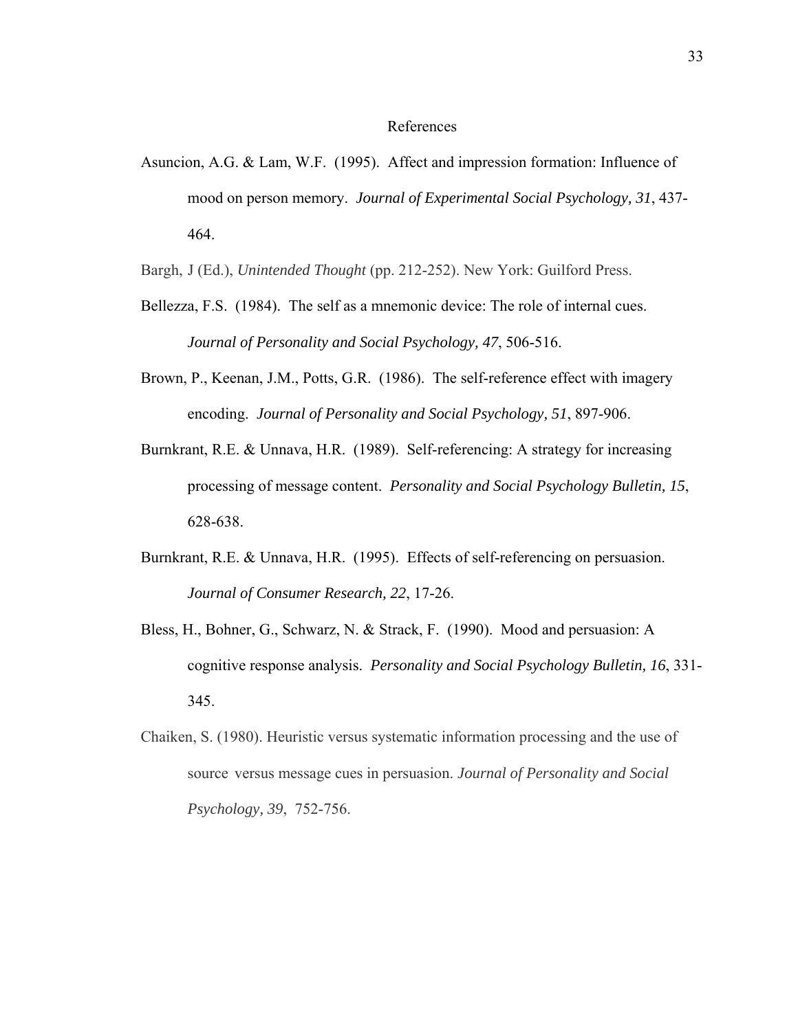# References

Asuncion, A.G. & Lam, W.F. (1995). Affect and impression formation: Influence of mood on person memory. *Journal of Experimental Social Psychology, 31*, 437-464.

Bargh, J (Ed.), *Unintended Thought* (pp. 212-252). New York: Guilford Press.

Bellezza, F.S. (1984). The self as a mnemonic device: The role of internal cues. *Journal of Personality and Social Psychology, 47*, 506-516.

Brown, P., Keenan, J.M., Potts, G.R. (1986). The self-reference effect with imagery encoding. *Journal of Personality and Social Psychology, 51*, 897-906.

Burnkrant, R.E. & Unnava, H.R. (1989). Self-referencing: A strategy for increasing processing of message content. *Personality and Social Psychology Bulletin, 15*, 628-638.

Burnkrant, R.E. & Unnava, H.R. (1995). Effects of self-referencing on persuasion. *Journal of Consumer Research, 22*, 17-26.

Bless, H., Bohner, G., Schwarz, N. & Strack, F. (1990). Mood and persuasion: A cognitive response analysis. *Personality and Social Psychology Bulletin, 16*, 331-345.

Chaiken, S. (1980). Heuristic versus systematic information processing and the use of source versus message cues in persuasion. *Journal of Personality and Social Psychology, 39*, 752-756.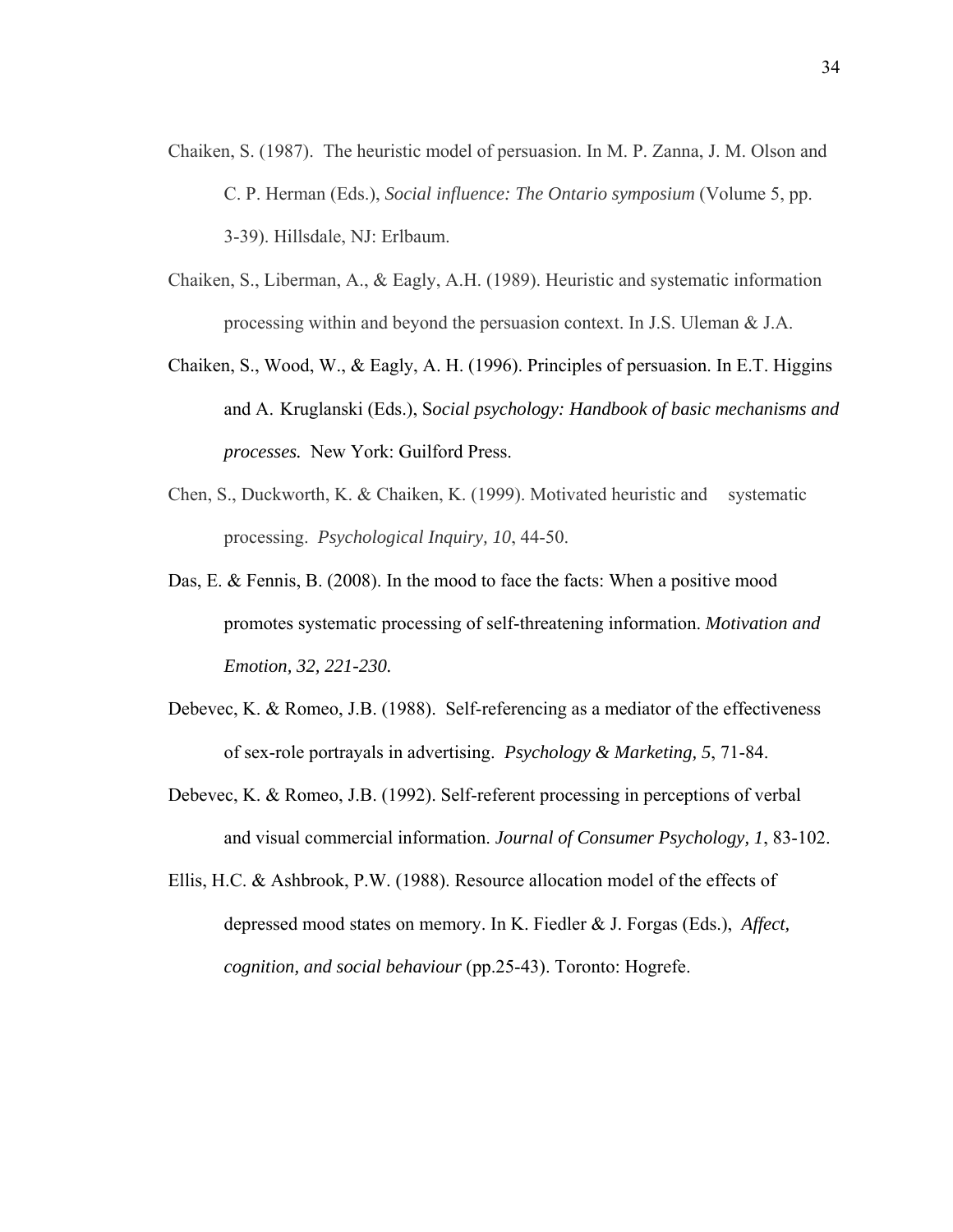Chaiken, S. (1987). The heuristic model of persuasion. In M. P. Zanna, J. M. Olson and C. P. Herman (Eds.), *Social influence: The Ontario symposium* (Volume 5, pp. 3-39). Hillsdale, NJ: Erlbaum.

Chaiken, S., Liberman, A., & Eagly, A.H. (1989). Heuristic and systematic information processing within and beyond the persuasion context. In J.S. Uleman & J.A.

Chaiken, S., Wood, W., & Eagly, A. H. (1996). Principles of persuasion. In E.T. Higgins and A. Kruglanski (Eds.), S*ocial psychology: Handbook of basic mechanisms and processes.* New York: Guilford Press.

Chen, S., Duckworth, K. & Chaiken, K. (1999). Motivated heuristic and systematic processing. *Psychological Inquiry, 10*, 44-50.

Das, E. & Fennis, B. (2008). In the mood to face the facts: When a positive mood promotes systematic processing of self-threatening information. *Motivation and Emotion, 32, 221-230.*

Debevec, K. & Romeo, J.B. (1988). Self-referencing as a mediator of the effectiveness of sex-role portrayals in advertising. *Psychology & Marketing, 5*, 71-84.

Debevec, K. & Romeo, J.B. (1992). Self-referent processing in perceptions of verbal and visual commercial information. *Journal of Consumer Psychology, 1*, 83-102.

Ellis, H.C. & Ashbrook, P.W. (1988). Resource allocation model of the effects of depressed mood states on memory. In K. Fiedler & J. Forgas (Eds.), *Affect, cognition, and social behaviour* (pp.25-43). Toronto: Hogrefe.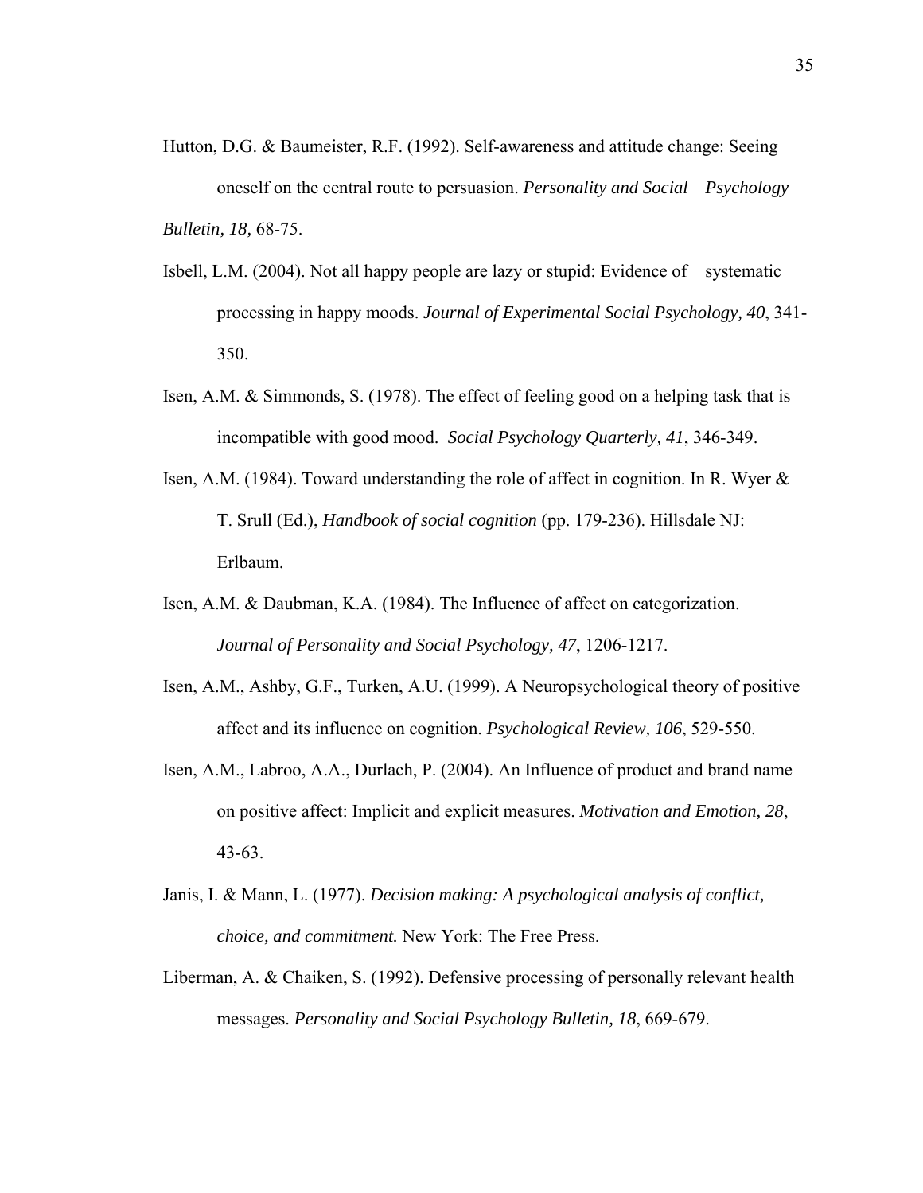Hutton, D.G. & Baumeister, R.F. (1992). Self-awareness and attitude change: Seeing oneself on the central route to persuasion. *Personality and Social Psychology Bulletin, 18,* 68-75.

Isbell, L.M. (2004). Not all happy people are lazy or stupid: Evidence of systematic processing in happy moods. *Journal of Experimental Social Psychology, 40*, 341-350.

Isen, A.M. & Simmonds, S. (1978). The effect of feeling good on a helping task that is incompatible with good mood. *Social Psychology Quarterly, 41*, 346-349.

Isen, A.M. (1984). Toward understanding the role of affect in cognition. In R. Wyer & T. Srull (Ed.), *Handbook of social cognition* (pp. 179-236). Hillsdale NJ: Erlbaum.

Isen, A.M. & Daubman, K.A. (1984). The Influence of affect on categorization. *Journal of Personality and Social Psychology, 47*, 1206-1217.

Isen, A.M., Ashby, G.F., Turken, A.U. (1999). A Neuropsychological theory of positive affect and its influence on cognition. *Psychological Review, 106*, 529-550.

Isen, A.M., Labroo, A.A., Durlach, P. (2004). An Influence of product and brand name on positive affect: Implicit and explicit measures. *Motivation and Emotion, 28*, 43-63.

Janis, I. & Mann, L. (1977). *Decision making: A psychological analysis of conflict, choice, and commitment.* New York: The Free Press.

Liberman, A. & Chaiken, S. (1992). Defensive processing of personally relevant health messages. *Personality and Social Psychology Bulletin, 18*, 669-679.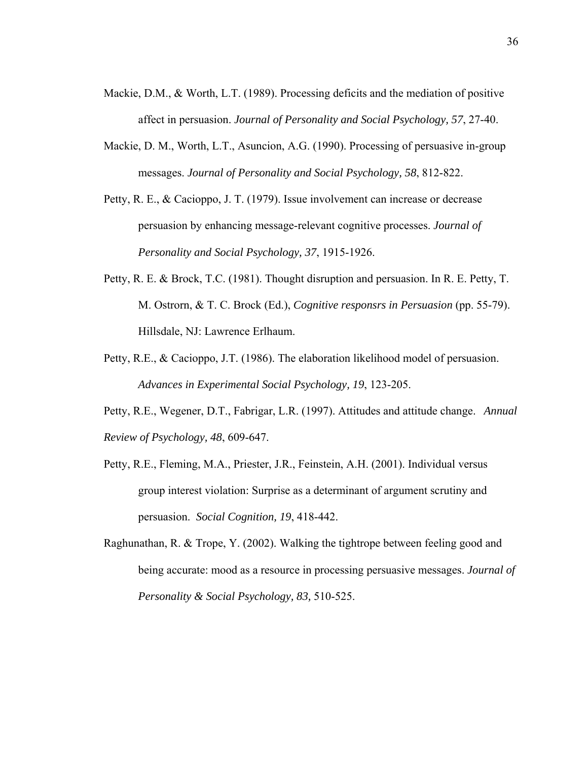Mackie, D.M., & Worth, L.T. (1989). Processing deficits and the mediation of positive affect in persuasion. *Journal of Personality and Social Psychology*, *57*, 27-40.

Mackie, D. M., Worth, L.T., Asuncion, A.G. (1990). Processing of persuasive in-group messages. *Journal of Personality and Social Psychology, 58*, 812-822.

Petty, R. E., & Cacioppo, J. T. (1979). Issue involvement can increase or decrease persuasion by enhancing message-relevant cognitive processes. *Journal of Personality and Social Psychology, 37*, 1915-1926.

Petty, R. E. & Brock, T.C. (1981). Thought disruption and persuasion. In R. E. Petty, T. M. Ostrorn, & T. C. Brock (Ed.), *Cognitive responsrs in Persuasion* (pp. 55-79). Hillsdale, NJ: Lawrence Erlhaum.

Petty, R.E., & Cacioppo, J.T. (1986). The elaboration likelihood model of persuasion. *Advances in Experimental Social Psychology, 19*, 123-205.

Petty, R.E., Wegener, D.T., Fabrigar, L.R. (1997). Attitudes and attitude change. *Annual Review of Psychology, 48*, 609-647.

Petty, R.E., Fleming, M.A., Priester, J.R., Feinstein, A.H. (2001). Individual versus group interest violation: Surprise as a determinant of argument scrutiny and persuasion. *Social Cognition, 19*, 418-442.

Raghunathan, R. & Trope, Y. (2002). Walking the tightrope between feeling good and being accurate: mood as a resource in processing persuasive messages. *Journal of Personality & Social Psychology, 83,* 510-525.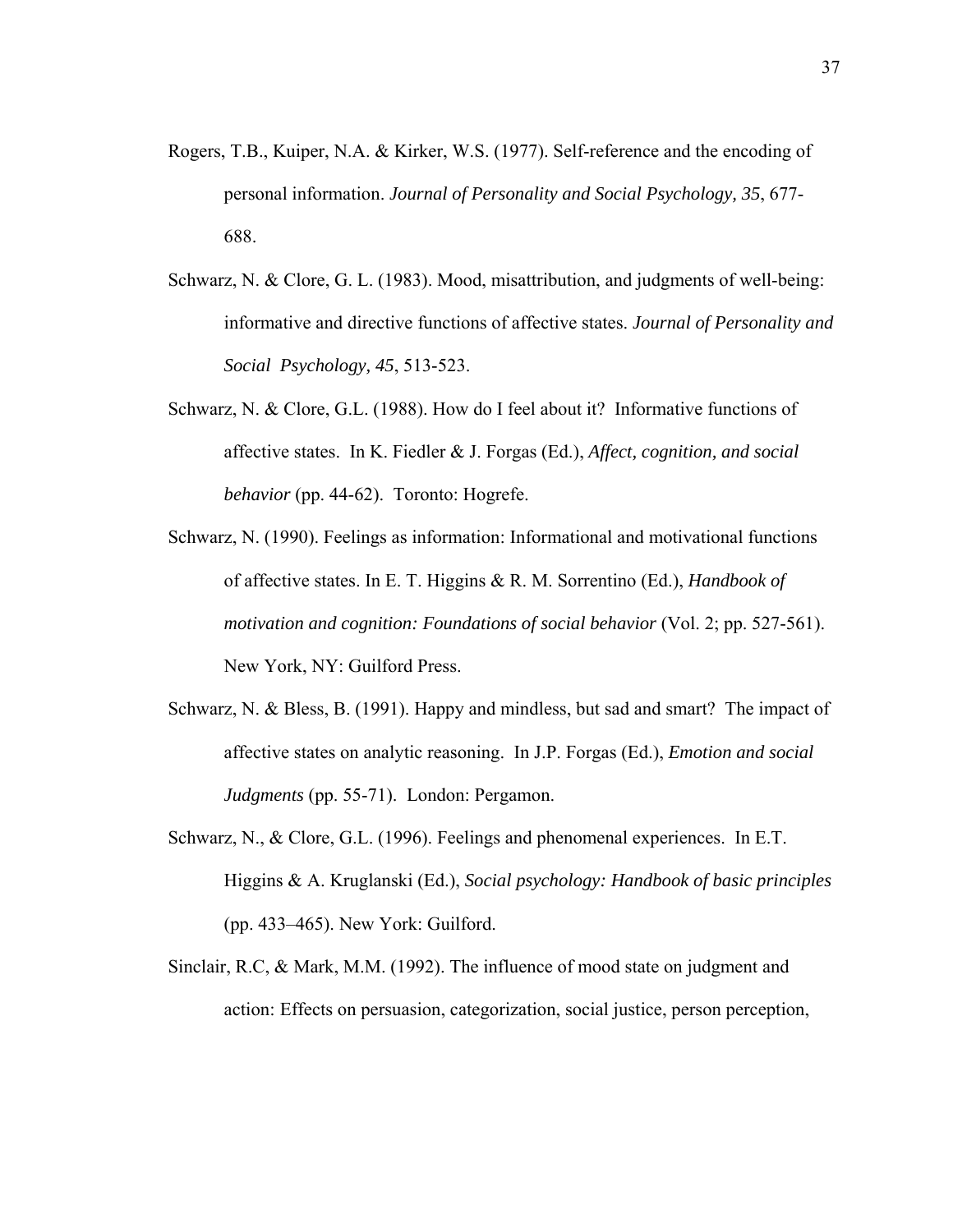Rogers, T.B., Kuiper, N.A. & Kirker, W.S. (1977). Self-reference and the encoding of personal information. *Journal of Personality and Social Psychology, 35*, 677-688.

Schwarz, N. & Clore, G. L. (1983). Mood, misattribution, and judgments of well-being: informative and directive functions of affective states. *Journal of Personality and Social Psychology, 45*, 513-523.

Schwarz, N. & Clore, G.L. (1988). How do I feel about it? Informative functions of affective states. In K. Fiedler & J. Forgas (Ed.), *Affect, cognition, and social behavior* (pp. 44-62). Toronto: Hogrefe.

Schwarz, N. (1990). Feelings as information: Informational and motivational functions of affective states. In E. T. Higgins & R. M. Sorrentino (Ed.), *Handbook of motivation and cognition: Foundations of social behavior* (Vol. 2; pp. 527-561). New York, NY: Guilford Press.

Schwarz, N. & Bless, B. (1991). Happy and mindless, but sad and smart? The impact of affective states on analytic reasoning. In J.P. Forgas (Ed.), *Emotion and social Judgments* (pp. 55-71). London: Pergamon.

Schwarz, N., & Clore, G.L. (1996). Feelings and phenomenal experiences. In E.T. Higgins & A. Kruglanski (Ed.), *Social psychology: Handbook of basic principles* (pp. 433–465). New York: Guilford.

Sinclair, R.C, & Mark, M.M. (1992). The influence of mood state on judgment and action: Effects on persuasion, categorization, social justice, person perception,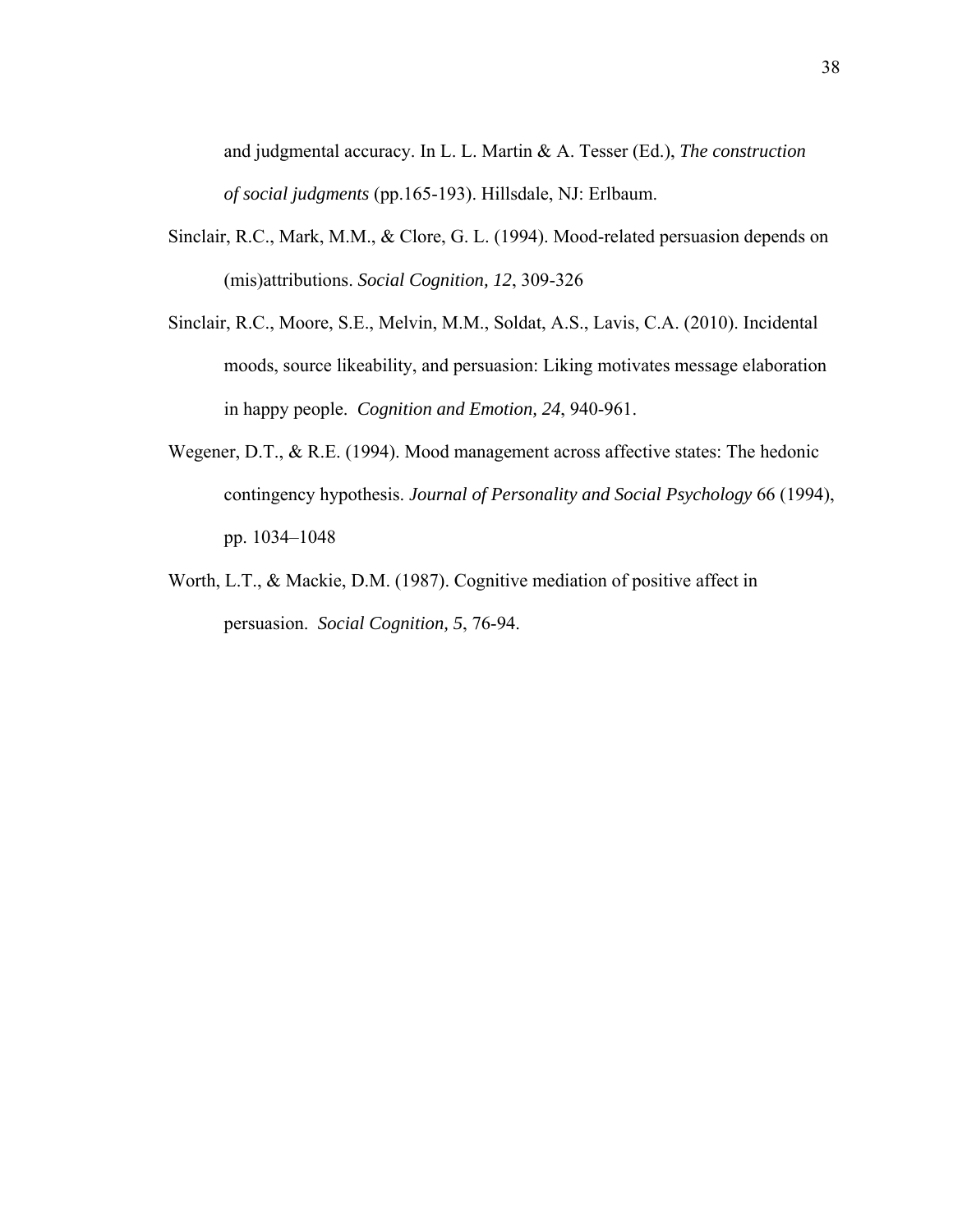and judgmental accuracy. In L. L. Martin & A. Tesser (Ed.), *The construction of social judgments* (pp.165-193). Hillsdale, NJ: Erlbaum.

Sinclair, R.C., Mark, M.M., & Clore, G. L. (1994). Mood-related persuasion depends on (mis)attributions. *Social Cognition, 12*, 309-326

Sinclair, R.C., Moore, S.E., Melvin, M.M., Soldat, A.S., Lavis, C.A. (2010). Incidental moods, source likeability, and persuasion: Liking motivates message elaboration in happy people. *Cognition and Emotion, 24*, 940-961.

Wegener, D.T., & R.E. (1994). Mood management across affective states: The hedonic contingency hypothesis. *Journal of Personality and Social Psychology* 66 (1994), pp. 1034–1048

Worth, L.T., & Mackie, D.M. (1987). Cognitive mediation of positive affect in persuasion. *Social Cognition, 5*, 76-94.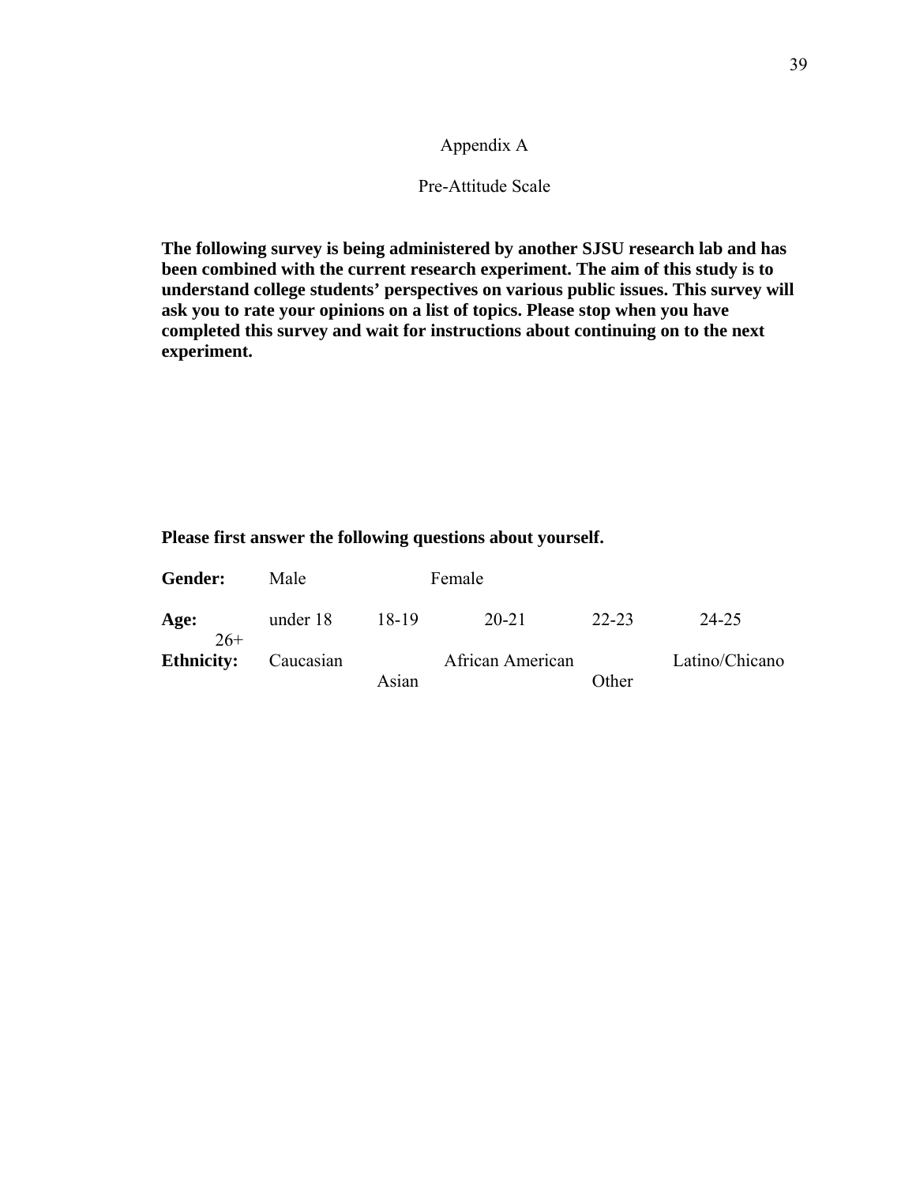# Appendix A

## Pre-Attitude Scale

**The following survey is being administered by another SJSU research lab and has been combined with the current research experiment. The aim of this study is to understand college students' perspectives on various public issues. This survey will ask you to rate your opinions on a list of topics. Please stop when you have completed this survey and wait for instructions about continuing on to the next experiment.**

**Please first answer the following questions about yourself.**

**Gender:** Male Female

**Age:** under 18 18-19 20-21 22-23 24-25 26+

**Ethnicity:** Caucasian African American Latino/Chicano Asian Other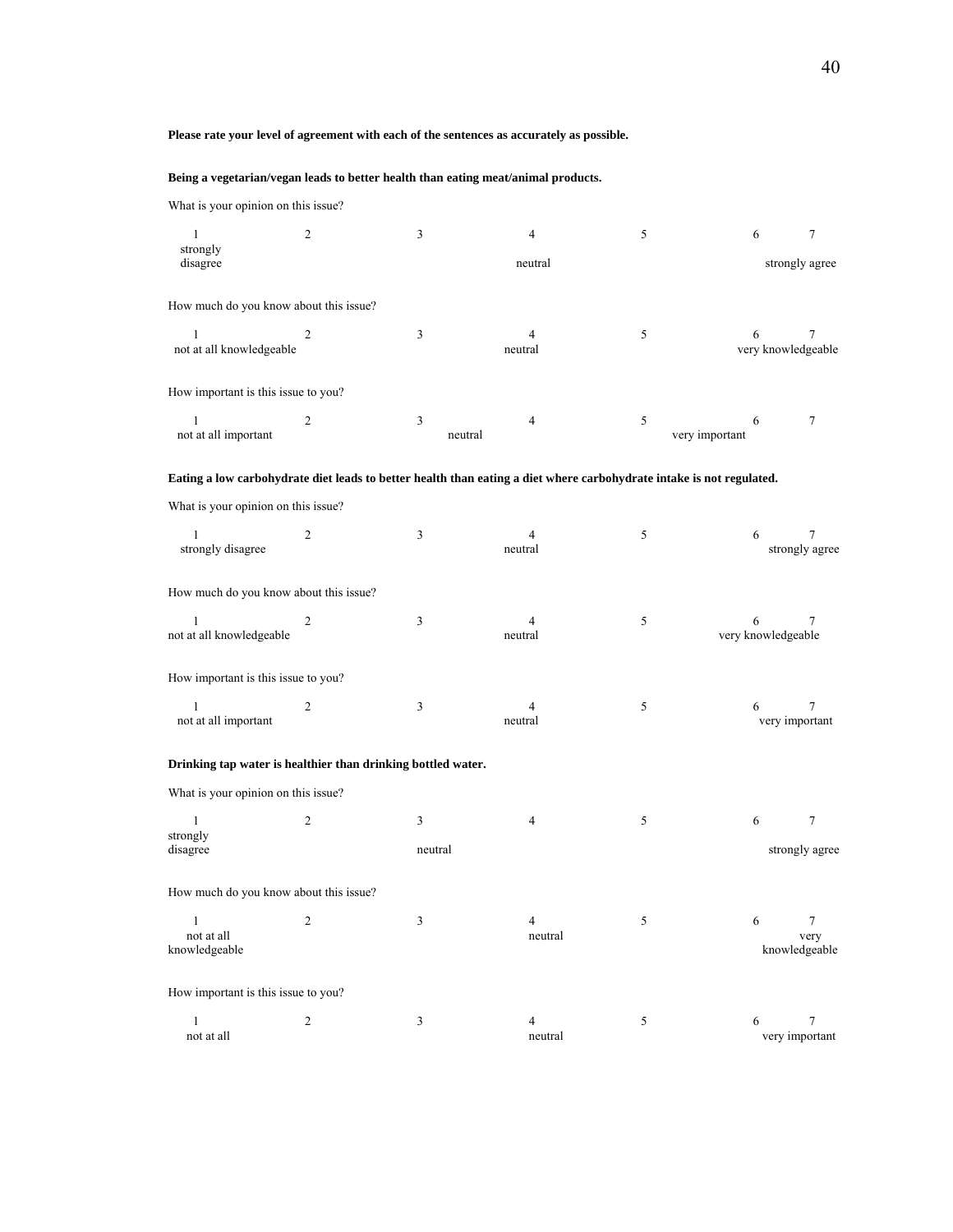**Please rate your level of agreement with each of the sentences as accurately as possible.**

**Being a vegetarian/vegan leads to better health than eating meat/animal products.**

What is your opinion on this issue?

| 1 | 2 | 3 | 4 | 5 | 6 | 7 |
|---|---|---|---|---|---|---|
| strongly disagree | | | neutral | | | strongly agree |

How much do you know about this issue?

| 1 | 2 | 3 | 4 | 5 | 6 | 7 |
|---|---|---|---|---|---|---|
| not at all knowledgeable | | | neutral | | | very knowledgeable |

How important is this issue to you?

| 1 | 2 | 3 | 4 | 5 | 6 | 7 |
|---|---|---|---|---|---|---|
| not at all important | | neutral | | very important | | |

**Eating a low carbohydrate diet leads to better health than eating a diet where carbohydrate intake is not regulated.**

What is your opinion on this issue?

| 1 | 2 | 3 | 4 | 5 | 6 | 7 |
|---|---|---|---|---|---|---|
| strongly disagree | | | neutral | | | strongly agree |

How much do you know about this issue?

| 1 | 2 | 3 | 4 | 5 | 6 | 7 |
|---|---|---|---|---|---|---|
| not at all knowledgeable | | | neutral | | very knowledgeable | |

How important is this issue to you?

| 1 | 2 | 3 | 4 | 5 | 6 | 7 |
|---|---|---|---|---|---|---|
| not at all important | | | neutral | | | very important |

**Drinking tap water is healthier than drinking bottled water.**

What is your opinion on this issue?

| 1 | 2 | 3 | 4 | 5 | 6 | 7 |
|---|---|---|---|---|---|---|
| strongly disagree | | neutral | | | | strongly agree |

How much do you know about this issue?

| 1 | 2 | 3 | 4 | 5 | 6 | 7 |
|---|---|---|---|---|---|---|
| not at all knowledgeable | | | neutral | | | very knowledgeable |

How important is this issue to you?

| 1 | 2 | 3 | 4 | 5 | 6 | 7 |
|---|---|---|---|---|---|---|
| not at all | | | neutral | | | very important |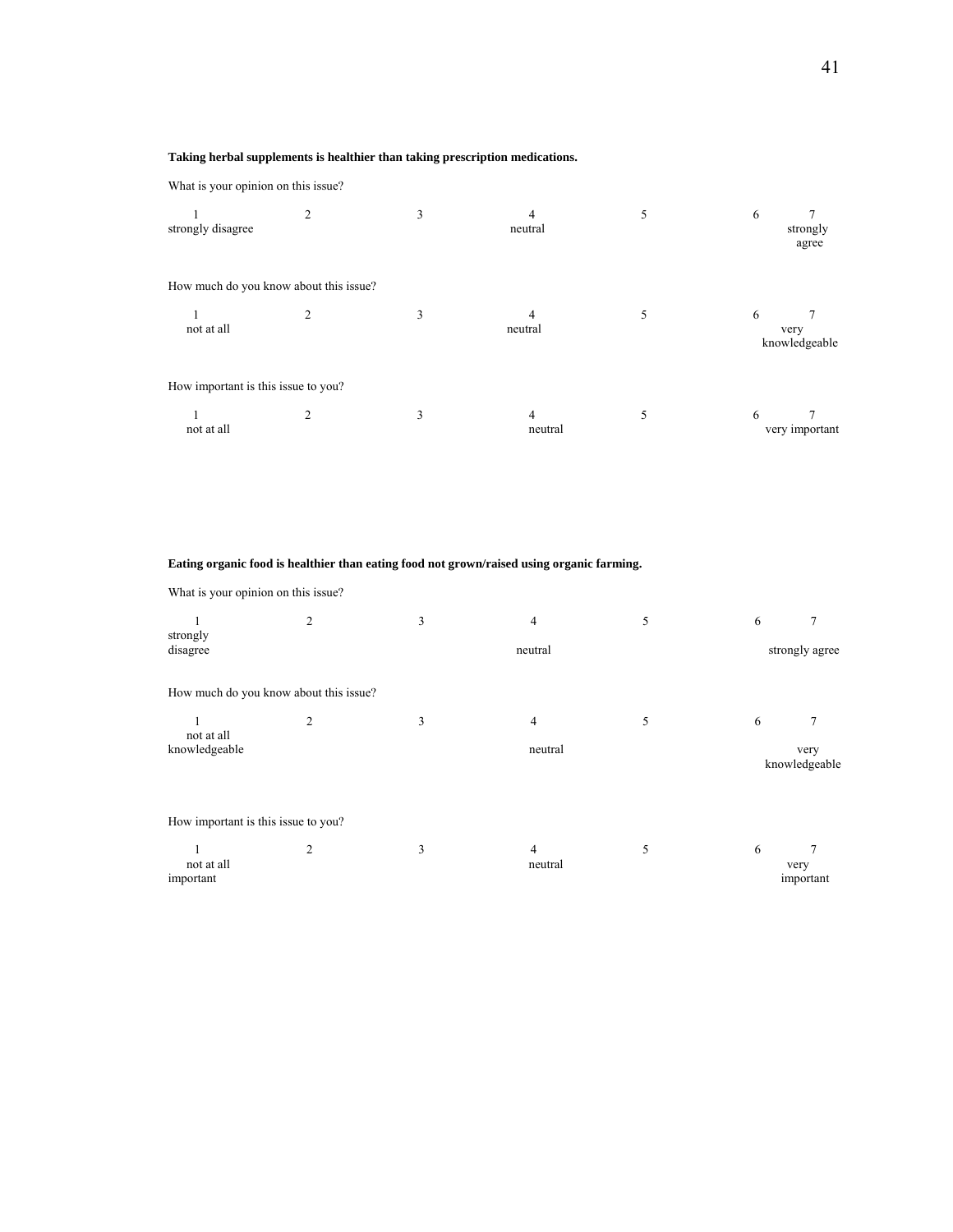**Taking herbal supplements is healthier than taking prescription medications.**

What is your opinion on this issue?

| 1 | 2 | 3 | 4 | 5 | 6 | 7 |
|---|---|---|---|---|---|---|
| strongly disagree | | | neutral | | | strongly agree |

How much do you know about this issue?

| 1 | 2 | 3 | 4 | 5 | 6 | 7 |
|---|---|---|---|---|---|---|
| not at all | | | neutral | | | very knowledgeable |

How important is this issue to you?

| 1 | 2 | 3 | 4 | 5 | 6 | 7 |
|---|---|---|---|---|---|---|
| not at all | | | neutral | | | very important |

**Eating organic food is healthier than eating food not grown/raised using organic farming.**

What is your opinion on this issue?

| 1 | 2 | 3 | 4 | 5 | 6 | 7 |
|---|---|---|---|---|---|---|
| strongly disagree | | | neutral | | | strongly agree |

How much do you know about this issue?

| 1 | 2 | 3 | 4 | 5 | 6 | 7 |
|---|---|---|---|---|---|---|
| not at all knowledgeable | | | neutral | | | very knowledgeable |

How important is this issue to you?

| 1 | 2 | 3 | 4 | 5 | 6 | 7 |
|---|---|---|---|---|---|---|
| not at all important | | | neutral | | | very important |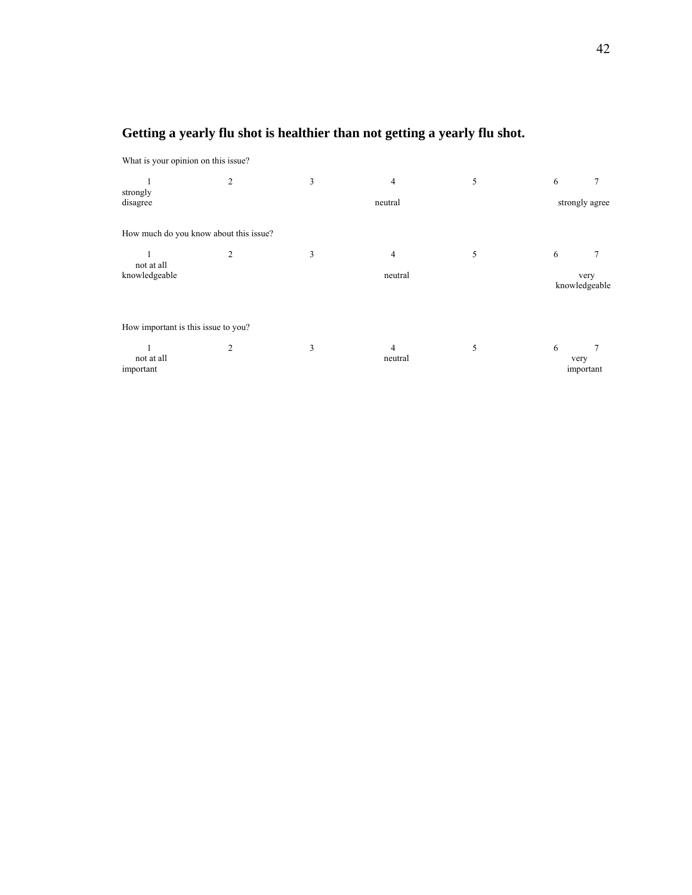**Getting a yearly flu shot is healthier than not getting a yearly flu shot.**

What is your opinion on this issue?

| 1 | 2 | 3 | 4 | 5 | 6 | 7 |
|---|---|---|---|---|---|---|
| strongly disagree | | | neutral | | | strongly agree |

How much do you know about this issue?

| 1 | 2 | 3 | 4 | 5 | 6 | 7 |
|---|---|---|---|---|---|---|
| not at all knowledgeable | | | neutral | | | very knowledgeable |

How important is this issue to you?

| 1 | 2 | 3 | 4 | 5 | 6 | 7 |
|---|---|---|---|---|---|---|
| not at all important | | | neutral | | | very important |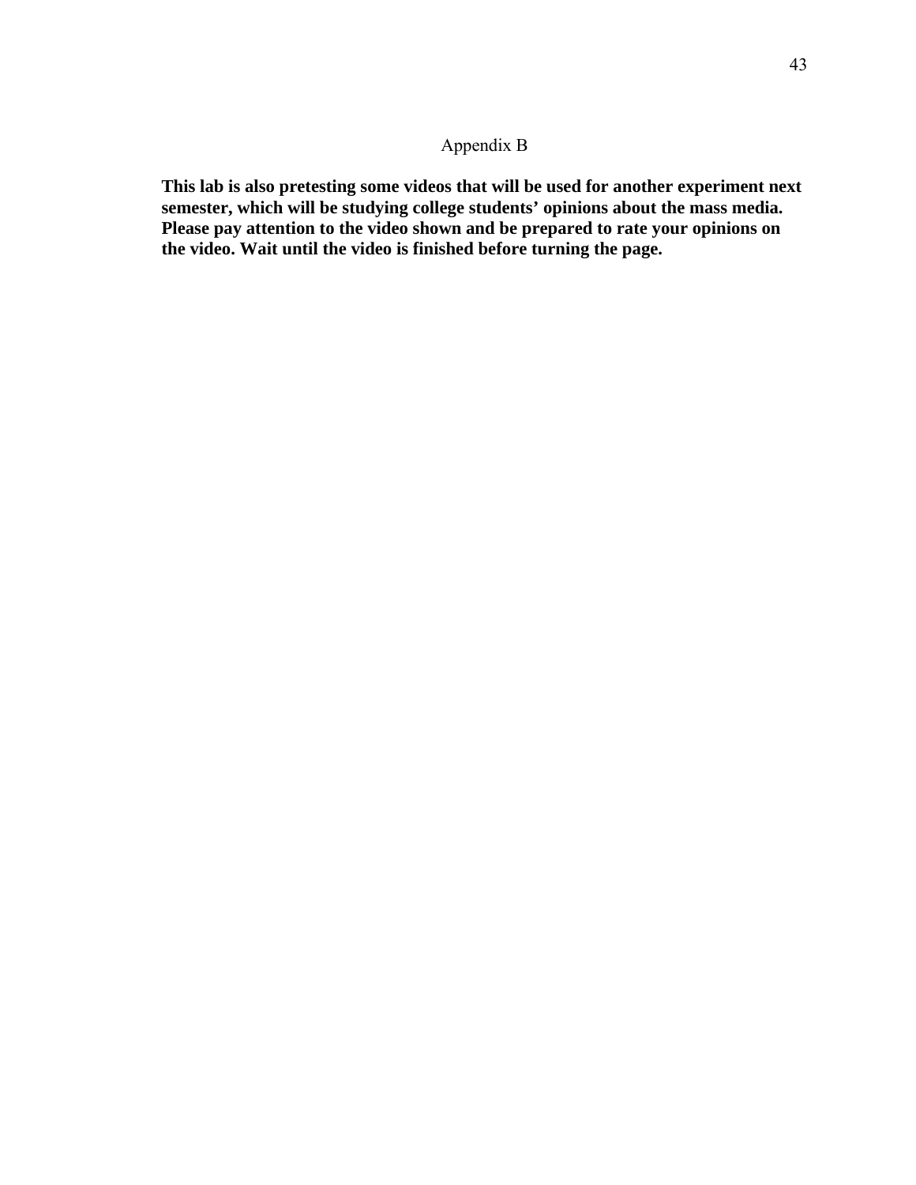# Appendix B

**This lab is also pretesting some videos that will be used for another experiment next semester, which will be studying college students' opinions about the mass media. Please pay attention to the video shown and be prepared to rate your opinions on the video. Wait until the video is finished before turning the page.**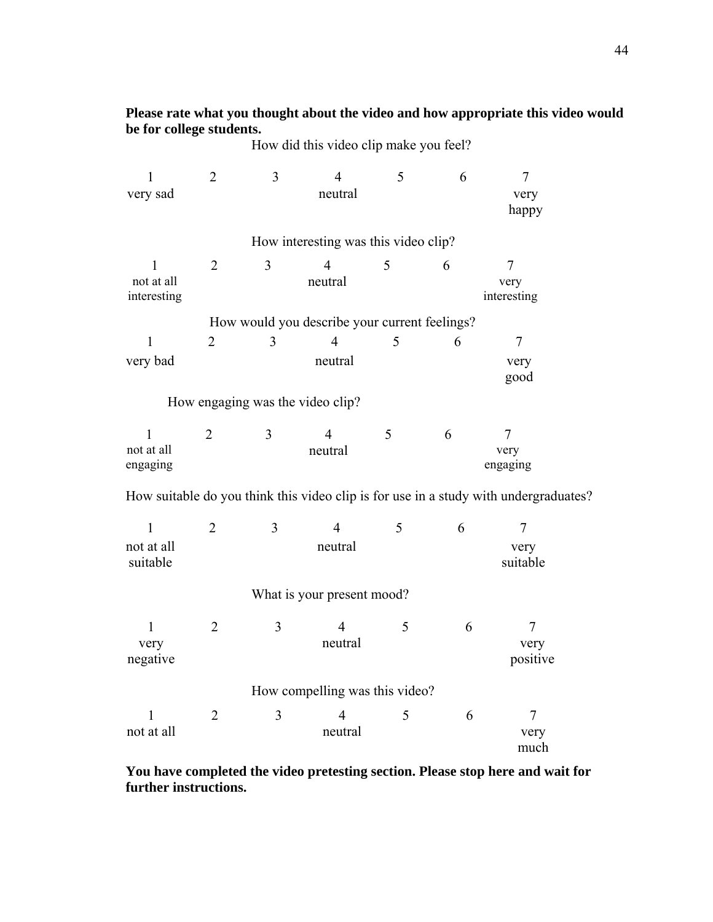**Please rate what you thought about the video and how appropriate this video would be for college students.**

How did this video clip make you feel?

| 1 | 2 | 3 | 4 | 5 | 6 | 7 |
|---|---|---|---|---|---|---|
| very sad | | | neutral | | | very happy |

How interesting was this video clip?

| 1 | 2 | 3 | 4 | 5 | 6 | 7 |
|---|---|---|---|---|---|---|
| not at all interesting | | | neutral | | | very interesting |

How would you describe your current feelings?

| 1 | 2 | 3 | 4 | 5 | 6 | 7 |
|---|---|---|---|---|---|---|
| very bad | | | neutral | | | very good |

How engaging was the video clip?

| 1 | 2 | 3 | 4 | 5 | 6 | 7 |
|---|---|---|---|---|---|---|
| not at all engaging | | | neutral | | | very engaging |

How suitable do you think this video clip is for use in a study with undergraduates?

| 1 | 2 | 3 | 4 | 5 | 6 | 7 |
|---|---|---|---|---|---|---|
| not at all suitable | | | neutral | | | very suitable |

What is your present mood?

| 1 | 2 | 3 | 4 | 5 | 6 | 7 |
|---|---|---|---|---|---|---|
| very negative | | | neutral | | | very positive |

How compelling was this video?

| 1 | 2 | 3 | 4 | 5 | 6 | 7 |
|---|---|---|---|---|---|---|
| not at all | | | neutral | | | very much |

**You have completed the video pretesting section. Please stop here and wait for further instructions.**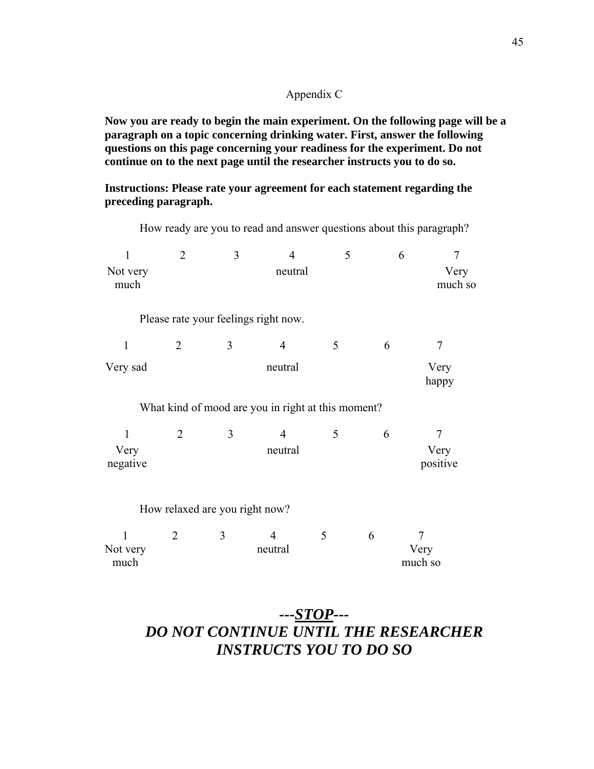## Appendix C

**Now you are ready to begin the main experiment. On the following page will be a paragraph on a topic concerning drinking water. First, answer the following questions on this page concerning your readiness for the experiment. Do not continue on to the next page until the researcher instructs you to do so.**

**Instructions: Please rate your agreement for each statement regarding the preceding paragraph.**

How ready are you to read and answer questions about this paragraph?

| 1 | 2 | 3 | 4 | 5 | 6 | 7 |
|---|---|---|---|---|---|---|
| Not very much | | | neutral | | | Very much so |

Please rate your feelings right now.

| 1 | 2 | 3 | 4 | 5 | 6 | 7 |
|---|---|---|---|---|---|---|
| Very sad | | | neutral | | | Very happy |

What kind of mood are you in right at this moment?

| 1 | 2 | 3 | 4 | 5 | 6 | 7 |
|---|---|---|---|---|---|---|
| Very negative | | | neutral | | | Very positive |

How relaxed are you right now?

| 1 | 2 | 3 | 4 | 5 | 6 | 7 |
|---|---|---|---|---|---|---|
| Not very much | | | neutral | | | Very much so |

***---STOP---***

***DO NOT CONTINUE UNTIL THE RESEARCHER INSTRUCTS YOU TO DO SO***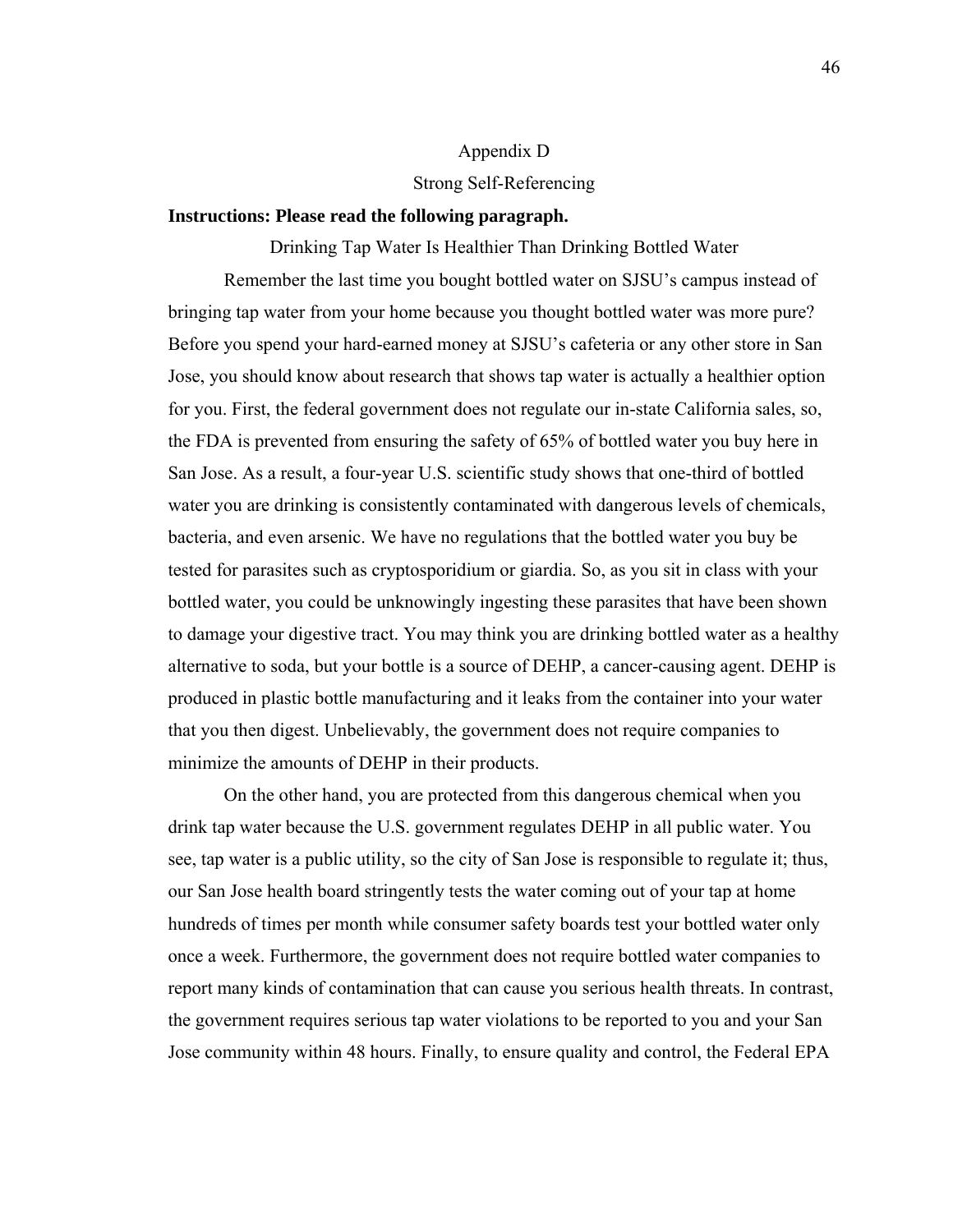# Appendix D

## Strong Self-Referencing

**Instructions: Please read the following paragraph.**

### Drinking Tap Water Is Healthier Than Drinking Bottled Water

Remember the last time you bought bottled water on SJSU's campus instead of bringing tap water from your home because you thought bottled water was more pure? Before you spend your hard-earned money at SJSU's cafeteria or any other store in San Jose, you should know about research that shows tap water is actually a healthier option for you. First, the federal government does not regulate our in-state California sales, so, the FDA is prevented from ensuring the safety of 65% of bottled water you buy here in San Jose. As a result, a four-year U.S. scientific study shows that one-third of bottled water you are drinking is consistently contaminated with dangerous levels of chemicals, bacteria, and even arsenic. We have no regulations that the bottled water you buy be tested for parasites such as cryptosporidium or giardia. So, as you sit in class with your bottled water, you could be unknowingly ingesting these parasites that have been shown to damage your digestive tract. You may think you are drinking bottled water as a healthy alternative to soda, but your bottle is a source of DEHP, a cancer-causing agent. DEHP is produced in plastic bottle manufacturing and it leaks from the container into your water that you then digest. Unbelievably, the government does not require companies to minimize the amounts of DEHP in their products.

On the other hand, you are protected from this dangerous chemical when you drink tap water because the U.S. government regulates DEHP in all public water. You see, tap water is a public utility, so the city of San Jose is responsible to regulate it; thus, our San Jose health board stringently tests the water coming out of your tap at home hundreds of times per month while consumer safety boards test your bottled water only once a week. Furthermore, the government does not require bottled water companies to report many kinds of contamination that can cause you serious health threats. In contrast, the government requires serious tap water violations to be reported to you and your San Jose community within 48 hours. Finally, to ensure quality and control, the Federal EPA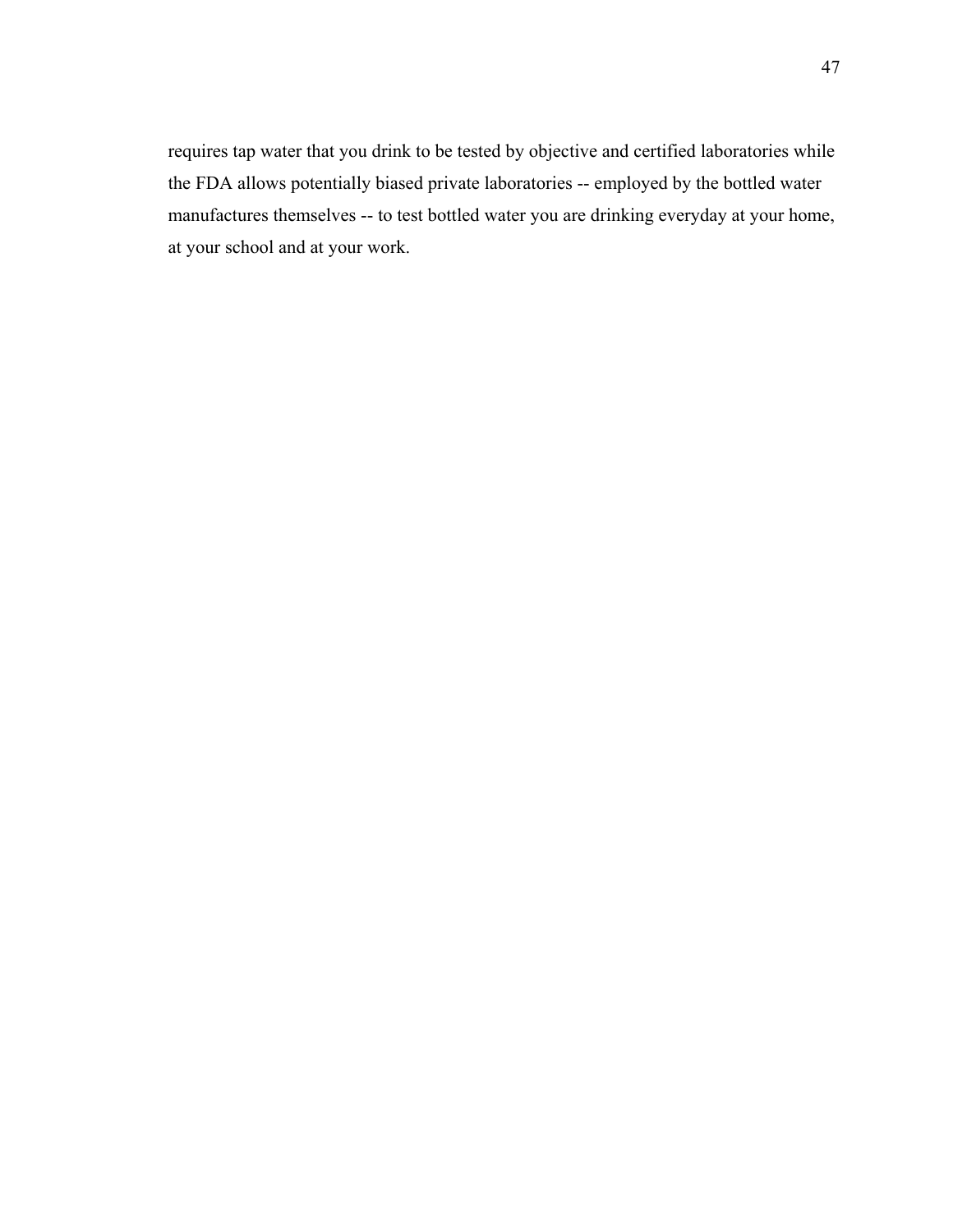requires tap water that you drink to be tested by objective and certified laboratories while the FDA allows potentially biased private laboratories -- employed by the bottled water manufactures themselves -- to test bottled water you are drinking everyday at your home, at your school and at your work.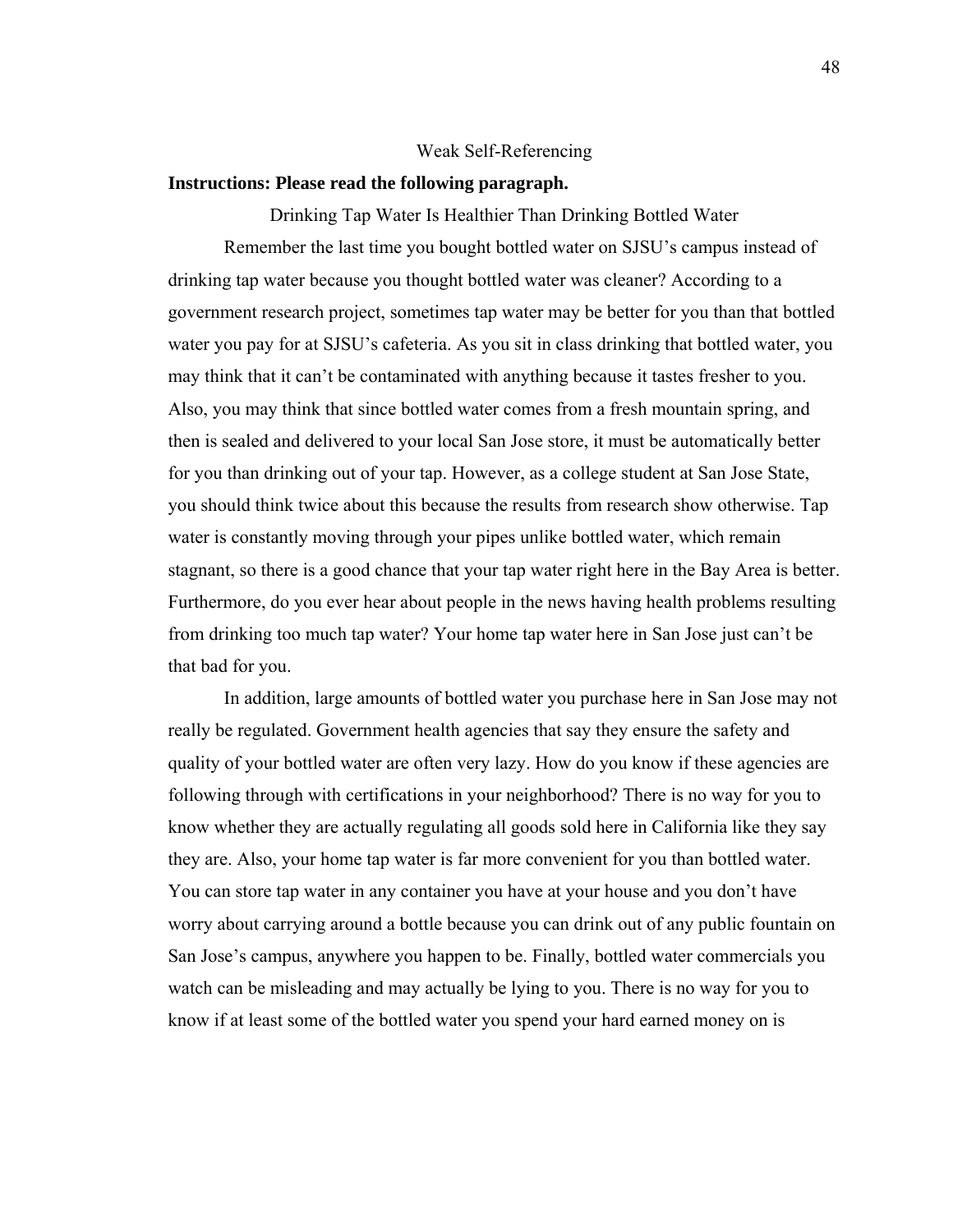Weak Self-Referencing

**Instructions: Please read the following paragraph.**

Drinking Tap Water Is Healthier Than Drinking Bottled Water

Remember the last time you bought bottled water on SJSU's campus instead of drinking tap water because you thought bottled water was cleaner? According to a government research project, sometimes tap water may be better for you than that bottled water you pay for at SJSU's cafeteria. As you sit in class drinking that bottled water, you may think that it can't be contaminated with anything because it tastes fresher to you. Also, you may think that since bottled water comes from a fresh mountain spring, and then is sealed and delivered to your local San Jose store, it must be automatically better for you than drinking out of your tap. However, as a college student at San Jose State, you should think twice about this because the results from research show otherwise. Tap water is constantly moving through your pipes unlike bottled water, which remain stagnant, so there is a good chance that your tap water right here in the Bay Area is better. Furthermore, do you ever hear about people in the news having health problems resulting from drinking too much tap water? Your home tap water here in San Jose just can't be that bad for you.

In addition, large amounts of bottled water you purchase here in San Jose may not really be regulated. Government health agencies that say they ensure the safety and quality of your bottled water are often very lazy. How do you know if these agencies are following through with certifications in your neighborhood? There is no way for you to know whether they are actually regulating all goods sold here in California like they say they are. Also, your home tap water is far more convenient for you than bottled water. You can store tap water in any container you have at your house and you don't have worry about carrying around a bottle because you can drink out of any public fountain on San Jose's campus, anywhere you happen to be. Finally, bottled water commercials you watch can be misleading and may actually be lying to you. There is no way for you to know if at least some of the bottled water you spend your hard earned money on is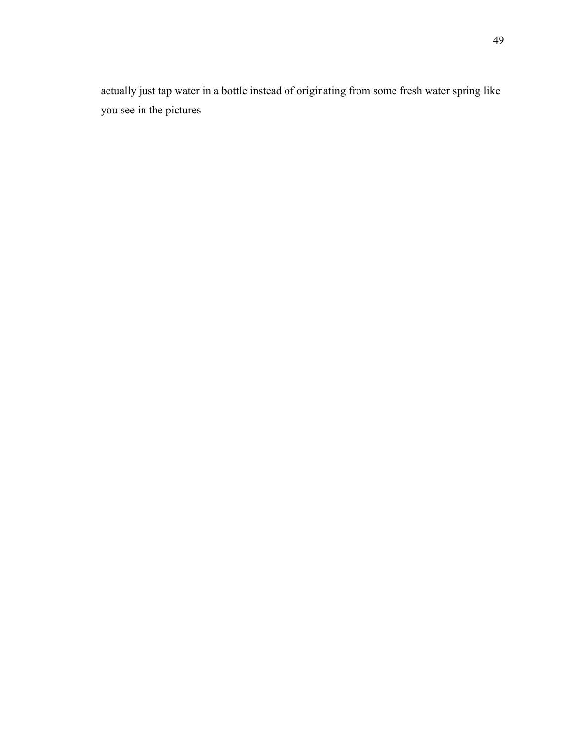actually just tap water in a bottle instead of originating from some fresh water spring like you see in the pictures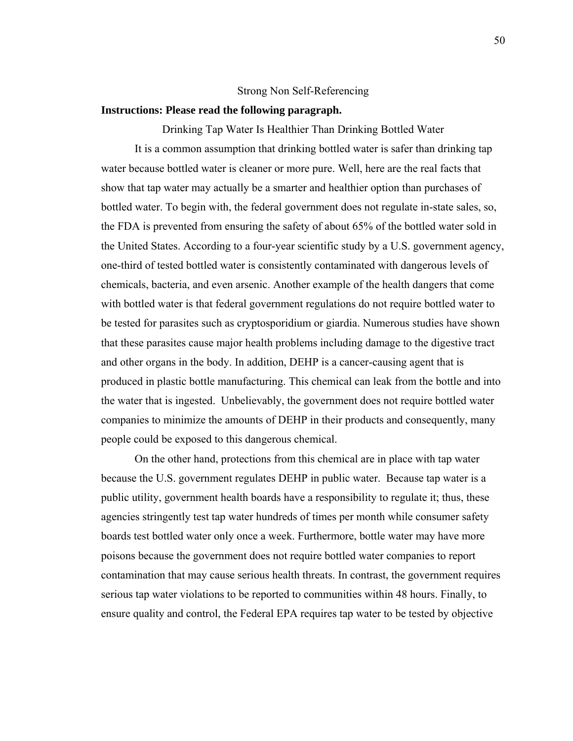Strong Non Self-Referencing

**Instructions: Please read the following paragraph.**

Drinking Tap Water Is Healthier Than Drinking Bottled Water

It is a common assumption that drinking bottled water is safer than drinking tap water because bottled water is cleaner or more pure. Well, here are the real facts that show that tap water may actually be a smarter and healthier option than purchases of bottled water. To begin with, the federal government does not regulate in-state sales, so, the FDA is prevented from ensuring the safety of about 65% of the bottled water sold in the United States. According to a four-year scientific study by a U.S. government agency, one-third of tested bottled water is consistently contaminated with dangerous levels of chemicals, bacteria, and even arsenic. Another example of the health dangers that come with bottled water is that federal government regulations do not require bottled water to be tested for parasites such as cryptosporidium or giardia. Numerous studies have shown that these parasites cause major health problems including damage to the digestive tract and other organs in the body. In addition, DEHP is a cancer-causing agent that is produced in plastic bottle manufacturing. This chemical can leak from the bottle and into the water that is ingested. Unbelievably, the government does not require bottled water companies to minimize the amounts of DEHP in their products and consequently, many people could be exposed to this dangerous chemical.

On the other hand, protections from this chemical are in place with tap water because the U.S. government regulates DEHP in public water. Because tap water is a public utility, government health boards have a responsibility to regulate it; thus, these agencies stringently test tap water hundreds of times per month while consumer safety boards test bottled water only once a week. Furthermore, bottle water may have more poisons because the government does not require bottled water companies to report contamination that may cause serious health threats. In contrast, the government requires serious tap water violations to be reported to communities within 48 hours. Finally, to ensure quality and control, the Federal EPA requires tap water to be tested by objective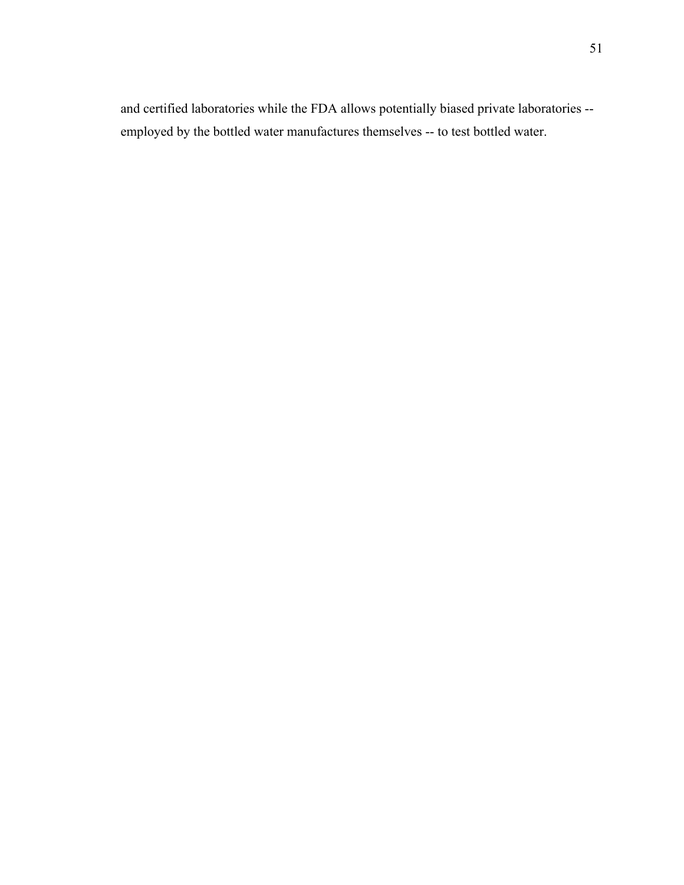and certified laboratories while the FDA allows potentially biased private laboratories -- employed by the bottled water manufactures themselves -- to test bottled water.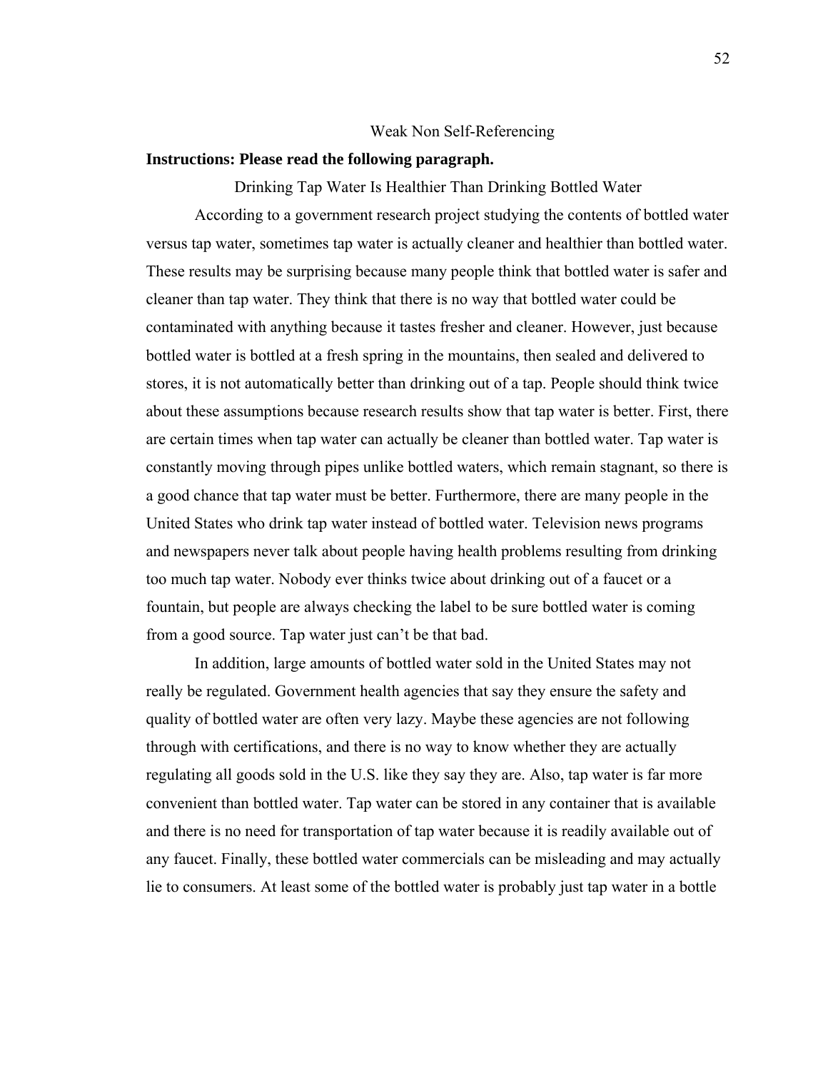Weak Non Self-Referencing

**Instructions: Please read the following paragraph.**

Drinking Tap Water Is Healthier Than Drinking Bottled Water

According to a government research project studying the contents of bottled water versus tap water, sometimes tap water is actually cleaner and healthier than bottled water. These results may be surprising because many people think that bottled water is safer and cleaner than tap water. They think that there is no way that bottled water could be contaminated with anything because it tastes fresher and cleaner. However, just because bottled water is bottled at a fresh spring in the mountains, then sealed and delivered to stores, it is not automatically better than drinking out of a tap. People should think twice about these assumptions because research results show that tap water is better. First, there are certain times when tap water can actually be cleaner than bottled water. Tap water is constantly moving through pipes unlike bottled waters, which remain stagnant, so there is a good chance that tap water must be better. Furthermore, there are many people in the United States who drink tap water instead of bottled water. Television news programs and newspapers never talk about people having health problems resulting from drinking too much tap water. Nobody ever thinks twice about drinking out of a faucet or a fountain, but people are always checking the label to be sure bottled water is coming from a good source. Tap water just can't be that bad.

In addition, large amounts of bottled water sold in the United States may not really be regulated. Government health agencies that say they ensure the safety and quality of bottled water are often very lazy. Maybe these agencies are not following through with certifications, and there is no way to know whether they are actually regulating all goods sold in the U.S. like they say they are. Also, tap water is far more convenient than bottled water. Tap water can be stored in any container that is available and there is no need for transportation of tap water because it is readily available out of any faucet. Finally, these bottled water commercials can be misleading and may actually lie to consumers. At least some of the bottled water is probably just tap water in a bottle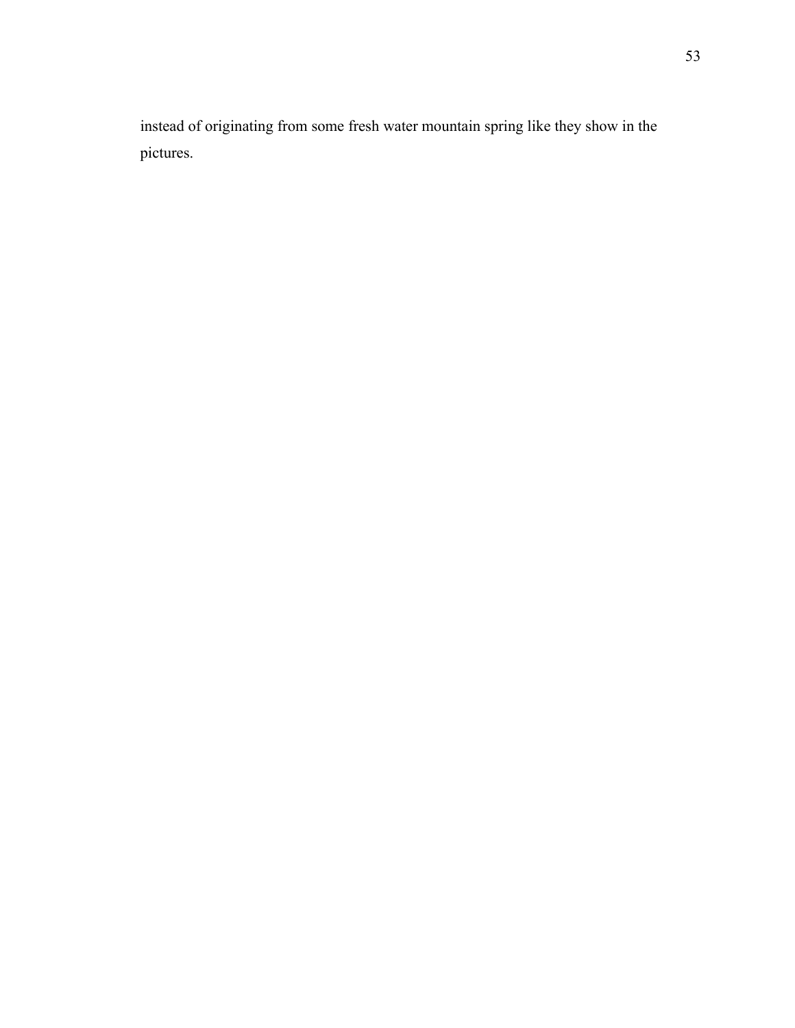instead of originating from some fresh water mountain spring like they show in the pictures.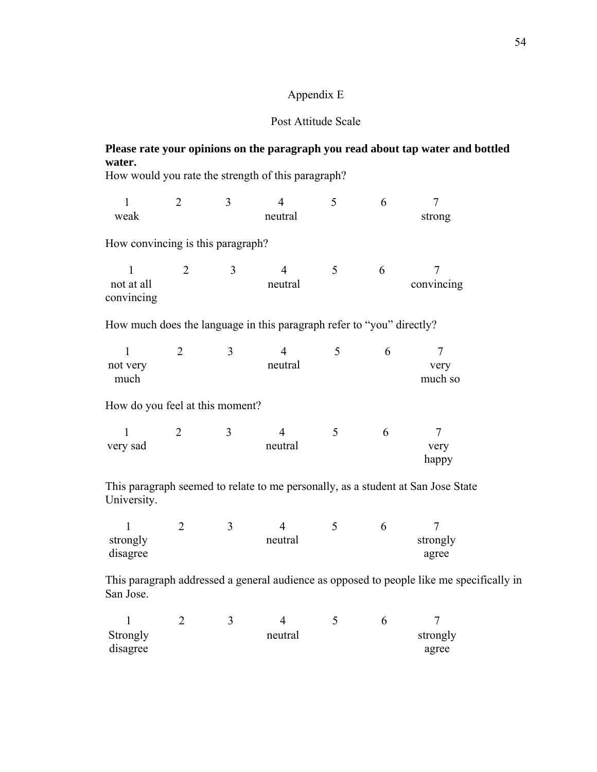# Appendix E

## Post Attitude Scale

**Please rate your opinions on the paragraph you read about tap water and bottled water.**

How would you rate the strength of this paragraph?

| 1 | 2 | 3 | 4 | 5 | 6 | 7 |
|---|---|---|---|---|---|---|
| weak | | | neutral | | | strong |

How convincing is this paragraph?

| 1 | 2 | 3 | 4 | 5 | 6 | 7 |
|---|---|---|---|---|---|---|
| not at all convincing | | | neutral | | | convincing |

How much does the language in this paragraph refer to "you" directly?

| 1 | 2 | 3 | 4 | 5 | 6 | 7 |
|---|---|---|---|---|---|---|
| not very much | | | neutral | | | very much so |

How do you feel at this moment?

| 1 | 2 | 3 | 4 | 5 | 6 | 7 |
|---|---|---|---|---|---|---|
| very sad | | | neutral | | | very happy |

This paragraph seemed to relate to me personally, as a student at San Jose State University.

| 1 | 2 | 3 | 4 | 5 | 6 | 7 |
|---|---|---|---|---|---|---|
| strongly disagree | | | neutral | | | strongly agree |

This paragraph addressed a general audience as opposed to people like me specifically in San Jose.

| 1 | 2 | 3 | 4 | 5 | 6 | 7 |
|---|---|---|---|---|---|---|
| Strongly disagree | | | neutral | | | strongly agree |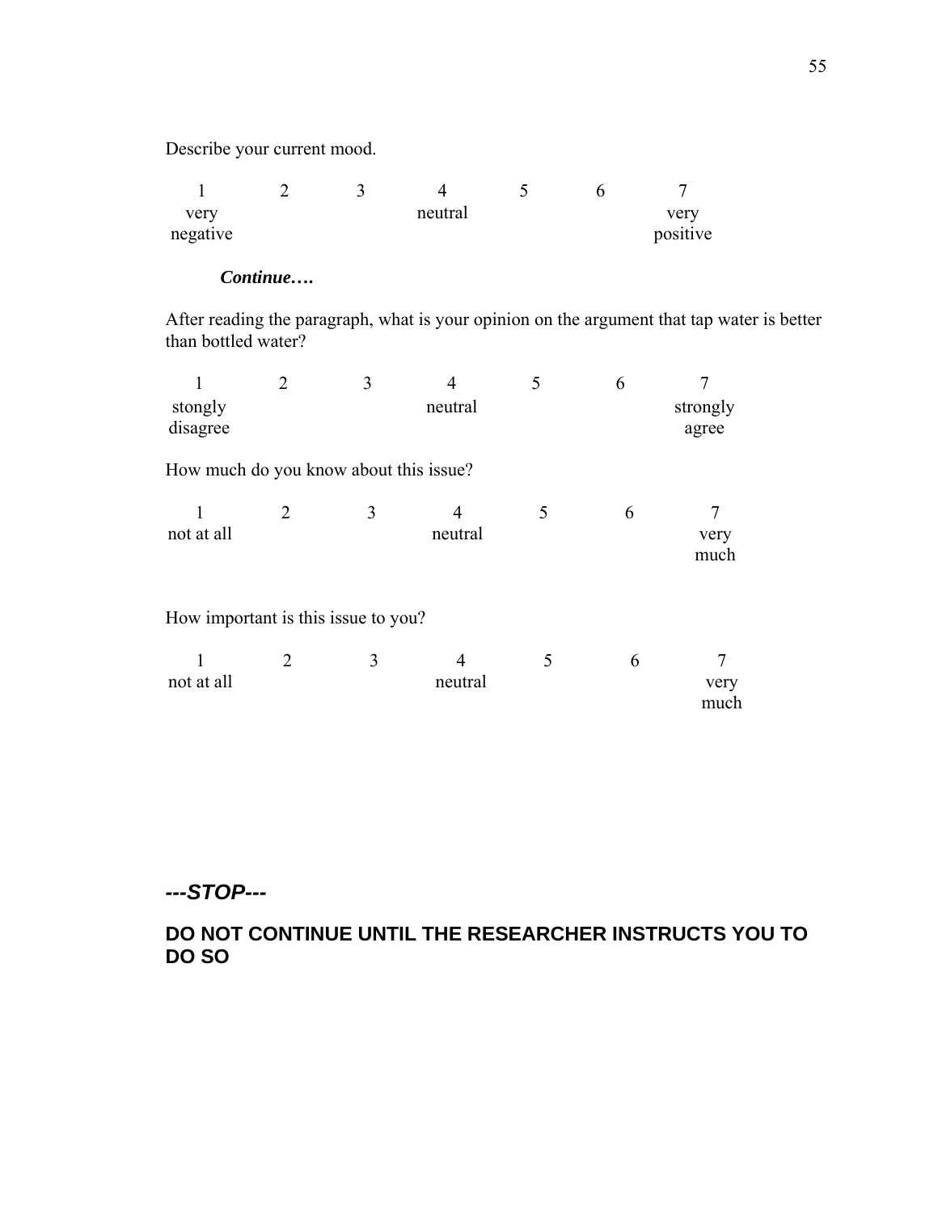Describe your current mood.

| 1 | 2 | 3 | 4 | 5 | 6 | 7 |
|---|---|---|---|---|---|---|
| very negative | | | neutral | | | very positive |

***Continue….***

After reading the paragraph, what is your opinion on the argument that tap water is better than bottled water?

| 1 | 2 | 3 | 4 | 5 | 6 | 7 |
|---|---|---|---|---|---|---|
| stongly disagree | | | neutral | | | strongly agree |

How much do you know about this issue?

| 1 | 2 | 3 | 4 | 5 | 6 | 7 |
|---|---|---|---|---|---|---|
| not at all | | | neutral | | | very much |

How important is this issue to you?

| 1 | 2 | 3 | 4 | 5 | 6 | 7 |
|---|---|---|---|---|---|---|
| not at all | | | neutral | | | very much |

***---STOP---***

**DO NOT CONTINUE UNTIL THE RESEARCHER INSTRUCTS YOU TO DO SO**